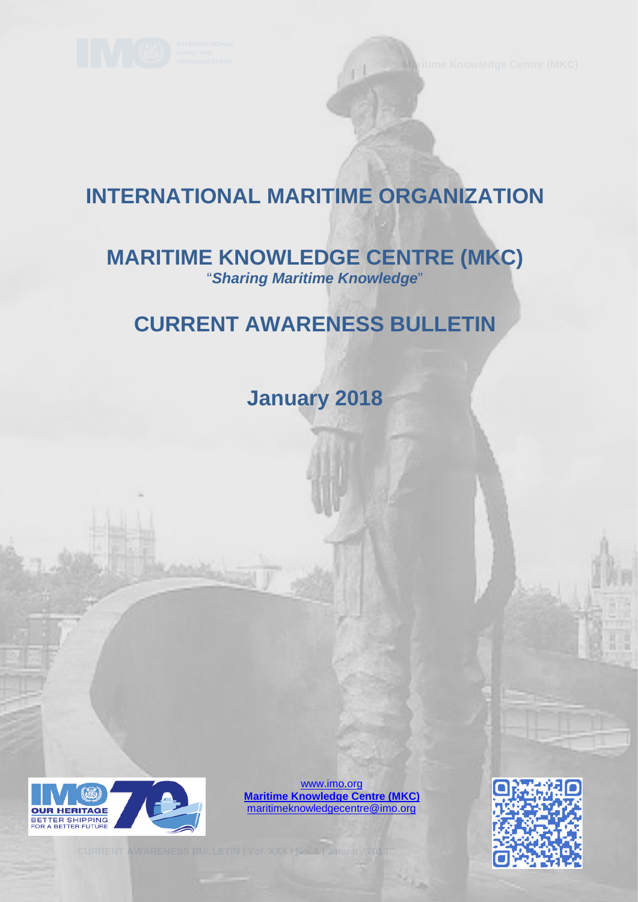# INTERNATIONAL MARITIME ORGANIZATION

## MARITIME KNOWLEDGE CENTRE (MKC)

"*Sharing Maritime Knowledge*"

## CURRENT AWARENESS BULLETIN

## January 2018

www.imo.org
**Maritime Knowledge Centre (MKC)**
maritimeknowledgecentre@imo.org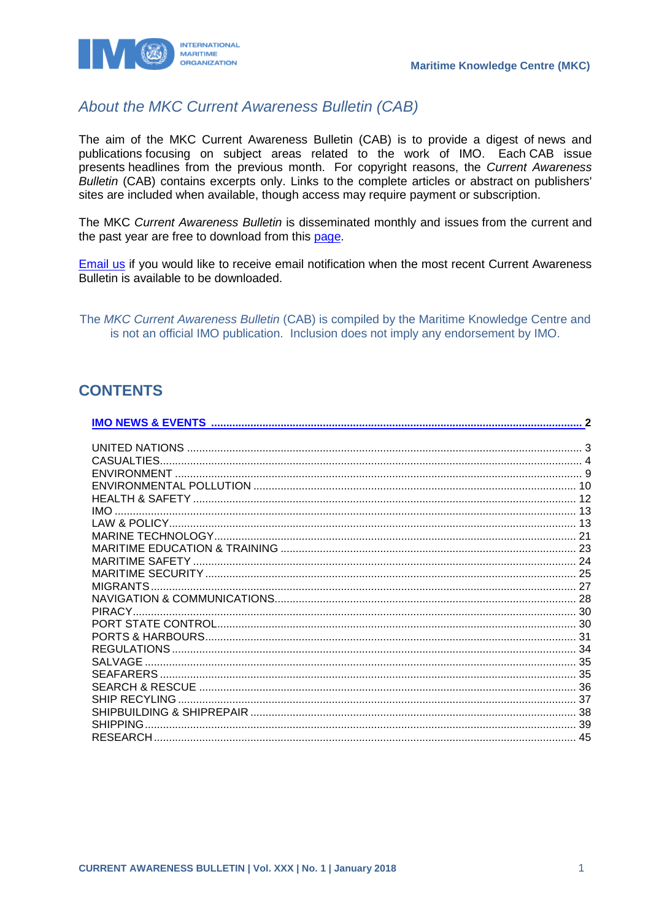## About the MKC Current Awareness Bulletin (CAB)

The aim of the MKC Current Awareness Bulletin (CAB) is to provide a digest of news and publications focusing on subject areas related to the work of IMO. Each CAB issue presents headlines from the previous month. For copyright reasons, the *Current Awareness Bulletin* (CAB) contains excerpts only. Links to the complete articles or abstract on publishers' sites are included when available, though access may require payment or subscription.

The MKC *Current Awareness Bulletin* is disseminated monthly and issues from the current and the past year are free to download from this page.

Email us if you would like to receive email notification when the most recent Current Awareness Bulletin is available to be downloaded.

The *MKC Current Awareness Bulletin* (CAB) is compiled by the Maritime Knowledge Centre and is not an official IMO publication. Inclusion does not imply any endorsement by IMO.

## CONTENTS

**IMO NEWS & EVENTS .......... 2**

UNITED NATIONS .......... 3
CASUALTIES .......... 4
ENVIRONMENT .......... 9
ENVIRONMENTAL POLLUTION .......... 10
HEALTH & SAFETY .......... 12
IMO .......... 13
LAW & POLICY .......... 13
MARINE TECHNOLOGY .......... 21
MARITIME EDUCATION & TRAINING .......... 23
MARITIME SAFETY .......... 24
MARITIME SECURITY .......... 25
MIGRANTS .......... 27
NAVIGATION & COMMUNICATIONS .......... 28
PIRACY .......... 30
PORT STATE CONTROL .......... 30
PORTS & HARBOURS .......... 31
REGULATIONS .......... 34
SALVAGE .......... 35
SEAFARERS .......... 35
SEARCH & RESCUE .......... 36
SHIP RECYLING .......... 37
SHIPBUILDING & SHIPREPAIR .......... 38
SHIPPING .......... 39
RESEARCH .......... 45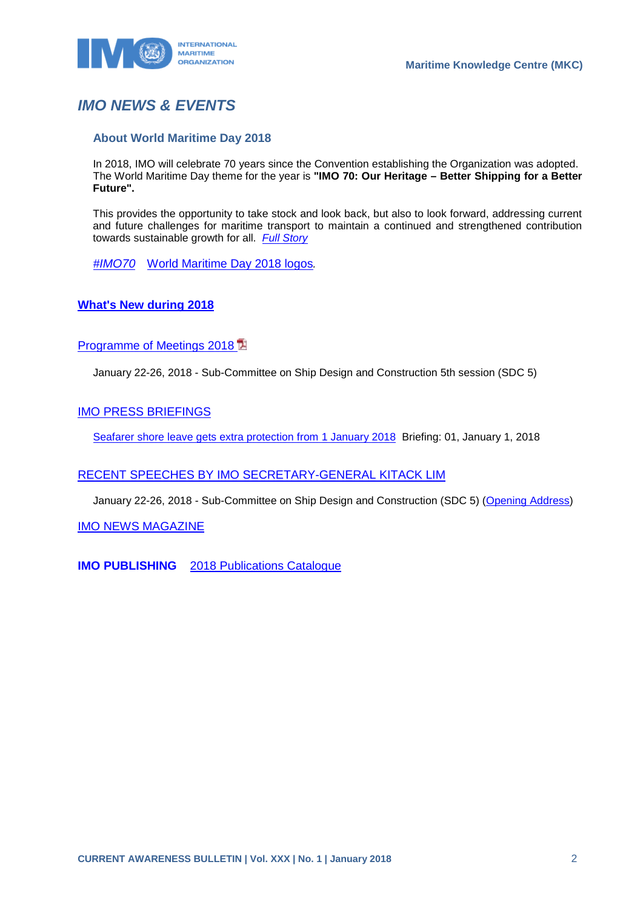# *IMO NEWS & EVENTS*

### About World Maritime Day 2018

In 2018, IMO will celebrate 70 years since the Convention establishing the Organization was adopted. The World Maritime Day theme for the year is **"IMO 70: Our Heritage – Better Shipping for a Better Future".**

This provides the opportunity to take stock and look back, but also to look forward, addressing current and future challenges for maritime transport to maintain a continued and strengthened contribution towards sustainable growth for all. *Full Story*

*#IMO70* World Maritime Day 2018 logos.

## **What's New during 2018**

## Programme of Meetings 2018

January 22-26, 2018 - Sub-Committee on Ship Design and Construction 5th session (SDC 5)

## IMO PRESS BRIEFINGS

Seafarer shore leave gets extra protection from 1 January 2018 Briefing: 01, January 1, 2018

## RECENT SPEECHES BY IMO SECRETARY-GENERAL KITACK LIM

January 22-26, 2018 - Sub-Committee on Ship Design and Construction (SDC 5) (Opening Address)

## IMO NEWS MAGAZINE

**IMO PUBLISHING** 2018 Publications Catalogue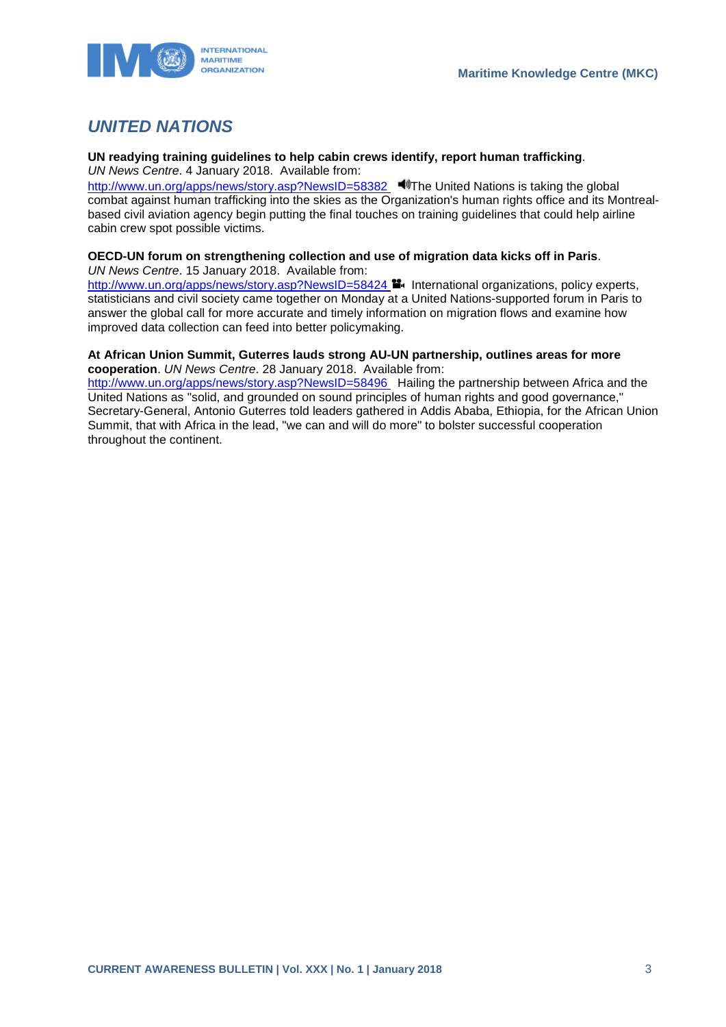## *UNITED NATIONS*

**UN readying training guidelines to help cabin crews identify, report human trafficking**. *UN News Centre*. 4 January 2018. Available from:
http://www.un.org/apps/news/story.asp?NewsID=58382 The United Nations is taking the global combat against human trafficking into the skies as the Organization's human rights office and its Montreal-based civil aviation agency begin putting the final touches on training guidelines that could help airline cabin crew spot possible victims.

**OECD-UN forum on strengthening collection and use of migration data kicks off in Paris**. *UN News Centre*. 15 January 2018. Available from:
http://www.un.org/apps/news/story.asp?NewsID=58424 International organizations, policy experts, statisticians and civil society came together on Monday at a United Nations-supported forum in Paris to answer the global call for more accurate and timely information on migration flows and examine how improved data collection can feed into better policymaking.

**At African Union Summit, Guterres lauds strong AU-UN partnership, outlines areas for more cooperation**. *UN News Centre*. 28 January 2018. Available from:
http://www.un.org/apps/news/story.asp?NewsID=58496 Hailing the partnership between Africa and the United Nations as "solid, and grounded on sound principles of human rights and good governance," Secretary-General, Antonio Guterres told leaders gathered in Addis Ababa, Ethiopia, for the African Union Summit, that with Africa in the lead, "we can and will do more" to bolster successful cooperation throughout the continent.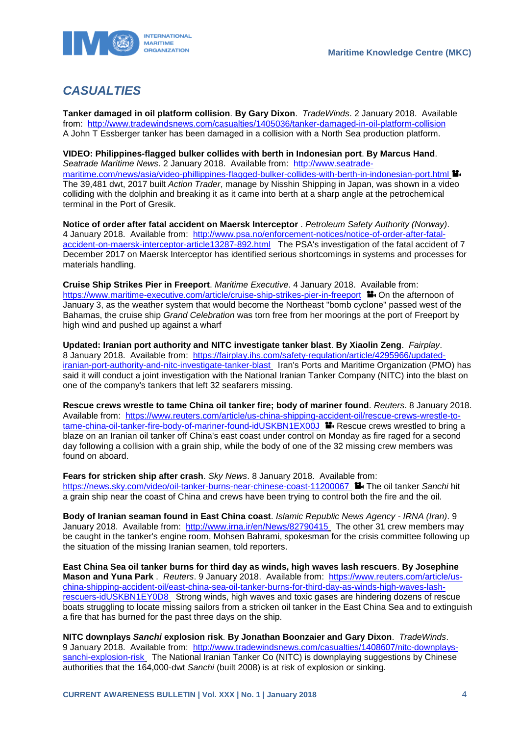## *CASUALTIES*

**Tanker damaged in oil platform collision**. **By Gary Dixon**. *TradeWinds*. 2 January 2018. Available from: http://www.tradewindsnews.com/casualties/1405036/tanker-damaged-in-oil-platform-collision A John T Essberger tanker has been damaged in a collision with a North Sea production platform.

**VIDEO: Philippines-flagged bulker collides with berth in Indonesian port**. **By Marcus Hand**. *Seatrade Maritime News*. 2 January 2018. Available from: http://www.seatrade-maritime.com/news/asia/video-phillippines-flagged-bulker-collides-with-berth-in-indonesian-port.html The 39,481 dwt, 2017 built *Action Trader*, manage by Nisshin Shipping in Japan, was shown in a video colliding with the dolphin and breaking it as it came into berth at a sharp angle at the petrochemical terminal in the Port of Gresik.

**Notice of order after fatal accident on Maersk Interceptor** . *Petroleum Safety Authority (Norway)*. 4 January 2018. Available from: http://www.psa.no/enforcement-notices/notice-of-order-after-fatal-accident-on-maersk-interceptor-article13287-892.html The PSA's investigation of the fatal accident of 7 December 2017 on Maersk Interceptor has identified serious shortcomings in systems and processes for materials handling.

**Cruise Ship Strikes Pier in Freeport**. *Maritime Executive*. 4 January 2018. Available from: https://www.maritime-executive.com/article/cruise-ship-strikes-pier-in-freeport On the afternoon of January 3, as the weather system that would become the Northeast "bomb cyclone" passed west of the Bahamas, the cruise ship *Grand Celebration* was torn free from her moorings at the port of Freeport by high wind and pushed up against a wharf

**Updated: Iranian port authority and NITC investigate tanker blast**. **By Xiaolin Zeng**. *Fairplay*. 8 January 2018. Available from: https://fairplay.ihs.com/safety-regulation/article/4295966/updated-iranian-port-authority-and-nitc-investigate-tanker-blast Iran's Ports and Maritime Organization (PMO) has said it will conduct a joint investigation with the National Iranian Tanker Company (NITC) into the blast on one of the company's tankers that left 32 seafarers missing.

**Rescue crews wrestle to tame China oil tanker fire; body of mariner found**. *Reuters*. 8 January 2018. Available from: https://www.reuters.com/article/us-china-shipping-accident-oil/rescue-crews-wrestle-to-tame-china-oil-tanker-fire-body-of-mariner-found-idUSKBN1EX00J Rescue crews wrestled to bring a blaze on an Iranian oil tanker off China's east coast under control on Monday as fire raged for a second day following a collision with a grain ship, while the body of one of the 32 missing crew members was found on aboard.

**Fears for stricken ship after crash**. *Sky News*. 8 January 2018. Available from: https://news.sky.com/video/oil-tanker-burns-near-chinese-coast-11200067 The oil tanker *Sanchi* hit a grain ship near the coast of China and crews have been trying to control both the fire and the oil.

**Body of Iranian seaman found in East China coast**. *Islamic Republic News Agency - IRNA (Iran)*. 9 January 2018. Available from: http://www.irna.ir/en/News/82790415 The other 31 crew members may be caught in the tanker's engine room, Mohsen Bahrami, spokesman for the crisis committee following up the situation of the missing Iranian seamen, told reporters.

**East China Sea oil tanker burns for third day as winds, high waves lash rescuers**. **By Josephine Mason and Yuna Park** . *Reuters*. 9 January 2018. Available from: https://www.reuters.com/article/us-china-shipping-accident-oil/east-china-sea-oil-tanker-burns-for-third-day-as-winds-high-waves-lash-rescuers-idUSKBN1EY0D8 Strong winds, high waves and toxic gases are hindering dozens of rescue boats struggling to locate missing sailors from a stricken oil tanker in the East China Sea and to extinguish a fire that has burned for the past three days on the ship.

**NITC downplays *Sanchi* explosion risk**. **By Jonathan Boonzaier and Gary Dixon**. *TradeWinds*. 9 January 2018. Available from: http://www.tradewindsnews.com/casualties/1408607/nitc-downplays-sanchi-explosion-risk The National Iranian Tanker Co (NITC) is downplaying suggestions by Chinese authorities that the 164,000-dwt *Sanchi* (built 2008) is at risk of explosion or sinking.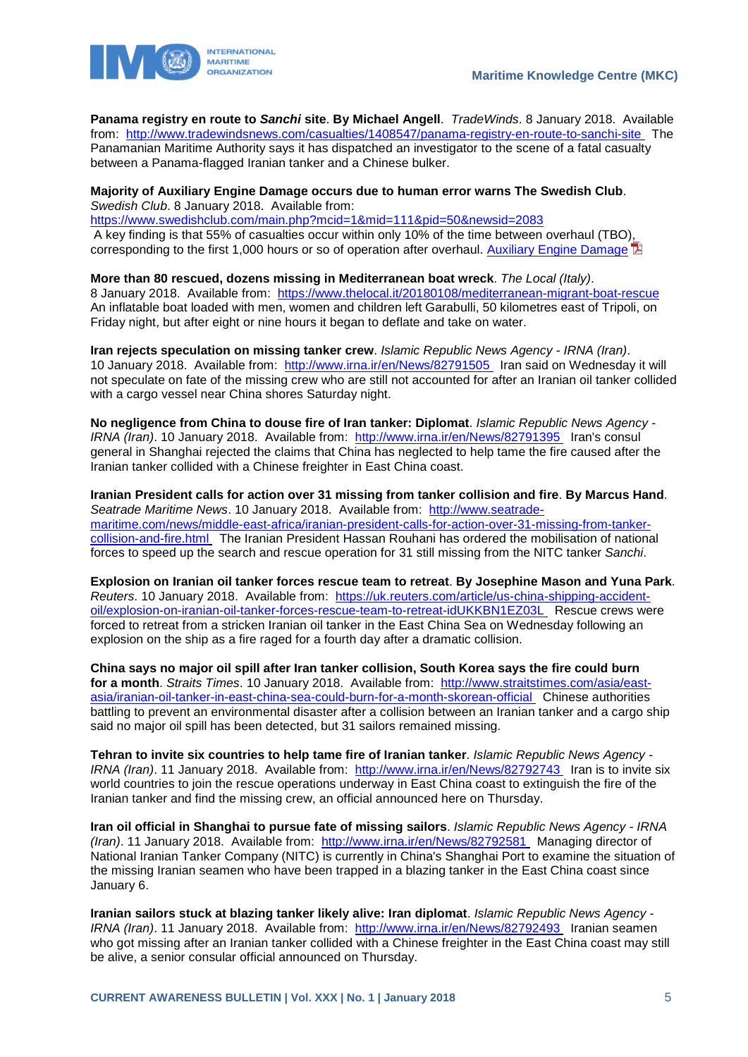**Panama registry en route to *Sanchi* site**. **By Michael Angell**. *TradeWinds*. 8 January 2018. Available from: http://www.tradewindsnews.com/casualties/1408547/panama-registry-en-route-to-sanchi-site The Panamanian Maritime Authority says it has dispatched an investigator to the scene of a fatal casualty between a Panama-flagged Iranian tanker and a Chinese bulker.

**Majority of Auxiliary Engine Damage occurs due to human error warns The Swedish Club**. *Swedish Club*. 8 January 2018. Available from: https://www.swedishclub.com/main.php?mcid=1&mid=111&pid=50&newsid=2083 A key finding is that 55% of casualties occur within only 10% of the time between overhaul (TBO), corresponding to the first 1,000 hours or so of operation after overhaul. Auxiliary Engine Damage

**More than 80 rescued, dozens missing in Mediterranean boat wreck**. *The Local (Italy)*. 8 January 2018. Available from: https://www.thelocal.it/20180108/mediterranean-migrant-boat-rescue An inflatable boat loaded with men, women and children left Garabulli, 50 kilometres east of Tripoli, on Friday night, but after eight or nine hours it began to deflate and take on water.

**Iran rejects speculation on missing tanker crew**. *Islamic Republic News Agency - IRNA (Iran)*. 10 January 2018. Available from: http://www.irna.ir/en/News/82791505 Iran said on Wednesday it will not speculate on fate of the missing crew who are still not accounted for after an Iranian oil tanker collided with a cargo vessel near China shores Saturday night.

**No negligence from China to douse fire of Iran tanker: Diplomat**. *Islamic Republic News Agency - IRNA (Iran)*. 10 January 2018. Available from: http://www.irna.ir/en/News/82791395 Iran's consul general in Shanghai rejected the claims that China has neglected to help tame the fire caused after the Iranian tanker collided with a Chinese freighter in East China coast.

**Iranian President calls for action over 31 missing from tanker collision and fire**. **By Marcus Hand**. *Seatrade Maritime News*. 10 January 2018. Available from: http://www.seatrade-maritime.com/news/middle-east-africa/iranian-president-calls-for-action-over-31-missing-from-tanker-collision-and-fire.html The Iranian President Hassan Rouhani has ordered the mobilisation of national forces to speed up the search and rescue operation for 31 still missing from the NITC tanker *Sanchi*.

**Explosion on Iranian oil tanker forces rescue team to retreat**. **By Josephine Mason and Yuna Park**. *Reuters*. 10 January 2018. Available from: https://uk.reuters.com/article/us-china-shipping-accident-oil/explosion-on-iranian-oil-tanker-forces-rescue-team-to-retreat-idUKKBN1EZ03L Rescue crews were forced to retreat from a stricken Iranian oil tanker in the East China Sea on Wednesday following an explosion on the ship as a fire raged for a fourth day after a dramatic collision.

**China says no major oil spill after Iran tanker collision, South Korea says the fire could burn for a month**. *Straits Times*. 10 January 2018. Available from: http://www.straitstimes.com/asia/east-asia/iranian-oil-tanker-in-east-china-sea-could-burn-for-a-month-skorean-official Chinese authorities battling to prevent an environmental disaster after a collision between an Iranian tanker and a cargo ship said no major oil spill has been detected, but 31 sailors remained missing.

**Tehran to invite six countries to help tame fire of Iranian tanker**. *Islamic Republic News Agency - IRNA (Iran)*. 11 January 2018. Available from: http://www.irna.ir/en/News/82792743 Iran is to invite six world countries to join the rescue operations underway in East China coast to extinguish the fire of the Iranian tanker and find the missing crew, an official announced here on Thursday.

**Iran oil official in Shanghai to pursue fate of missing sailors**. *Islamic Republic News Agency - IRNA (Iran)*. 11 January 2018. Available from: http://www.irna.ir/en/News/82792581 Managing director of National Iranian Tanker Company (NITC) is currently in China's Shanghai Port to examine the situation of the missing Iranian seamen who have been trapped in a blazing tanker in the East China coast since January 6.

**Iranian sailors stuck at blazing tanker likely alive: Iran diplomat**. *Islamic Republic News Agency - IRNA (Iran)*. 11 January 2018. Available from: http://www.irna.ir/en/News/82792493 Iranian seamen who got missing after an Iranian tanker collided with a Chinese freighter in the East China coast may still be alive, a senior consular official announced on Thursday.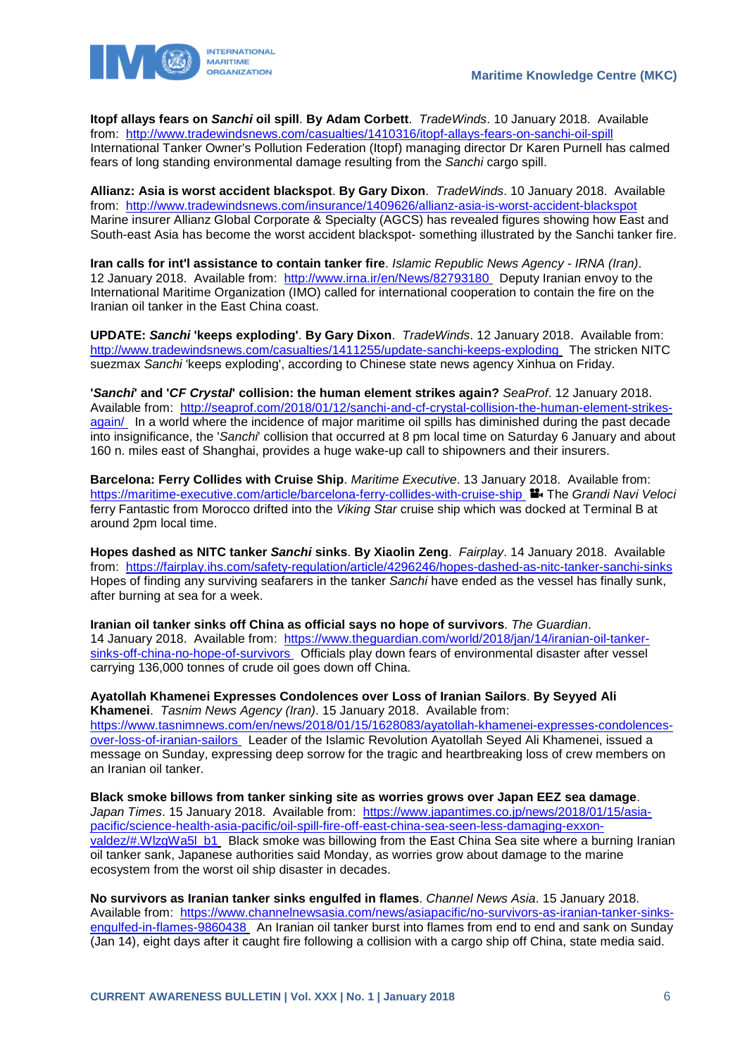**Itopf allays fears on *Sanchi* oil spill**. **By Adam Corbett**. *TradeWinds*. 10 January 2018. Available from: http://www.tradewindsnews.com/casualties/1410316/itopf-allays-fears-on-sanchi-oil-spill International Tanker Owner's Pollution Federation (Itopf) managing director Dr Karen Purnell has calmed fears of long standing environmental damage resulting from the *Sanchi* cargo spill.

**Allianz: Asia is worst accident blackspot**. **By Gary Dixon**. *TradeWinds*. 10 January 2018. Available from: http://www.tradewindsnews.com/insurance/1409626/allianz-asia-is-worst-accident-blackspot Marine insurer Allianz Global Corporate & Specialty (AGCS) has revealed figures showing how East and South-east Asia has become the worst accident blackspot- something illustrated by the Sanchi tanker fire.

**Iran calls for int'l assistance to contain tanker fire**. *Islamic Republic News Agency - IRNA (Iran)*. 12 January 2018. Available from: http://www.irna.ir/en/News/82793180 Deputy Iranian envoy to the International Maritime Organization (IMO) called for international cooperation to contain the fire on the Iranian oil tanker in the East China coast.

**UPDATE: *Sanchi* 'keeps exploding'**. **By Gary Dixon**. *TradeWinds*. 12 January 2018. Available from: http://www.tradewindsnews.com/casualties/1411255/update-sanchi-keeps-exploding The stricken NITC suezmax *Sanchi* 'keeps exploding', according to Chinese state news agency Xinhua on Friday.

**'*Sanchi*' and '*CF Crystal*' collision: the human element strikes again?** *SeaProf*. 12 January 2018. Available from: http://seaprof.com/2018/01/12/sanchi-and-cf-crystal-collision-the-human-element-strikes-again/ In a world where the incidence of major maritime oil spills has diminished during the past decade into insignificance, the '*Sanchi*' collision that occurred at 8 pm local time on Saturday 6 January and about 160 n. miles east of Shanghai, provides a huge wake-up call to shipowners and their insurers.

**Barcelona: Ferry Collides with Cruise Ship**. *Maritime Executive*. 13 January 2018. Available from: https://maritime-executive.com/article/barcelona-ferry-collides-with-cruise-ship The *Grandi Navi Veloci* ferry Fantastic from Morocco drifted into the *Viking Star* cruise ship which was docked at Terminal B at around 2pm local time.

**Hopes dashed as NITC tanker *Sanchi* sinks**. **By Xiaolin Zeng**. *Fairplay*. 14 January 2018. Available from: https://fairplay.ihs.com/safety-regulation/article/4296246/hopes-dashed-as-nitc-tanker-sanchi-sinks Hopes of finding any surviving seafarers in the tanker *Sanchi* have ended as the vessel has finally sunk, after burning at sea for a week.

**Iranian oil tanker sinks off China as official says no hope of survivors**. *The Guardian*. 14 January 2018. Available from: https://www.theguardian.com/world/2018/jan/14/iranian-oil-tanker-sinks-off-china-no-hope-of-survivors Officials play down fears of environmental disaster after vessel carrying 136,000 tonnes of crude oil goes down off China.

**Ayatollah Khamenei Expresses Condolences over Loss of Iranian Sailors**. **By Seyyed Ali Khamenei**. *Tasnim News Agency (Iran)*. 15 January 2018. Available from: https://www.tasnimnews.com/en/news/2018/01/15/1628083/ayatollah-khamenei-expresses-condolences-over-loss-of-iranian-sailors Leader of the Islamic Revolution Ayatollah Seyed Ali Khamenei, issued a message on Sunday, expressing deep sorrow for the tragic and heartbreaking loss of crew members on an Iranian oil tanker.

**Black smoke billows from tanker sinking site as worries grows over Japan EEZ sea damage**. *Japan Times*. 15 January 2018. Available from: https://www.japantimes.co.jp/news/2018/01/15/asia-pacific/science-health-asia-pacific/oil-spill-fire-off-east-china-sea-seen-less-damaging-exxon-valdez/#.WlzgWa5l_b1 Black smoke was billowing from the East China Sea site where a burning Iranian oil tanker sank, Japanese authorities said Monday, as worries grow about damage to the marine ecosystem from the worst oil ship disaster in decades.

**No survivors as Iranian tanker sinks engulfed in flames**. *Channel News Asia*. 15 January 2018. Available from: https://www.channelnewsasia.com/news/asiapacific/no-survivors-as-iranian-tanker-sinks-engulfed-in-flames-9860438 An Iranian oil tanker burst into flames from end to end and sank on Sunday (Jan 14), eight days after it caught fire following a collision with a cargo ship off China, state media said.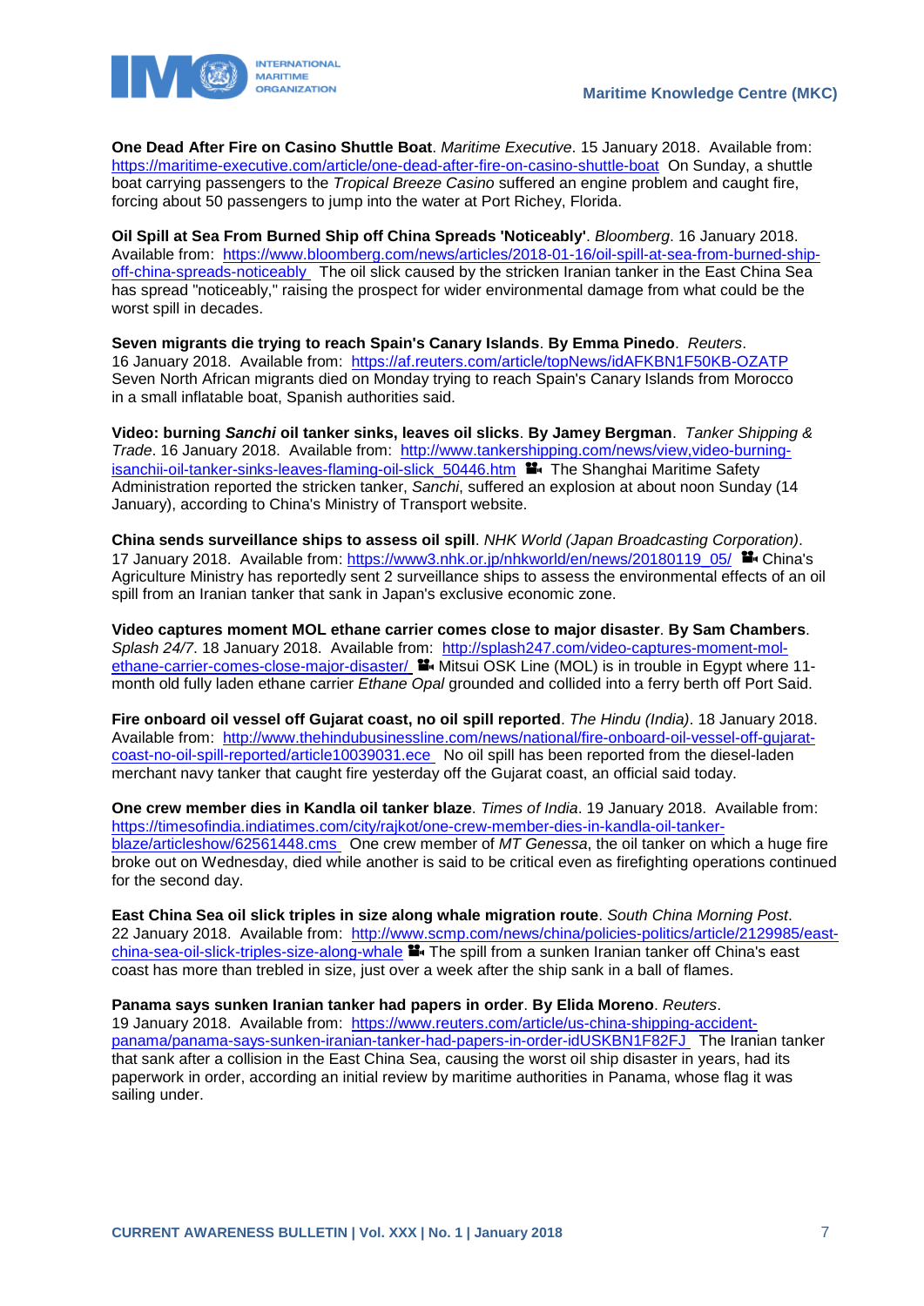**One Dead After Fire on Casino Shuttle Boat**. *Maritime Executive*. 15 January 2018. Available from: https://maritime-executive.com/article/one-dead-after-fire-on-casino-shuttle-boat On Sunday, a shuttle boat carrying passengers to the *Tropical Breeze Casino* suffered an engine problem and caught fire, forcing about 50 passengers to jump into the water at Port Richey, Florida.

**Oil Spill at Sea From Burned Ship off China Spreads 'Noticeably'**. *Bloomberg*. 16 January 2018. Available from: https://www.bloomberg.com/news/articles/2018-01-16/oil-spill-at-sea-from-burned-ship-off-china-spreads-noticeably The oil slick caused by the stricken Iranian tanker in the East China Sea has spread "noticeably," raising the prospect for wider environmental damage from what could be the worst spill in decades.

**Seven migrants die trying to reach Spain's Canary Islands**. **By Emma Pinedo**. *Reuters*. 16 January 2018. Available from: https://af.reuters.com/article/topNews/idAFKBN1F50KB-OZATP Seven North African migrants died on Monday trying to reach Spain's Canary Islands from Morocco in a small inflatable boat, Spanish authorities said.

**Video: burning *Sanchi* oil tanker sinks, leaves oil slicks**. **By Jamey Bergman**. *Tanker Shipping & Trade*. 16 January 2018. Available from: http://www.tankershipping.com/news/view,video-burning-isanchii-oil-tanker-sinks-leaves-flaming-oil-slick_50446.htm The Shanghai Maritime Safety Administration reported the stricken tanker, *Sanchi*, suffered an explosion at about noon Sunday (14 January), according to China's Ministry of Transport website.

**China sends surveillance ships to assess oil spill**. *NHK World (Japan Broadcasting Corporation)*. 17 January 2018. Available from: https://www3.nhk.or.jp/nhkworld/en/news/20180119_05/ China's Agriculture Ministry has reportedly sent 2 surveillance ships to assess the environmental effects of an oil spill from an Iranian tanker that sank in Japan's exclusive economic zone.

**Video captures moment MOL ethane carrier comes close to major disaster**. **By Sam Chambers**. *Splash 24/7*. 18 January 2018. Available from: http://splash247.com/video-captures-moment-mol-ethane-carrier-comes-close-major-disaster/ Mitsui OSK Line (MOL) is in trouble in Egypt where 11-month old fully laden ethane carrier *Ethane Opal* grounded and collided into a ferry berth off Port Said.

**Fire onboard oil vessel off Gujarat coast, no oil spill reported**. *The Hindu (India)*. 18 January 2018. Available from: http://www.thehindubusinessline.com/news/national/fire-onboard-oil-vessel-off-gujarat-coast-no-oil-spill-reported/article10039031.ece No oil spill has been reported from the diesel-laden merchant navy tanker that caught fire yesterday off the Gujarat coast, an official said today.

**One crew member dies in Kandla oil tanker blaze**. *Times of India*. 19 January 2018. Available from: https://timesofindia.indiatimes.com/city/rajkot/one-crew-member-dies-in-kandla-oil-tanker-blaze/articleshow/62561448.cms One crew member of *MT Genessa*, the oil tanker on which a huge fire broke out on Wednesday, died while another is said to be critical even as firefighting operations continued for the second day.

**East China Sea oil slick triples in size along whale migration route**. *South China Morning Post*. 22 January 2018. Available from: http://www.scmp.com/news/china/policies-politics/article/2129985/east-china-sea-oil-slick-triples-size-along-whale The spill from a sunken Iranian tanker off China's east coast has more than trebled in size, just over a week after the ship sank in a ball of flames.

**Panama says sunken Iranian tanker had papers in order**. **By Elida Moreno**. *Reuters*. 19 January 2018. Available from: https://www.reuters.com/article/us-china-shipping-accident-panama/panama-says-sunken-iranian-tanker-had-papers-in-order-idUSKBN1F82FJ The Iranian tanker that sank after a collision in the East China Sea, causing the worst oil ship disaster in years, had its paperwork in order, according an initial review by maritime authorities in Panama, whose flag it was sailing under.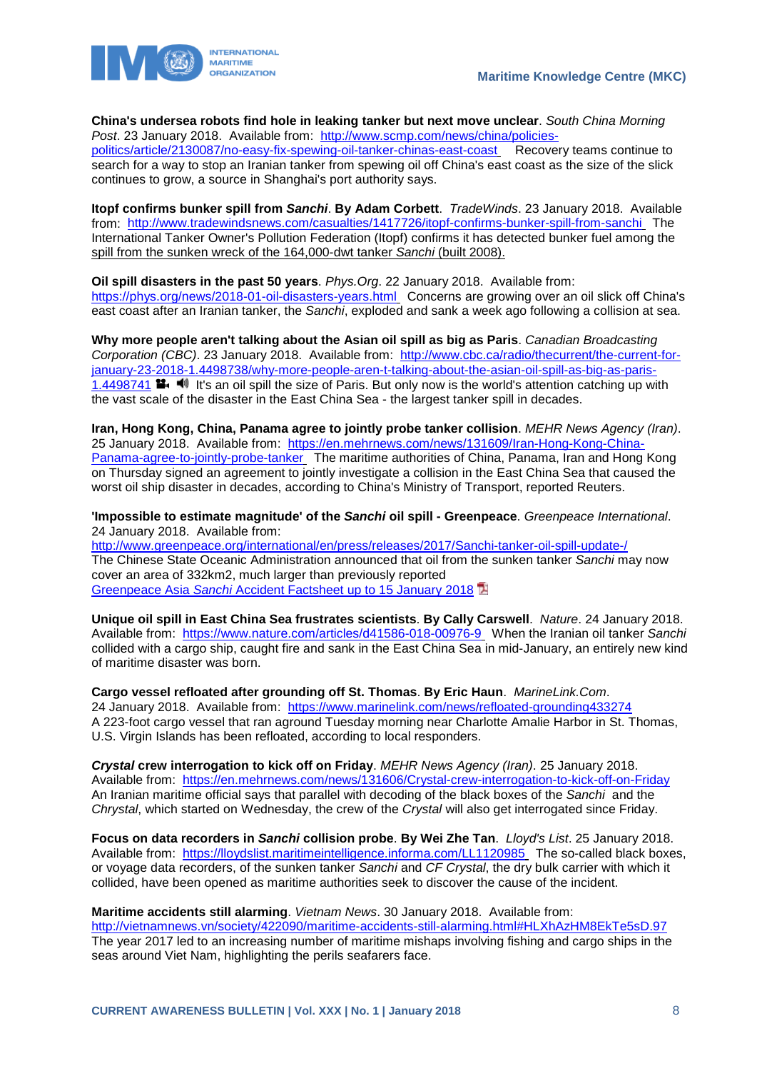**China's undersea robots find hole in leaking tanker but next move unclear**. *South China Morning Post*. 23 January 2018. Available from: [http://www.scmp.com/news/china/policies-politics/article/2130087/no-easy-fix-spewing-oil-tanker-chinas-east-coast](http://www.scmp.com/news/china/policies-politics/article/2130087/no-easy-fix-spewing-oil-tanker-chinas-east-coast) Recovery teams continue to search for a way to stop an Iranian tanker from spewing oil off China's east coast as the size of the slick continues to grow, a source in Shanghai's port authority says.

**Itopf confirms bunker spill from *Sanchi*. By Adam Corbett**. *TradeWinds*. 23 January 2018. Available from: [http://www.tradewindsnews.com/casualties/1417726/itopf-confirms-bunker-spill-from-sanchi](http://www.tradewindsnews.com/casualties/1417726/itopf-confirms-bunker-spill-from-sanchi) The International Tanker Owner's Pollution Federation (Itopf) confirms it has detected bunker fuel among the spill from the sunken wreck of the 164,000-dwt tanker *Sanchi* (built 2008).

**Oil spill disasters in the past 50 years**. *Phys.Org*. 22 January 2018. Available from: [https://phys.org/news/2018-01-oil-disasters-years.html](https://phys.org/news/2018-01-oil-disasters-years.html) Concerns are growing over an oil slick off China's east coast after an Iranian tanker, the *Sanchi*, exploded and sank a week ago following a collision at sea.

**Why more people aren't talking about the Asian oil spill as big as Paris**. *Canadian Broadcasting Corporation (CBC)*. 23 January 2018. Available from: [http://www.cbc.ca/radio/thecurrent/the-current-for-january-23-2018-1.4498738/why-more-people-aren-t-talking-about-the-asian-oil-spill-as-big-as-paris-1.4498741](http://www.cbc.ca/radio/thecurrent/the-current-for-january-23-2018-1.4498738/why-more-people-aren-t-talking-about-the-asian-oil-spill-as-big-as-paris-1.4498741) It's an oil spill the size of Paris. But only now is the world's attention catching up with the vast scale of the disaster in the East China Sea - the largest tanker spill in decades.

**Iran, Hong Kong, China, Panama agree to jointly probe tanker collision**. *MEHR News Agency (Iran)*. 25 January 2018. Available from: [https://en.mehrnews.com/news/131609/Iran-Hong-Kong-China-Panama-agree-to-jointly-probe-tanker](https://en.mehrnews.com/news/131609/Iran-Hong-Kong-China-Panama-agree-to-jointly-probe-tanker) The maritime authorities of China, Panama, Iran and Hong Kong on Thursday signed an agreement to jointly investigate a collision in the East China Sea that caused the worst oil ship disaster in decades, according to China's Ministry of Transport, reported Reuters.

**'Impossible to estimate magnitude' of the *Sanchi* oil spill - Greenpeace**. *Greenpeace International*. 24 January 2018. Available from:
[http://www.greenpeace.org/international/en/press/releases/2017/Sanchi-tanker-oil-spill-update-/](http://www.greenpeace.org/international/en/press/releases/2017/Sanchi-tanker-oil-spill-update-/)
The Chinese State Oceanic Administration announced that oil from the sunken tanker *Sanchi* may now cover an area of 332km2, much larger than previously reported
[Greenpeace Asia *Sanchi* Accident Factsheet up to 15 January 2018]()

**Unique oil spill in East China Sea frustrates scientists. By Cally Carswell**. *Nature*. 24 January 2018. Available from: [https://www.nature.com/articles/d41586-018-00976-9](https://www.nature.com/articles/d41586-018-00976-9) When the Iranian oil tanker *Sanchi* collided with a cargo ship, caught fire and sank in the East China Sea in mid-January, an entirely new kind of maritime disaster was born.

**Cargo vessel refloated after grounding off St. Thomas. By Eric Haun**. *MarineLink.Com*. 24 January 2018. Available from: [https://www.marinelink.com/news/refloated-grounding433274](https://www.marinelink.com/news/refloated-grounding433274)
A 223-foot cargo vessel that ran aground Tuesday morning near Charlotte Amalie Harbor in St. Thomas, U.S. Virgin Islands has been refloated, according to local responders.

***Crystal* crew interrogation to kick off on Friday**. *MEHR News Agency (Iran)*. 25 January 2018. Available from: [https://en.mehrnews.com/news/131606/Crystal-crew-interrogation-to-kick-off-on-Friday](https://en.mehrnews.com/news/131606/Crystal-crew-interrogation-to-kick-off-on-Friday)
An Iranian maritime official says that parallel with decoding of the black boxes of the *Sanchi* and the *Chrystal*, which started on Wednesday, the crew of the *Crystal* will also get interrogated since Friday.

**Focus on data recorders in *Sanchi* collision probe. By Wei Zhe Tan**. *Lloyd's List*. 25 January 2018. Available from: [https://lloydslist.maritimeintelligence.informa.com/LL1120985](https://lloydslist.maritimeintelligence.informa.com/LL1120985) The so-called black boxes, or voyage data recorders, of the sunken tanker *Sanchi* and *CF Crystal*, the dry bulk carrier with which it collided, have been opened as maritime authorities seek to discover the cause of the incident.

**Maritime accidents still alarming**. *Vietnam News*. 30 January 2018. Available from:
[http://vietnamnews.vn/society/422090/maritime-accidents-still-alarming.html#HLXhAzHM8EkTe5sD.97](http://vietnamnews.vn/society/422090/maritime-accidents-still-alarming.html#HLXhAzHM8EkTe5sD.97)
The year 2017 led to an increasing number of maritime mishaps involving fishing and cargo ships in the seas around Viet Nam, highlighting the perils seafarers face.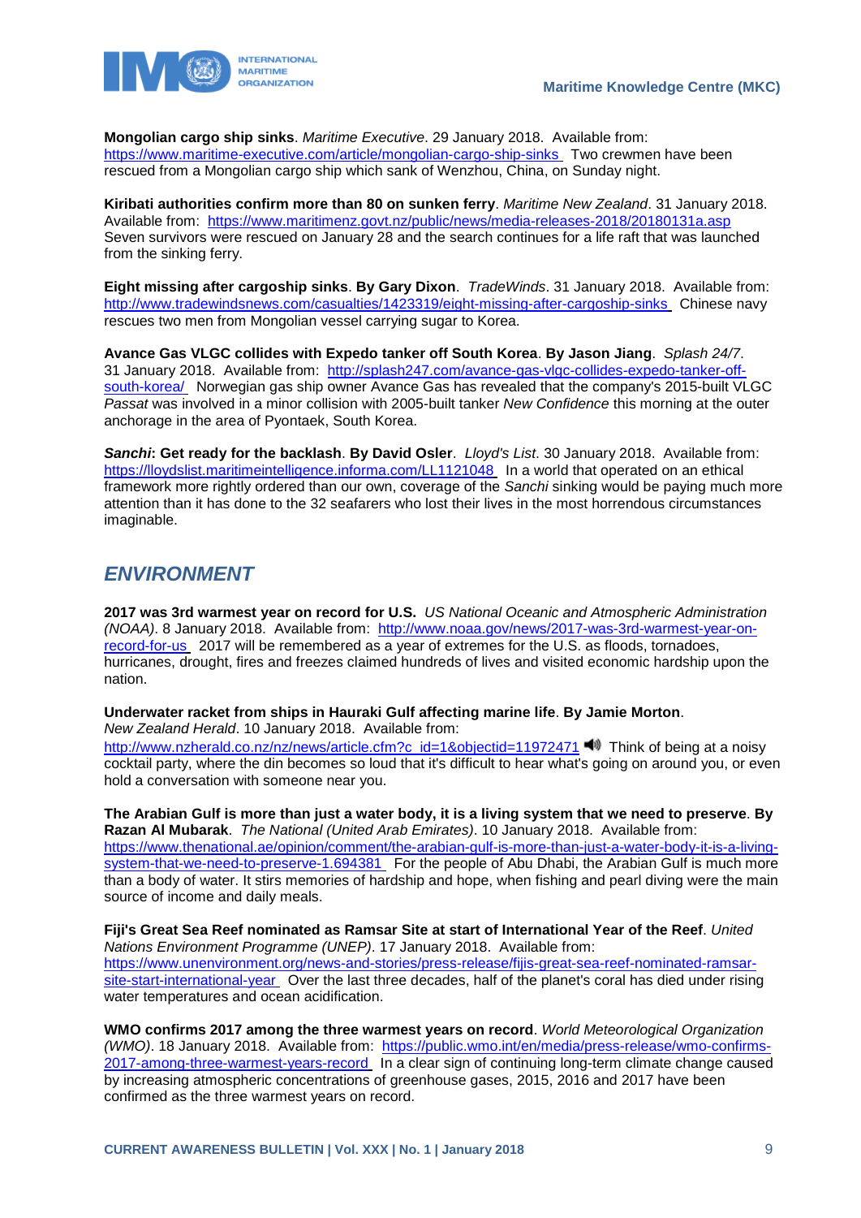**Mongolian cargo ship sinks**. *Maritime Executive*. 29 January 2018. Available from: https://www.maritime-executive.com/article/mongolian-cargo-ship-sinks Two crewmen have been rescued from a Mongolian cargo ship which sank of Wenzhou, China, on Sunday night.

**Kiribati authorities confirm more than 80 on sunken ferry**. *Maritime New Zealand*. 31 January 2018. Available from: https://www.maritimenz.govt.nz/public/news/media-releases-2018/20180131a.asp Seven survivors were rescued on January 28 and the search continues for a life raft that was launched from the sinking ferry.

**Eight missing after cargoship sinks**. **By Gary Dixon**. *TradeWinds*. 31 January 2018. Available from: http://www.tradewindsnews.com/casualties/1423319/eight-missing-after-cargoship-sinks Chinese navy rescues two men from Mongolian vessel carrying sugar to Korea.

**Avance Gas VLGC collides with Expedo tanker off South Korea**. **By Jason Jiang**. *Splash 24/7*. 31 January 2018. Available from: http://splash247.com/avance-gas-vlgc-collides-expedo-tanker-off-south-korea/ Norwegian gas ship owner Avance Gas has revealed that the company's 2015-built VLGC *Passat* was involved in a minor collision with 2005-built tanker *New Confidence* this morning at the outer anchorage in the area of Pyontaek, South Korea.

***Sanchi*: Get ready for the backlash**. **By David Osler**. *Lloyd's List*. 30 January 2018. Available from: https://lloydslist.maritimeintelligence.informa.com/LL1121048 In a world that operated on an ethical framework more rightly ordered than our own, coverage of the *Sanchi* sinking would be paying much more attention than it has done to the 32 seafarers who lost their lives in the most horrendous circumstances imaginable.

## *ENVIRONMENT*

**2017 was 3rd warmest year on record for U.S.** *US National Oceanic and Atmospheric Administration (NOAA)*. 8 January 2018. Available from: http://www.noaa.gov/news/2017-was-3rd-warmest-year-on-record-for-us 2017 will be remembered as a year of extremes for the U.S. as floods, tornadoes, hurricanes, drought, fires and freezes claimed hundreds of lives and visited economic hardship upon the nation.

**Underwater racket from ships in Hauraki Gulf affecting marine life**. **By Jamie Morton**. *New Zealand Herald*. 10 January 2018. Available from: http://www.nzherald.co.nz/nz/news/article.cfm?c_id=1&objectid=11972471 Think of being at a noisy cocktail party, where the din becomes so loud that it's difficult to hear what's going on around you, or even hold a conversation with someone near you.

**The Arabian Gulf is more than just a water body, it is a living system that we need to preserve**. **By Razan Al Mubarak**. *The National (United Arab Emirates)*. 10 January 2018. Available from: https://www.thenational.ae/opinion/comment/the-arabian-gulf-is-more-than-just-a-water-body-it-is-a-living-system-that-we-need-to-preserve-1.694381 For the people of Abu Dhabi, the Arabian Gulf is much more than a body of water. It stirs memories of hardship and hope, when fishing and pearl diving were the main source of income and daily meals.

**Fiji's Great Sea Reef nominated as Ramsar Site at start of International Year of the Reef**. *United Nations Environment Programme (UNEP)*. 17 January 2018. Available from: https://www.unenvironment.org/news-and-stories/press-release/fijis-great-sea-reef-nominated-ramsar-site-start-international-year Over the last three decades, half of the planet's coral has died under rising water temperatures and ocean acidification.

**WMO confirms 2017 among the three warmest years on record**. *World Meteorological Organization (WMO)*. 18 January 2018. Available from: https://public.wmo.int/en/media/press-release/wmo-confirms-2017-among-three-warmest-years-record In a clear sign of continuing long-term climate change caused by increasing atmospheric concentrations of greenhouse gases, 2015, 2016 and 2017 have been confirmed as the three warmest years on record.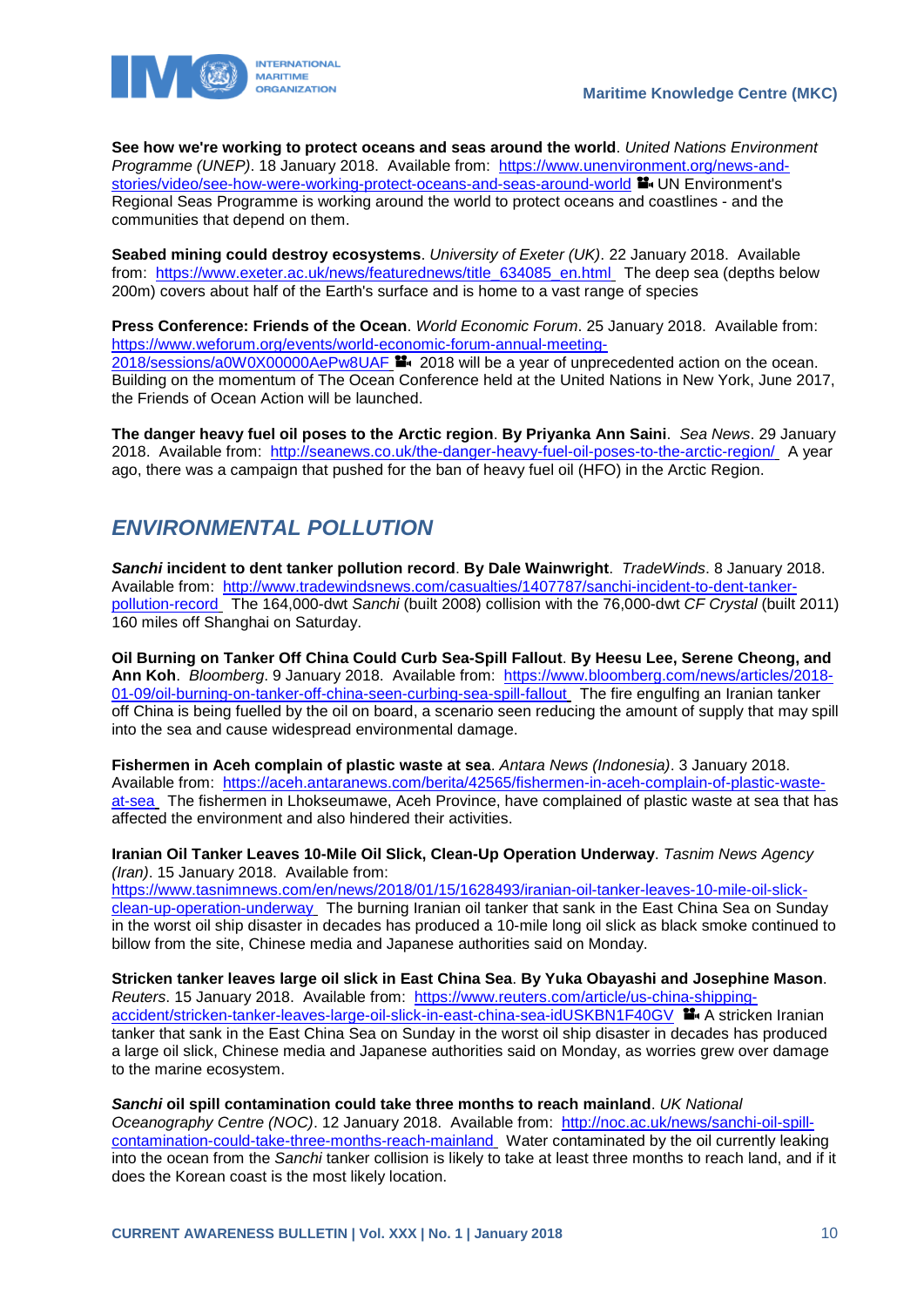**See how we're working to protect oceans and seas around the world**. *United Nations Environment Programme (UNEP)*. 18 January 2018. Available from: https://www.unenvironment.org/news-and-stories/video/see-how-were-working-protect-oceans-and-seas-around-world 🎥 UN Environment's Regional Seas Programme is working around the world to protect oceans and coastlines - and the communities that depend on them.

**Seabed mining could destroy ecosystems**. *University of Exeter (UK)*. 22 January 2018. Available from: https://www.exeter.ac.uk/news/featurednews/title_634085_en.html The deep sea (depths below 200m) covers about half of the Earth's surface and is home to a vast range of species

**Press Conference: Friends of the Ocean**. *World Economic Forum*. 25 January 2018. Available from: https://www.weforum.org/events/world-economic-forum-annual-meeting-2018/sessions/a0W0X00000AePw8UAF 🎥 2018 will be a year of unprecedented action on the ocean. Building on the momentum of The Ocean Conference held at the United Nations in New York, June 2017, the Friends of Ocean Action will be launched.

**The danger heavy fuel oil poses to the Arctic region**. **By Priyanka Ann Saini**. *Sea News*. 29 January 2018. Available from: http://seanews.co.uk/the-danger-heavy-fuel-oil-poses-to-the-arctic-region/ A year ago, there was a campaign that pushed for the ban of heavy fuel oil (HFO) in the Arctic Region.

## *ENVIRONMENTAL POLLUTION*

***Sanchi* incident to dent tanker pollution record**. **By Dale Wainwright**. *TradeWinds*. 8 January 2018. Available from: http://www.tradewindsnews.com/casualties/1407787/sanchi-incident-to-dent-tanker-pollution-record The 164,000-dwt *Sanchi* (built 2008) collision with the 76,000-dwt *CF Crystal* (built 2011) 160 miles off Shanghai on Saturday.

**Oil Burning on Tanker Off China Could Curb Sea-Spill Fallout**. **By Heesu Lee, Serene Cheong, and Ann Koh**. *Bloomberg*. 9 January 2018. Available from: https://www.bloomberg.com/news/articles/2018-01-09/oil-burning-on-tanker-off-china-seen-curbing-sea-spill-fallout The fire engulfing an Iranian tanker off China is being fuelled by the oil on board, a scenario seen reducing the amount of supply that may spill into the sea and cause widespread environmental damage.

**Fishermen in Aceh complain of plastic waste at sea**. *Antara News (Indonesia)*. 3 January 2018. Available from: https://aceh.antaranews.com/berita/42565/fishermen-in-aceh-complain-of-plastic-waste-at-sea The fishermen in Lhokseumawe, Aceh Province, have complained of plastic waste at sea that has affected the environment and also hindered their activities.

**Iranian Oil Tanker Leaves 10-Mile Oil Slick, Clean-Up Operation Underway**. *Tasnim News Agency (Iran)*. 15 January 2018. Available from: https://www.tasnimnews.com/en/news/2018/01/15/1628493/iranian-oil-tanker-leaves-10-mile-oil-slick-clean-up-operation-underway The burning Iranian oil tanker that sank in the East China Sea on Sunday in the worst oil ship disaster in decades has produced a 10-mile long oil slick as black smoke continued to billow from the site, Chinese media and Japanese authorities said on Monday.

**Stricken tanker leaves large oil slick in East China Sea**. **By Yuka Obayashi and Josephine Mason**. *Reuters*. 15 January 2018. Available from: https://www.reuters.com/article/us-china-shipping-accident/stricken-tanker-leaves-large-oil-slick-in-east-china-sea-idUSKBN1F40GV 🎥 A stricken Iranian tanker that sank in the East China Sea on Sunday in the worst oil ship disaster in decades has produced a large oil slick, Chinese media and Japanese authorities said on Monday, as worries grew over damage to the marine ecosystem.

***Sanchi* oil spill contamination could take three months to reach mainland**. *UK National Oceanography Centre (NOC)*. 12 January 2018. Available from: http://noc.ac.uk/news/sanchi-oil-spill-contamination-could-take-three-months-reach-mainland Water contaminated by the oil currently leaking into the ocean from the *Sanchi* tanker collision is likely to take at least three months to reach land, and if it does the Korean coast is the most likely location.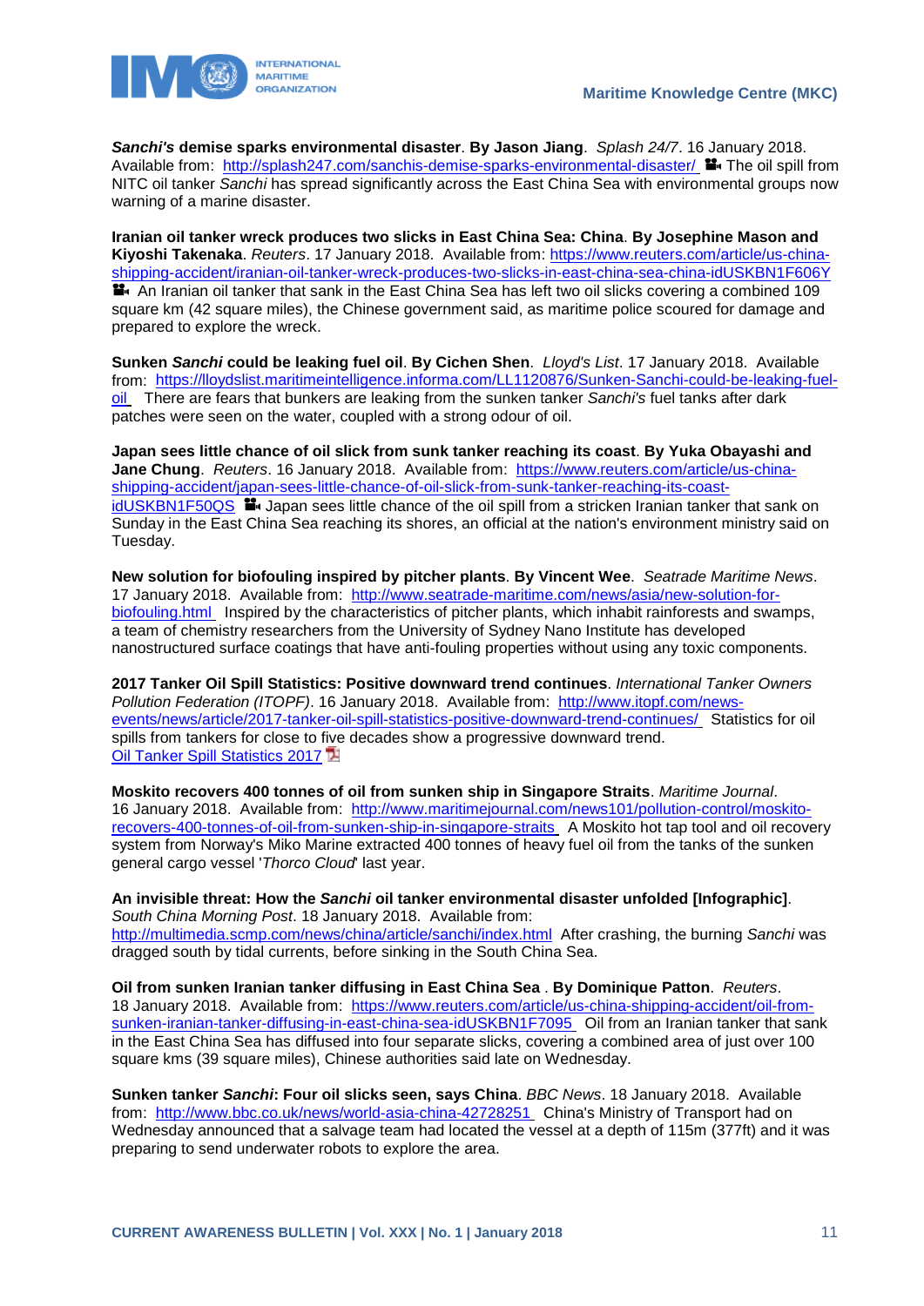***Sanchi's* demise sparks environmental disaster**. **By Jason Jiang**. *Splash 24/7*. 16 January 2018. Available from: http://splash247.com/sanchis-demise-sparks-environmental-disaster/ The oil spill from NITC oil tanker *Sanchi* has spread significantly across the East China Sea with environmental groups now warning of a marine disaster.

**Iranian oil tanker wreck produces two slicks in East China Sea: China**. **By Josephine Mason and Kiyoshi Takenaka**. *Reuters*. 17 January 2018. Available from: https://www.reuters.com/article/us-china-shipping-accident/iranian-oil-tanker-wreck-produces-two-slicks-in-east-china-sea-china-idUSKBN1F606Y An Iranian oil tanker that sank in the East China Sea has left two oil slicks covering a combined 109 square km (42 square miles), the Chinese government said, as maritime police scoured for damage and prepared to explore the wreck.

**Sunken *Sanchi* could be leaking fuel oil**. **By Cichen Shen**. *Lloyd's List*. 17 January 2018. Available from: https://lloydslist.maritimeintelligence.informa.com/LL1120876/Sunken-Sanchi-could-be-leaking-fuel-oil There are fears that bunkers are leaking from the sunken tanker *Sanchi's* fuel tanks after dark patches were seen on the water, coupled with a strong odour of oil.

**Japan sees little chance of oil slick from sunk tanker reaching its coast**. **By Yuka Obayashi and Jane Chung**. *Reuters*. 16 January 2018. Available from: https://www.reuters.com/article/us-china-shipping-accident/japan-sees-little-chance-of-oil-slick-from-sunk-tanker-reaching-its-coast-idUSKBN1F50QS Japan sees little chance of the oil spill from a stricken Iranian tanker that sank on Sunday in the East China Sea reaching its shores, an official at the nation's environment ministry said on Tuesday.

**New solution for biofouling inspired by pitcher plants**. **By Vincent Wee**. *Seatrade Maritime News*. 17 January 2018. Available from: http://www.seatrade-maritime.com/news/asia/new-solution-for-biofouling.html Inspired by the characteristics of pitcher plants, which inhabit rainforests and swamps, a team of chemistry researchers from the University of Sydney Nano Institute has developed nanostructured surface coatings that have anti-fouling properties without using any toxic components.

**2017 Tanker Oil Spill Statistics: Positive downward trend continues**. *International Tanker Owners Pollution Federation (ITOPF)*. 16 January 2018. Available from: http://www.itopf.com/news-events/news/article/2017-tanker-oil-spill-statistics-positive-downward-trend-continues/ Statistics for oil spills from tankers for close to five decades show a progressive downward trend.
Oil Tanker Spill Statistics 2017

**Moskito recovers 400 tonnes of oil from sunken ship in Singapore Straits**. *Maritime Journal*. 16 January 2018. Available from: http://www.maritimejournal.com/news101/pollution-control/moskito-recovers-400-tonnes-of-oil-from-sunken-ship-in-singapore-straits A Moskito hot tap tool and oil recovery system from Norway's Miko Marine extracted 400 tonnes of heavy fuel oil from the tanks of the sunken general cargo vessel '*Thorco Cloud*' last year.

**An invisible threat: How the *Sanchi* oil tanker environmental disaster unfolded [Infographic]**. *South China Morning Post*. 18 January 2018. Available from: http://multimedia.scmp.com/news/china/article/sanchi/index.html After crashing, the burning *Sanchi* was dragged south by tidal currents, before sinking in the South China Sea.

**Oil from sunken Iranian tanker diffusing in East China Sea** . **By Dominique Patton**. *Reuters*. 18 January 2018. Available from: https://www.reuters.com/article/us-china-shipping-accident/oil-from-sunken-iranian-tanker-diffusing-in-east-china-sea-idUSKBN1F7095 Oil from an Iranian tanker that sank in the East China Sea has diffused into four separate slicks, covering a combined area of just over 100 square kms (39 square miles), Chinese authorities said late on Wednesday.

**Sunken tanker *Sanchi*: Four oil slicks seen, says China**. *BBC News*. 18 January 2018. Available from: http://www.bbc.co.uk/news/world-asia-china-42728251 China's Ministry of Transport had on Wednesday announced that a salvage team had located the vessel at a depth of 115m (377ft) and it was preparing to send underwater robots to explore the area.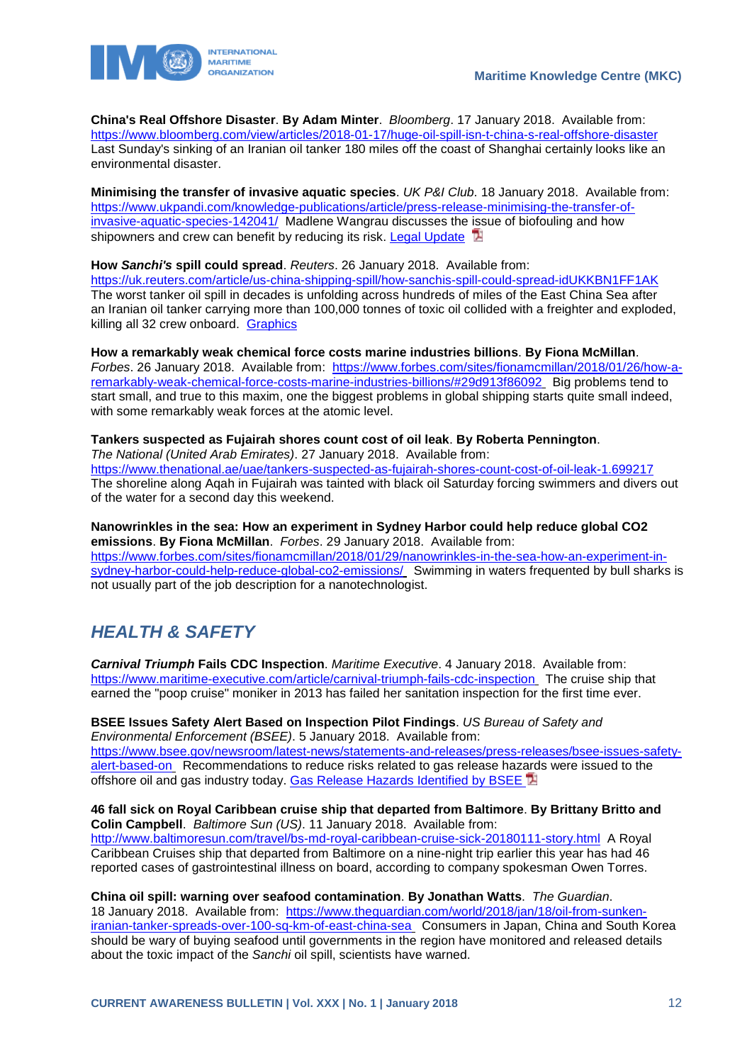**China's Real Offshore Disaster**. **By Adam Minter**. *Bloomberg*. 17 January 2018. Available from: https://www.bloomberg.com/view/articles/2018-01-17/huge-oil-spill-isn-t-china-s-real-offshore-disaster Last Sunday's sinking of an Iranian oil tanker 180 miles off the coast of Shanghai certainly looks like an environmental disaster.

**Minimising the transfer of invasive aquatic species**. *UK P&I Club*. 18 January 2018. Available from: https://www.ukpandi.com/knowledge-publications/article/press-release-minimising-the-transfer-of-invasive-aquatic-species-142041/ Madlene Wangrau discusses the issue of biofouling and how shipowners and crew can benefit by reducing its risk. Legal Update

**How *Sanchi's* spill could spread**. *Reuters*. 26 January 2018. Available from: https://uk.reuters.com/article/us-china-shipping-spill/how-sanchis-spill-could-spread-idUKKBN1FF1AK The worst tanker oil spill in decades is unfolding across hundreds of miles of the East China Sea after an Iranian oil tanker carrying more than 100,000 tonnes of toxic oil collided with a freighter and exploded, killing all 32 crew onboard. Graphics

**How a remarkably weak chemical force costs marine industries billions**. **By Fiona McMillan**. *Forbes*. 26 January 2018. Available from: https://www.forbes.com/sites/fionamcmillan/2018/01/26/how-a-remarkably-weak-chemical-force-costs-marine-industries-billions/#29d913f86092 Big problems tend to start small, and true to this maxim, one the biggest problems in global shipping starts quite small indeed, with some remarkably weak forces at the atomic level.

**Tankers suspected as Fujairah shores count cost of oil leak**. **By Roberta Pennington**. *The National (United Arab Emirates)*. 27 January 2018. Available from: https://www.thenational.ae/uae/tankers-suspected-as-fujairah-shores-count-cost-of-oil-leak-1.699217 The shoreline along Aqah in Fujairah was tainted with black oil Saturday forcing swimmers and divers out of the water for a second day this weekend.

**Nanowrinkles in the sea: How an experiment in Sydney Harbor could help reduce global CO2 emissions**. **By Fiona McMillan**. *Forbes*. 29 January 2018. Available from: https://www.forbes.com/sites/fionamcmillan/2018/01/29/nanowrinkles-in-the-sea-how-an-experiment-in-sydney-harbor-could-help-reduce-global-co2-emissions/ Swimming in waters frequented by bull sharks is not usually part of the job description for a nanotechnologist.

## *HEALTH & SAFETY*

***Carnival Triumph* Fails CDC Inspection**. *Maritime Executive*. 4 January 2018. Available from: https://www.maritime-executive.com/article/carnival-triumph-fails-cdc-inspection The cruise ship that earned the "poop cruise" moniker in 2013 has failed her sanitation inspection for the first time ever.

**BSEE Issues Safety Alert Based on Inspection Pilot Findings**. *US Bureau of Safety and Environmental Enforcement (BSEE)*. 5 January 2018. Available from: https://www.bsee.gov/newsroom/latest-news/statements-and-releases/press-releases/bsee-issues-safety-alert-based-on Recommendations to reduce risks related to gas release hazards were issued to the offshore oil and gas industry today. Gas Release Hazards Identified by BSEE

**46 fall sick on Royal Caribbean cruise ship that departed from Baltimore**. **By Brittany Britto and Colin Campbell**. *Baltimore Sun (US)*. 11 January 2018. Available from: http://www.baltimoresun.com/travel/bs-md-royal-caribbean-cruise-sick-20180111-story.html A Royal Caribbean Cruises ship that departed from Baltimore on a nine-night trip earlier this year has had 46 reported cases of gastrointestinal illness on board, according to company spokesman Owen Torres.

**China oil spill: warning over seafood contamination**. **By Jonathan Watts**. *The Guardian*. 18 January 2018. Available from: https://www.theguardian.com/world/2018/jan/18/oil-from-sunken-iranian-tanker-spreads-over-100-sq-km-of-east-china-sea Consumers in Japan, China and South Korea should be wary of buying seafood until governments in the region have monitored and released details about the toxic impact of the *Sanchi* oil spill, scientists have warned.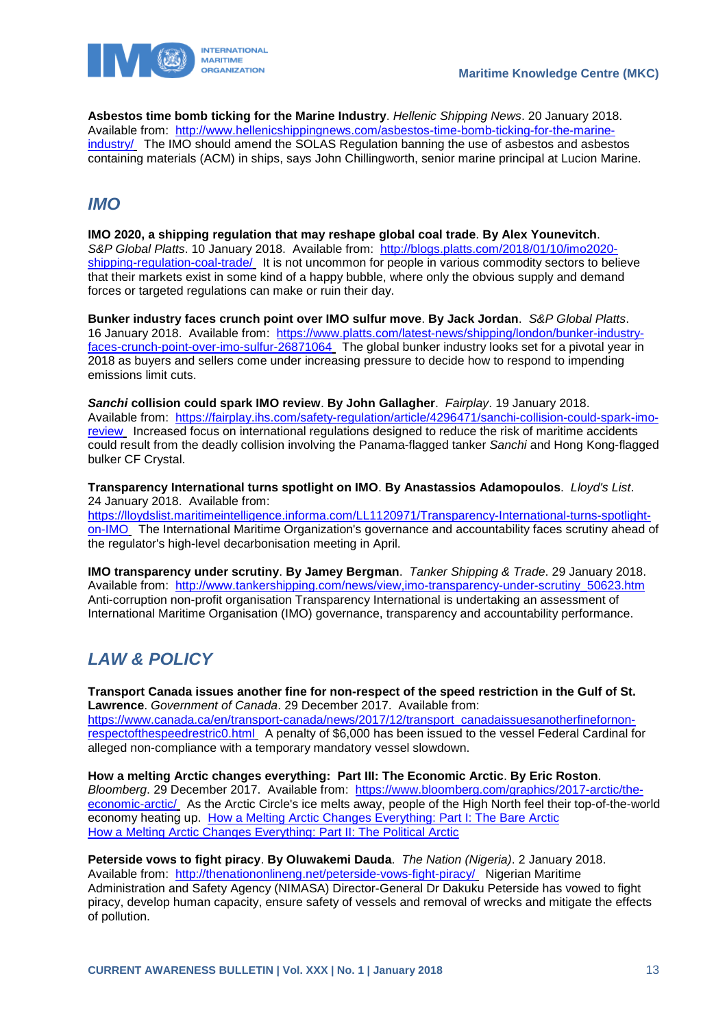**Asbestos time bomb ticking for the Marine Industry**. *Hellenic Shipping News*. 20 January 2018. Available from: [http://www.hellenicshippingnews.com/asbestos-time-bomb-ticking-for-the-marine-industry/](http://www.hellenicshippingnews.com/asbestos-time-bomb-ticking-for-the-marine-industry/) The IMO should amend the SOLAS Regulation banning the use of asbestos and asbestos containing materials (ACM) in ships, says John Chillingworth, senior marine principal at Lucion Marine.

## *IMO*

**IMO 2020, a shipping regulation that may reshape global coal trade**. **By Alex Younevitch**. *S&P Global Platts*. 10 January 2018. Available from: [http://blogs.platts.com/2018/01/10/imo2020-shipping-regulation-coal-trade/](http://blogs.platts.com/2018/01/10/imo2020-shipping-regulation-coal-trade/) It is not uncommon for people in various commodity sectors to believe that their markets exist in some kind of a happy bubble, where only the obvious supply and demand forces or targeted regulations can make or ruin their day.

**Bunker industry faces crunch point over IMO sulfur move**. **By Jack Jordan**. *S&P Global Platts*. 16 January 2018. Available from: [https://www.platts.com/latest-news/shipping/london/bunker-industry-faces-crunch-point-over-imo-sulfur-26871064](https://www.platts.com/latest-news/shipping/london/bunker-industry-faces-crunch-point-over-imo-sulfur-26871064) The global bunker industry looks set for a pivotal year in 2018 as buyers and sellers come under increasing pressure to decide how to respond to impending emissions limit cuts.

***Sanchi*** **collision could spark IMO review**. **By John Gallagher**. *Fairplay*. 19 January 2018. Available from: [https://fairplay.ihs.com/safety-regulation/article/4296471/sanchi-collision-could-spark-imo-review](https://fairplay.ihs.com/safety-regulation/article/4296471/sanchi-collision-could-spark-imo-review) Increased focus on international regulations designed to reduce the risk of maritime accidents could result from the deadly collision involving the Panama-flagged tanker *Sanchi* and Hong Kong-flagged bulker CF Crystal.

**Transparency International turns spotlight on IMO**. **By Anastassios Adamopoulos**. *Lloyd's List*. 24 January 2018. Available from: [https://lloydslist.maritimeintelligence.informa.com/LL1120971/Transparency-International-turns-spotlight-on-IMO](https://lloydslist.maritimeintelligence.informa.com/LL1120971/Transparency-International-turns-spotlight-on-IMO) The International Maritime Organization's governance and accountability faces scrutiny ahead of the regulator's high-level decarbonisation meeting in April.

**IMO transparency under scrutiny**. **By Jamey Bergman**. *Tanker Shipping & Trade*. 29 January 2018. Available from: [http://www.tankershipping.com/news/view,imo-transparency-under-scrutiny_50623.htm](http://www.tankershipping.com/news/view,imo-transparency-under-scrutiny_50623.htm) Anti-corruption non-profit organisation Transparency International is undertaking an assessment of International Maritime Organisation (IMO) governance, transparency and accountability performance.

## *LAW & POLICY*

**Transport Canada issues another fine for non-respect of the speed restriction in the Gulf of St. Lawrence**. *Government of Canada*. 29 December 2017. Available from: [https://www.canada.ca/en/transport-canada/news/2017/12/transport_canadaissuesanotherfinefornon-respectofthespeedrestric0.html](https://www.canada.ca/en/transport-canada/news/2017/12/transport_canadaissuesanotherfinefornon-respectofthespeedrestric0.html) A penalty of $6,000 has been issued to the vessel Federal Cardinal for alleged non-compliance with a temporary mandatory vessel slowdown.

**How a melting Arctic changes everything: Part III: The Economic Arctic**. **By Eric Roston**. *Bloomberg*. 29 December 2017. Available from: [https://www.bloomberg.com/graphics/2017-arctic/the-economic-arctic/](https://www.bloomberg.com/graphics/2017-arctic/the-economic-arctic/) As the Arctic Circle's ice melts away, people of the High North feel their top-of-the-world economy heating up. How a Melting Arctic Changes Everything: Part I: The Bare Arctic
How a Melting Arctic Changes Everything: Part II: The Political Arctic

**Peterside vows to fight piracy**. **By Oluwakemi Dauda**. *The Nation (Nigeria)*. 2 January 2018. Available from: [http://thenationonlineng.net/peterside-vows-fight-piracy/](http://thenationonlineng.net/peterside-vows-fight-piracy/) Nigerian Maritime Administration and Safety Agency (NIMASA) Director-General Dr Dakuku Peterside has vowed to fight piracy, develop human capacity, ensure safety of vessels and removal of wrecks and mitigate the effects of pollution.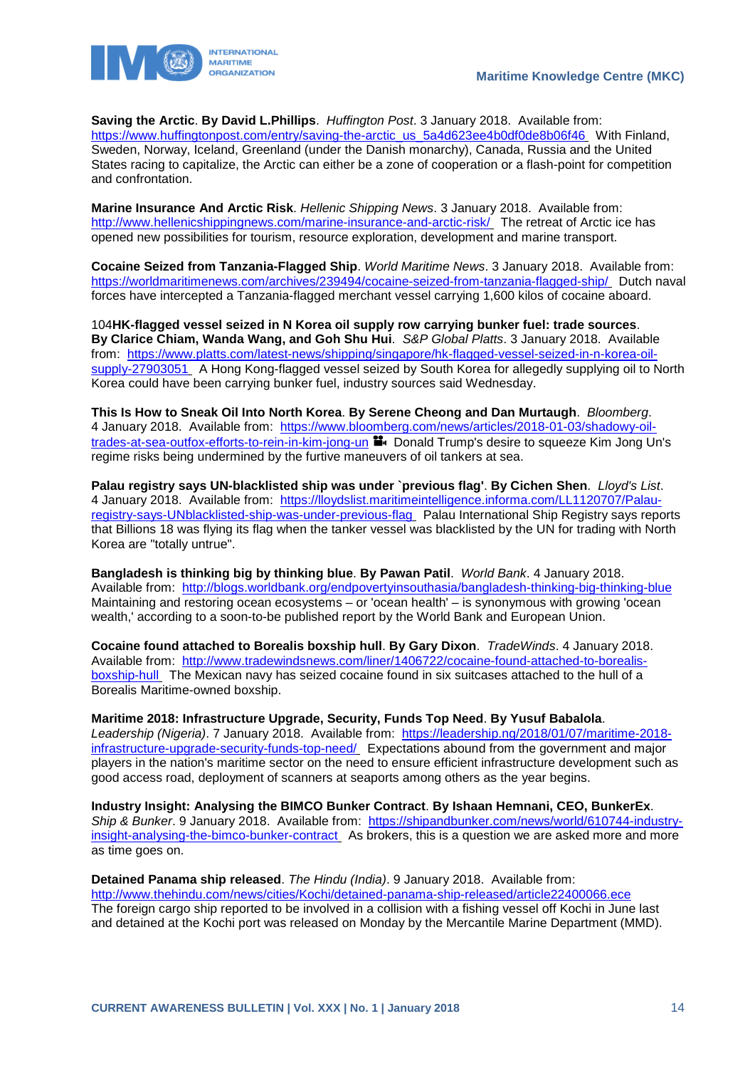**Saving the Arctic**. **By David L.Phillips**. *Huffington Post*. 3 January 2018. Available from: https://www.huffingtonpost.com/entry/saving-the-arctic_us_5a4d623ee4b0df0de8b06f46 With Finland, Sweden, Norway, Iceland, Greenland (under the Danish monarchy), Canada, Russia and the United States racing to capitalize, the Arctic can either be a zone of cooperation or a flash-point for competition and confrontation.

**Marine Insurance And Arctic Risk**. *Hellenic Shipping News*. 3 January 2018. Available from: http://www.hellenicshippingnews.com/marine-insurance-and-arctic-risk/ The retreat of Arctic ice has opened new possibilities for tourism, resource exploration, development and marine transport.

**Cocaine Seized from Tanzania-Flagged Ship**. *World Maritime News*. 3 January 2018. Available from: https://worldmaritimenews.com/archives/239494/cocaine-seized-from-tanzania-flagged-ship/ Dutch naval forces have intercepted a Tanzania-flagged merchant vessel carrying 1,600 kilos of cocaine aboard.

104**HK-flagged vessel seized in N Korea oil supply row carrying bunker fuel: trade sources**. **By Clarice Chiam, Wanda Wang, and Goh Shu Hui**. *S&P Global Platts*. 3 January 2018. Available from: https://www.platts.com/latest-news/shipping/singapore/hk-flagged-vessel-seized-in-n-korea-oil-supply-27903051 A Hong Kong-flagged vessel seized by South Korea for allegedly supplying oil to North Korea could have been carrying bunker fuel, industry sources said Wednesday.

**This Is How to Sneak Oil Into North Korea**. **By Serene Cheong and Dan Murtaugh**. *Bloomberg*. 4 January 2018. Available from: https://www.bloomberg.com/news/articles/2018-01-03/shadowy-oil-trades-at-sea-outfox-efforts-to-rein-in-kim-jong-un Donald Trump's desire to squeeze Kim Jong Un's regime risks being undermined by the furtive maneuvers of oil tankers at sea.

**Palau registry says UN-blacklisted ship was under `previous flag'**. **By Cichen Shen**. *Lloyd's List*. 4 January 2018. Available from: https://lloydslist.maritimeintelligence.informa.com/LL1120707/Palau-registry-says-UNblacklisted-ship-was-under-previous-flag Palau International Ship Registry says reports that Billions 18 was flying its flag when the tanker vessel was blacklisted by the UN for trading with North Korea are "totally untrue".

**Bangladesh is thinking big by thinking blue**. **By Pawan Patil**. *World Bank*. 4 January 2018. Available from: http://blogs.worldbank.org/endpovertyinsouthasia/bangladesh-thinking-big-thinking-blue Maintaining and restoring ocean ecosystems – or 'ocean health' – is synonymous with growing 'ocean wealth,' according to a soon-to-be published report by the World Bank and European Union.

**Cocaine found attached to Borealis boxship hull**. **By Gary Dixon**. *TradeWinds*. 4 January 2018. Available from: http://www.tradewindsnews.com/liner/1406722/cocaine-found-attached-to-borealis-boxship-hull The Mexican navy has seized cocaine found in six suitcases attached to the hull of a Borealis Maritime-owned boxship.

**Maritime 2018: Infrastructure Upgrade, Security, Funds Top Need**. **By Yusuf Babalola**. *Leadership (Nigeria)*. 7 January 2018. Available from: https://leadership.ng/2018/01/07/maritime-2018-infrastructure-upgrade-security-funds-top-need/ Expectations abound from the government and major players in the nation's maritime sector on the need to ensure efficient infrastructure development such as good access road, deployment of scanners at seaports among others as the year begins.

**Industry Insight: Analysing the BIMCO Bunker Contract**. **By Ishaan Hemnani, CEO, BunkerEx**. *Ship & Bunker*. 9 January 2018. Available from: https://shipandbunker.com/news/world/610744-industry-insight-analysing-the-bimco-bunker-contract As brokers, this is a question we are asked more and more as time goes on.

**Detained Panama ship released**. *The Hindu (India)*. 9 January 2018. Available from: http://www.thehindu.com/news/cities/Kochi/detained-panama-ship-released/article22400066.ece The foreign cargo ship reported to be involved in a collision with a fishing vessel off Kochi in June last and detained at the Kochi port was released on Monday by the Mercantile Marine Department (MMD).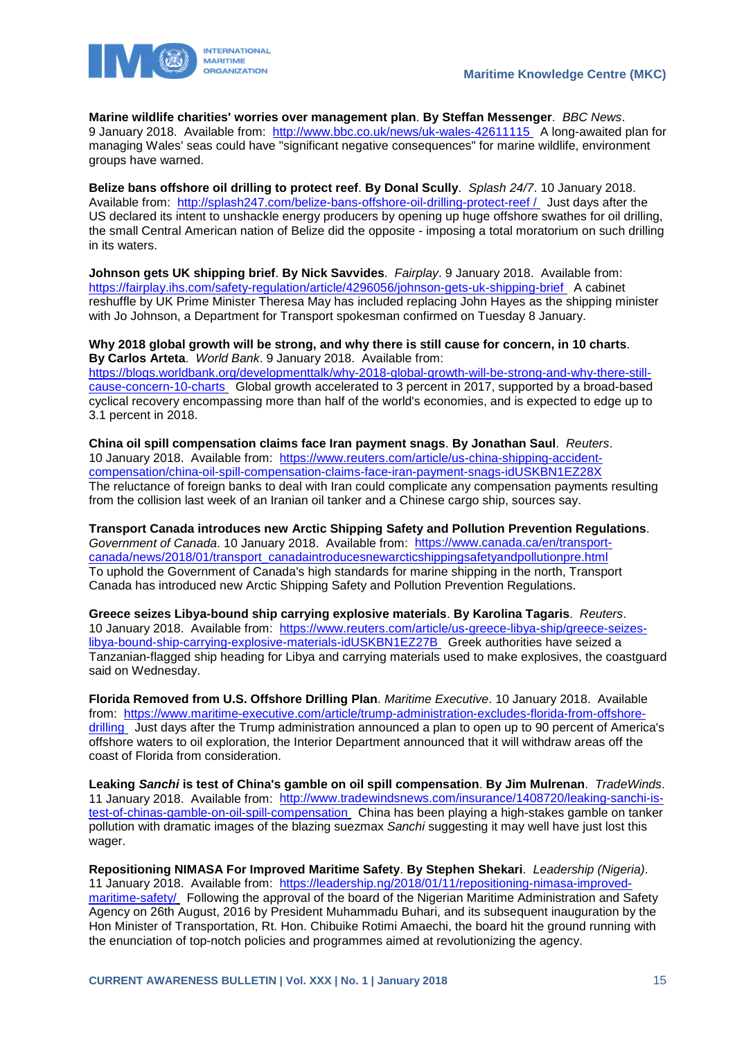**Marine wildlife charities' worries over management plan**. **By Steffan Messenger**. *BBC News*. 9 January 2018. Available from: http://www.bbc.co.uk/news/uk-wales-42611115 A long-awaited plan for managing Wales' seas could have "significant negative consequences" for marine wildlife, environment groups have warned.

**Belize bans offshore oil drilling to protect reef**. **By Donal Scully**. *Splash 24/7*. 10 January 2018. Available from: http://splash247.com/belize-bans-offshore-oil-drilling-protect-reef / Just days after the US declared its intent to unshackle energy producers by opening up huge offshore swathes for oil drilling, the small Central American nation of Belize did the opposite - imposing a total moratorium on such drilling in its waters.

**Johnson gets UK shipping brief**. **By Nick Savvides**. *Fairplay*. 9 January 2018. Available from: https://fairplay.ihs.com/safety-regulation/article/4296056/johnson-gets-uk-shipping-brief A cabinet reshuffle by UK Prime Minister Theresa May has included replacing John Hayes as the shipping minister with Jo Johnson, a Department for Transport spokesman confirmed on Tuesday 8 January.

**Why 2018 global growth will be strong, and why there is still cause for concern, in 10 charts**. **By Carlos Arteta**. *World Bank*. 9 January 2018. Available from: https://blogs.worldbank.org/developmenttalk/why-2018-global-growth-will-be-strong-and-why-there-still-cause-concern-10-charts Global growth accelerated to 3 percent in 2017, supported by a broad-based cyclical recovery encompassing more than half of the world's economies, and is expected to edge up to 3.1 percent in 2018.

**China oil spill compensation claims face Iran payment snags**. **By Jonathan Saul**. *Reuters*. 10 January 2018. Available from: https://www.reuters.com/article/us-china-shipping-accident-compensation/china-oil-spill-compensation-claims-face-iran-payment-snags-idUSKBN1EZ28X The reluctance of foreign banks to deal with Iran could complicate any compensation payments resulting from the collision last week of an Iranian oil tanker and a Chinese cargo ship, sources say.

**Transport Canada introduces new Arctic Shipping Safety and Pollution Prevention Regulations**. *Government of Canada*. 10 January 2018. Available from: https://www.canada.ca/en/transport-canada/news/2018/01/transport_canadaintroducesnewarcticshippingsafetyandpollutionpre.html To uphold the Government of Canada's high standards for marine shipping in the north, Transport Canada has introduced new Arctic Shipping Safety and Pollution Prevention Regulations.

**Greece seizes Libya-bound ship carrying explosive materials**. **By Karolina Tagaris**. *Reuters*. 10 January 2018. Available from: https://www.reuters.com/article/us-greece-libya-ship/greece-seizes-libya-bound-ship-carrying-explosive-materials-idUSKBN1EZ27B Greek authorities have seized a Tanzanian-flagged ship heading for Libya and carrying materials used to make explosives, the coastguard said on Wednesday.

**Florida Removed from U.S. Offshore Drilling Plan**. *Maritime Executive*. 10 January 2018. Available from: https://www.maritime-executive.com/article/trump-administration-excludes-florida-from-offshore-drilling Just days after the Trump administration announced a plan to open up to 90 percent of America's offshore waters to oil exploration, the Interior Department announced that it will withdraw areas off the coast of Florida from consideration.

**Leaking *Sanchi* is test of China's gamble on oil spill compensation**. **By Jim Mulrenan**. *TradeWinds*. 11 January 2018. Available from: http://www.tradewindsnews.com/insurance/1408720/leaking-sanchi-is-test-of-chinas-gamble-on-oil-spill-compensation China has been playing a high-stakes gamble on tanker pollution with dramatic images of the blazing suezmax *Sanchi* suggesting it may well have just lost this wager.

**Repositioning NIMASA For Improved Maritime Safety**. **By Stephen Shekari**. *Leadership (Nigeria)*. 11 January 2018. Available from: https://leadership.ng/2018/01/11/repositioning-nimasa-improved-maritime-safety/ Following the approval of the board of the Nigerian Maritime Administration and Safety Agency on 26th August, 2016 by President Muhammadu Buhari, and its subsequent inauguration by the Hon Minister of Transportation, Rt. Hon. Chibuike Rotimi Amaechi, the board hit the ground running with the enunciation of top-notch policies and programmes aimed at revolutionizing the agency.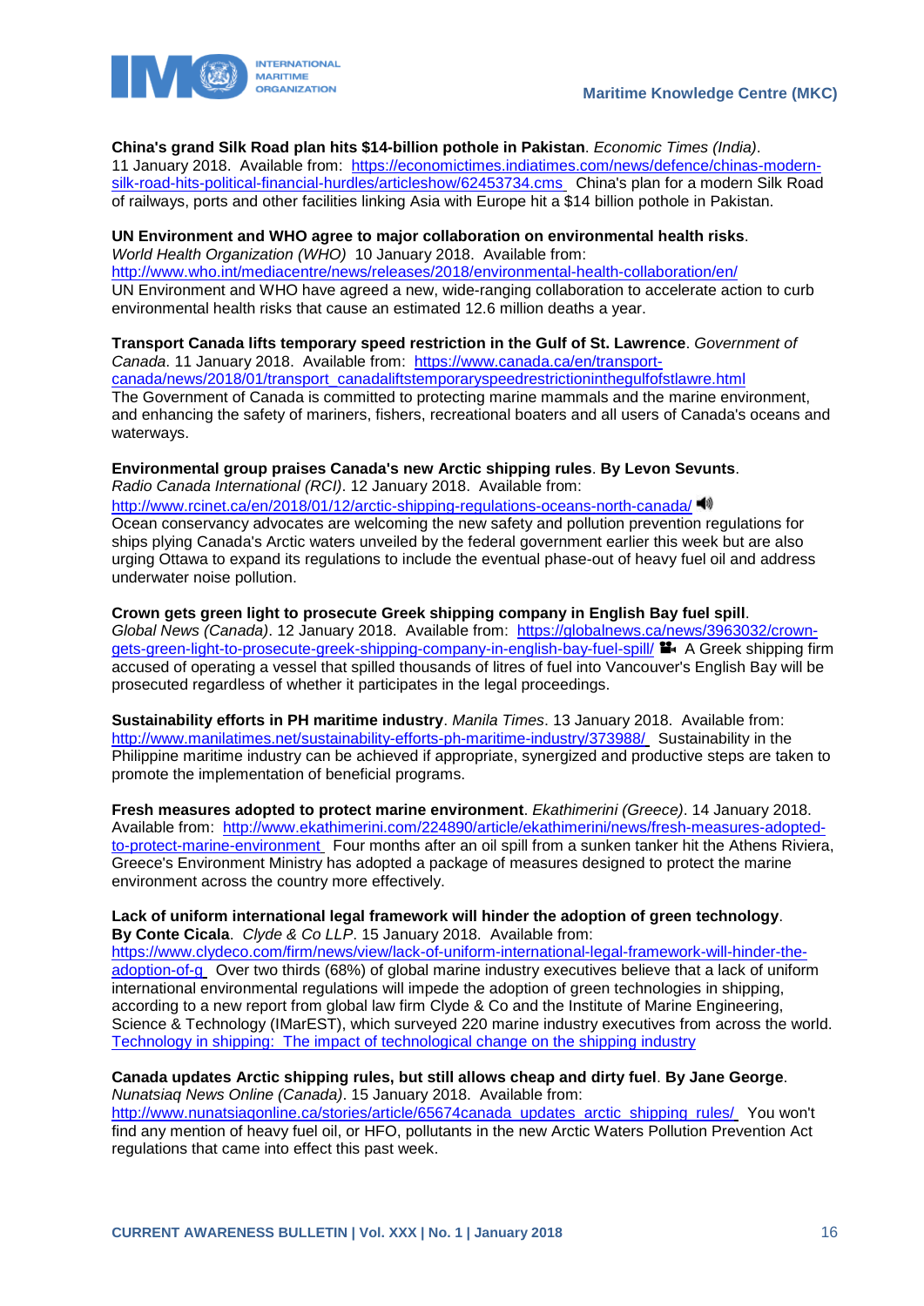**China's grand Silk Road plan hits $14-billion pothole in Pakistan**. *Economic Times (India)*. 11 January 2018. Available from: https://economictimes.indiatimes.com/news/defence/chinas-modern-silk-road-hits-political-financial-hurdles/articleshow/62453734.cms China's plan for a modern Silk Road of railways, ports and other facilities linking Asia with Europe hit a $14 billion pothole in Pakistan.

**UN Environment and WHO agree to major collaboration on environmental health risks**. *World Health Organization (WHO)* 10 January 2018. Available from: http://www.who.int/mediacentre/news/releases/2018/environmental-health-collaboration/en/ UN Environment and WHO have agreed a new, wide-ranging collaboration to accelerate action to curb environmental health risks that cause an estimated 12.6 million deaths a year.

**Transport Canada lifts temporary speed restriction in the Gulf of St. Lawrence**. *Government of Canada*. 11 January 2018. Available from: https://www.canada.ca/en/transport-canada/news/2018/01/transport_canadaliftstemporaryspeedrestrictioninthegulfofstlawre.html The Government of Canada is committed to protecting marine mammals and the marine environment, and enhancing the safety of mariners, fishers, recreational boaters and all users of Canada's oceans and waterways.

**Environmental group praises Canada's new Arctic shipping rules**. **By Levon Sevunts**. *Radio Canada International (RCI)*. 12 January 2018. Available from: http://www.rcinet.ca/en/2018/01/12/arctic-shipping-regulations-oceans-north-canada/ Ocean conservancy advocates are welcoming the new safety and pollution prevention regulations for ships plying Canada's Arctic waters unveiled by the federal government earlier this week but are also urging Ottawa to expand its regulations to include the eventual phase-out of heavy fuel oil and address underwater noise pollution.

**Crown gets green light to prosecute Greek shipping company in English Bay fuel spill**. *Global News (Canada)*. 12 January 2018. Available from: https://globalnews.ca/news/3963032/crown-gets-green-light-to-prosecute-greek-shipping-company-in-english-bay-fuel-spill/ A Greek shipping firm accused of operating a vessel that spilled thousands of litres of fuel into Vancouver's English Bay will be prosecuted regardless of whether it participates in the legal proceedings.

**Sustainability efforts in PH maritime industry**. *Manila Times*. 13 January 2018. Available from: http://www.manilatimes.net/sustainability-efforts-ph-maritime-industry/373988/ Sustainability in the Philippine maritime industry can be achieved if appropriate, synergized and productive steps are taken to promote the implementation of beneficial programs.

**Fresh measures adopted to protect marine environment**. *Ekathimerini (Greece)*. 14 January 2018. Available from: http://www.ekathimerini.com/224890/article/ekathimerini/news/fresh-measures-adopted-to-protect-marine-environment Four months after an oil spill from a sunken tanker hit the Athens Riviera, Greece's Environment Ministry has adopted a package of measures designed to protect the marine environment across the country more effectively.

**Lack of uniform international legal framework will hinder the adoption of green technology**. **By Conte Cicala**. *Clyde & Co LLP*. 15 January 2018. Available from: https://www.clydeco.com/firm/news/view/lack-of-uniform-international-legal-framework-will-hinder-the-adoption-of-g Over two thirds (68%) of global marine industry executives believe that a lack of uniform international environmental regulations will impede the adoption of green technologies in shipping, according to a new report from global law firm Clyde & Co and the Institute of Marine Engineering, Science & Technology (IMarEST), which surveyed 220 marine industry executives from across the world. Technology in shipping: The impact of technological change on the shipping industry

**Canada updates Arctic shipping rules, but still allows cheap and dirty fuel**. **By Jane George**. *Nunatsiaq News Online (Canada)*. 15 January 2018. Available from: http://www.nunatsiaqonline.ca/stories/article/65674canada_updates_arctic_shipping_rules/ You won't find any mention of heavy fuel oil, or HFO, pollutants in the new Arctic Waters Pollution Prevention Act regulations that came into effect this past week.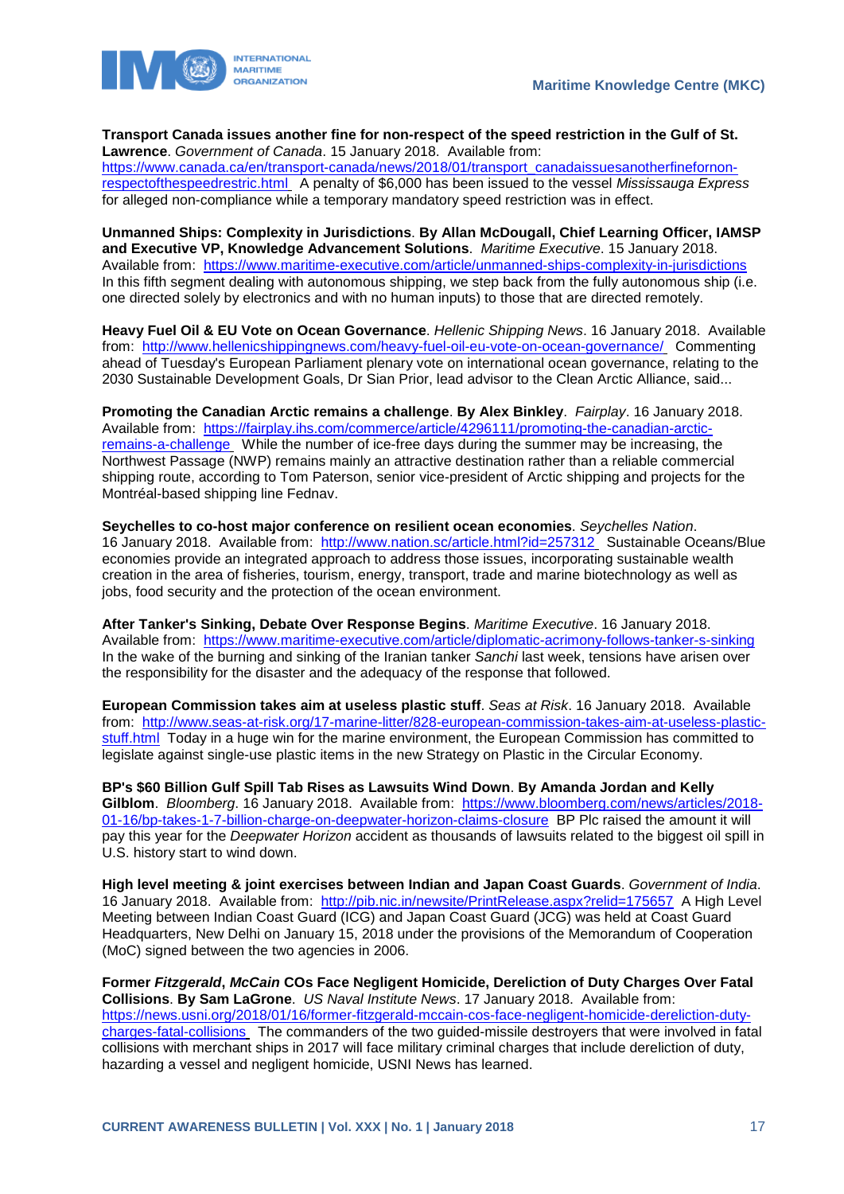**Transport Canada issues another fine for non-respect of the speed restriction in the Gulf of St. Lawrence**. *Government of Canada*. 15 January 2018. Available from: https://www.canada.ca/en/transport-canada/news/2018/01/transport_canadaissuesanotherfinefornon-respectofthespeedrestric.html A penalty of $6,000 has been issued to the vessel *Mississauga Express* for alleged non-compliance while a temporary mandatory speed restriction was in effect.

**Unmanned Ships: Complexity in Jurisdictions**. **By Allan McDougall, Chief Learning Officer, IAMSP and Executive VP, Knowledge Advancement Solutions**. *Maritime Executive*. 15 January 2018. Available from: https://www.maritime-executive.com/article/unmanned-ships-complexity-in-jurisdictions In this fifth segment dealing with autonomous shipping, we step back from the fully autonomous ship (i.e. one directed solely by electronics and with no human inputs) to those that are directed remotely.

**Heavy Fuel Oil & EU Vote on Ocean Governance**. *Hellenic Shipping News*. 16 January 2018. Available from: http://www.hellenicshippingnews.com/heavy-fuel-oil-eu-vote-on-ocean-governance/ Commenting ahead of Tuesday's European Parliament plenary vote on international ocean governance, relating to the 2030 Sustainable Development Goals, Dr Sian Prior, lead advisor to the Clean Arctic Alliance, said...

**Promoting the Canadian Arctic remains a challenge**. **By Alex Binkley**. *Fairplay*. 16 January 2018. Available from: https://fairplay.ihs.com/commerce/article/4296111/promoting-the-canadian-arctic-remains-a-challenge While the number of ice-free days during the summer may be increasing, the Northwest Passage (NWP) remains mainly an attractive destination rather than a reliable commercial shipping route, according to Tom Paterson, senior vice-president of Arctic shipping and projects for the Montréal-based shipping line Fednav.

**Seychelles to co-host major conference on resilient ocean economies**. *Seychelles Nation*. 16 January 2018. Available from: http://www.nation.sc/article.html?id=257312 Sustainable Oceans/Blue economies provide an integrated approach to address those issues, incorporating sustainable wealth creation in the area of fisheries, tourism, energy, transport, trade and marine biotechnology as well as jobs, food security and the protection of the ocean environment.

**After Tanker's Sinking, Debate Over Response Begins**. *Maritime Executive*. 16 January 2018. Available from: https://www.maritime-executive.com/article/diplomatic-acrimony-follows-tanker-s-sinking In the wake of the burning and sinking of the Iranian tanker *Sanchi* last week, tensions have arisen over the responsibility for the disaster and the adequacy of the response that followed.

**European Commission takes aim at useless plastic stuff**. *Seas at Risk*. 16 January 2018. Available from: http://www.seas-at-risk.org/17-marine-litter/828-european-commission-takes-aim-at-useless-plastic-stuff.html Today in a huge win for the marine environment, the European Commission has committed to legislate against single-use plastic items in the new Strategy on Plastic in the Circular Economy.

**BP's $60 Billion Gulf Spill Tab Rises as Lawsuits Wind Down**. **By Amanda Jordan and Kelly Gilblom**. *Bloomberg*. 16 January 2018. Available from: https://www.bloomberg.com/news/articles/2018-01-16/bp-takes-1-7-billion-charge-on-deepwater-horizon-claims-closure BP Plc raised the amount it will pay this year for the *Deepwater Horizon* accident as thousands of lawsuits related to the biggest oil spill in U.S. history start to wind down.

**High level meeting & joint exercises between Indian and Japan Coast Guards**. *Government of India*. 16 January 2018. Available from: http://pib.nic.in/newsite/PrintRelease.aspx?relid=175657 A High Level Meeting between Indian Coast Guard (ICG) and Japan Coast Guard (JCG) was held at Coast Guard Headquarters, New Delhi on January 15, 2018 under the provisions of the Memorandum of Cooperation (MoC) signed between the two agencies in 2006.

**Former *Fitzgerald*, *McCain* COs Face Negligent Homicide, Dereliction of Duty Charges Over Fatal Collisions**. **By Sam LaGrone**. *US Naval Institute News*. 17 January 2018. Available from: https://news.usni.org/2018/01/16/former-fitzgerald-mccain-cos-face-negligent-homicide-dereliction-duty-charges-fatal-collisions The commanders of the two guided-missile destroyers that were involved in fatal collisions with merchant ships in 2017 will face military criminal charges that include dereliction of duty, hazarding a vessel and negligent homicide, USNI News has learned.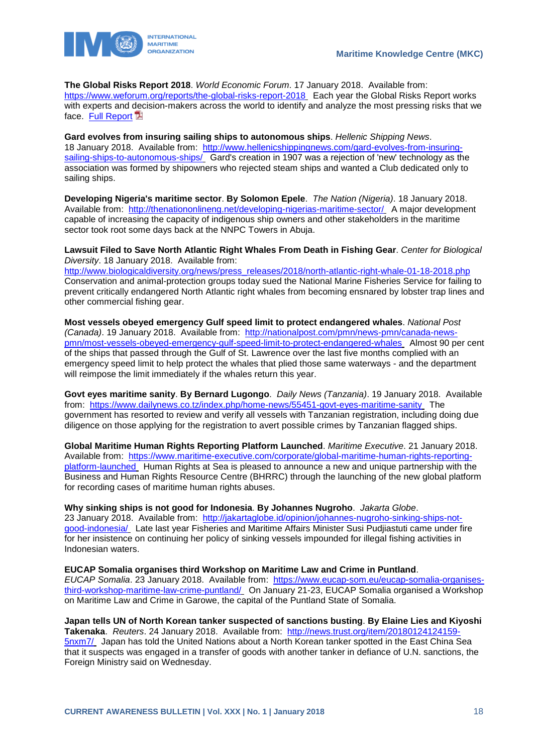**The Global Risks Report 2018**. *World Economic Forum*. 17 January 2018. Available from: https://www.weforum.org/reports/the-global-risks-report-2018 Each year the Global Risks Report works with experts and decision-makers across the world to identify and analyze the most pressing risks that we face. Full Report

**Gard evolves from insuring sailing ships to autonomous ships**. *Hellenic Shipping News*. 18 January 2018. Available from: http://www.hellenicshippingnews.com/gard-evolves-from-insuring-sailing-ships-to-autonomous-ships/ Gard's creation in 1907 was a rejection of 'new' technology as the association was formed by shipowners who rejected steam ships and wanted a Club dedicated only to sailing ships.

**Developing Nigeria's maritime sector**. **By Solomon Epele**. *The Nation (Nigeria)*. 18 January 2018. Available from: http://thenationonlineng.net/developing-nigerias-maritime-sector/ A major development capable of increasing the capacity of indigenous ship owners and other stakeholders in the maritime sector took root some days back at the NNPC Towers in Abuja.

**Lawsuit Filed to Save North Atlantic Right Whales From Death in Fishing Gear**. *Center for Biological Diversity*. 18 January 2018. Available from: http://www.biologicaldiversity.org/news/press_releases/2018/north-atlantic-right-whale-01-18-2018.php Conservation and animal-protection groups today sued the National Marine Fisheries Service for failing to prevent critically endangered North Atlantic right whales from becoming ensnared by lobster trap lines and other commercial fishing gear.

**Most vessels obeyed emergency Gulf speed limit to protect endangered whales**. *National Post (Canada)*. 19 January 2018. Available from: http://nationalpost.com/pmn/news-pmn/canada-news-pmn/most-vessels-obeyed-emergency-gulf-speed-limit-to-protect-endangered-whales Almost 90 per cent of the ships that passed through the Gulf of St. Lawrence over the last five months complied with an emergency speed limit to help protect the whales that plied those same waterways - and the department will reimpose the limit immediately if the whales return this year.

**Govt eyes maritime sanity**. **By Bernard Lugongo**. *Daily News (Tanzania)*. 19 January 2018. Available from: https://www.dailynews.co.tz/index.php/home-news/55451-govt-eyes-maritime-sanity The government has resorted to review and verify all vessels with Tanzanian registration, including doing due diligence on those applying for the registration to avert possible crimes by Tanzanian flagged ships.

**Global Maritime Human Rights Reporting Platform Launched**. *Maritime Executive*. 21 January 2018. Available from: https://www.maritime-executive.com/corporate/global-maritime-human-rights-reporting-platform-launched Human Rights at Sea is pleased to announce a new and unique partnership with the Business and Human Rights Resource Centre (BHRRC) through the launching of the new global platform for recording cases of maritime human rights abuses.

**Why sinking ships is not good for Indonesia**. **By Johannes Nugroho**. *Jakarta Globe*. 23 January 2018. Available from: http://jakartaglobe.id/opinion/johannes-nugroho-sinking-ships-not-good-indonesia/ Late last year Fisheries and Maritime Affairs Minister Susi Pudjiastuti came under fire for her insistence on continuing her policy of sinking vessels impounded for illegal fishing activities in Indonesian waters.

**EUCAP Somalia organises third Workshop on Maritime Law and Crime in Puntland**. *EUCAP Somalia*. 23 January 2018. Available from: https://www.eucap-som.eu/eucap-somalia-organises-third-workshop-maritime-law-crime-puntland/ On January 21-23, EUCAP Somalia organised a Workshop on Maritime Law and Crime in Garowe, the capital of the Puntland State of Somalia.

**Japan tells UN of North Korean tanker suspected of sanctions busting**. **By Elaine Lies and Kiyoshi Takenaka**. *Reuters*. 24 January 2018. Available from: http://news.trust.org/item/20180124124159-5nxm7/ Japan has told the United Nations about a North Korean tanker spotted in the East China Sea that it suspects was engaged in a transfer of goods with another tanker in defiance of U.N. sanctions, the Foreign Ministry said on Wednesday.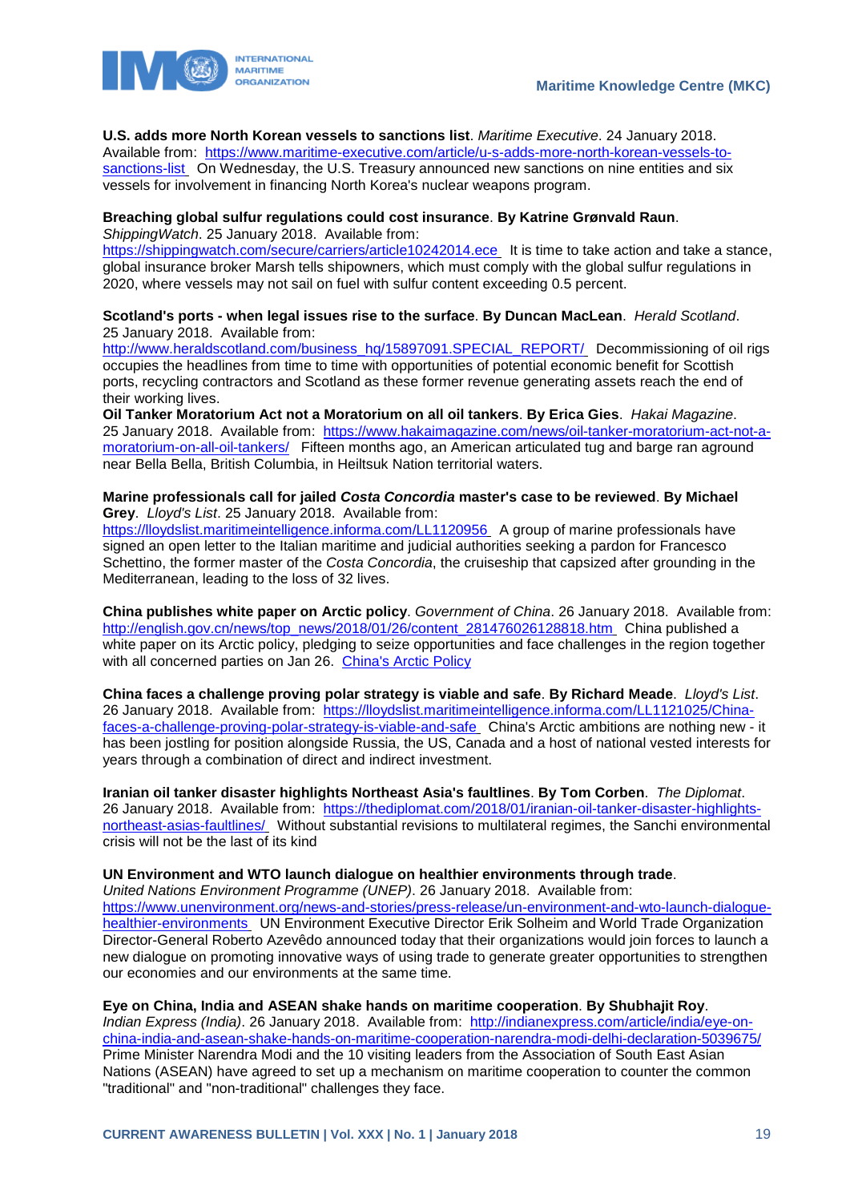**U.S. adds more North Korean vessels to sanctions list**. *Maritime Executive*. 24 January 2018. Available from: https://www.maritime-executive.com/article/u-s-adds-more-north-korean-vessels-to-sanctions-list On Wednesday, the U.S. Treasury announced new sanctions on nine entities and six vessels for involvement in financing North Korea's nuclear weapons program.

**Breaching global sulfur regulations could cost insurance**. **By Katrine Grønvald Raun**. *ShippingWatch*. 25 January 2018. Available from: https://shippingwatch.com/secure/carriers/article10242014.ece It is time to take action and take a stance, global insurance broker Marsh tells shipowners, which must comply with the global sulfur regulations in 2020, where vessels may not sail on fuel with sulfur content exceeding 0.5 percent.

**Scotland's ports - when legal issues rise to the surface**. **By Duncan MacLean**. *Herald Scotland*. 25 January 2018. Available from: http://www.heraldscotland.com/business_hq/15897091.SPECIAL_REPORT/ Decommissioning of oil rigs occupies the headlines from time to time with opportunities of potential economic benefit for Scottish ports, recycling contractors and Scotland as these former revenue generating assets reach the end of their working lives.

**Oil Tanker Moratorium Act not a Moratorium on all oil tankers**. **By Erica Gies**. *Hakai Magazine*. 25 January 2018. Available from: https://www.hakaimagazine.com/news/oil-tanker-moratorium-act-not-a-moratorium-on-all-oil-tankers/ Fifteen months ago, an American articulated tug and barge ran aground near Bella Bella, British Columbia, in Heiltsuk Nation territorial waters.

**Marine professionals call for jailed *Costa Concordia* master's case to be reviewed**. **By Michael Grey**. *Lloyd's List*. 25 January 2018. Available from: https://lloydslist.maritimeintelligence.informa.com/LL1120956 A group of marine professionals have signed an open letter to the Italian maritime and judicial authorities seeking a pardon for Francesco Schettino, the former master of the *Costa Concordia*, the cruiseship that capsized after grounding in the Mediterranean, leading to the loss of 32 lives.

**China publishes white paper on Arctic policy**. *Government of China*. 26 January 2018. Available from: http://english.gov.cn/news/top_news/2018/01/26/content_281476026128818.htm China published a white paper on its Arctic policy, pledging to seize opportunities and face challenges in the region together with all concerned parties on Jan 26. China's Arctic Policy

**China faces a challenge proving polar strategy is viable and safe**. **By Richard Meade**. *Lloyd's List*. 26 January 2018. Available from: https://lloydslist.maritimeintelligence.informa.com/LL1121025/China-faces-a-challenge-proving-polar-strategy-is-viable-and-safe China's Arctic ambitions are nothing new - it has been jostling for position alongside Russia, the US, Canada and a host of national vested interests for years through a combination of direct and indirect investment.

**Iranian oil tanker disaster highlights Northeast Asia's faultlines**. **By Tom Corben**. *The Diplomat*. 26 January 2018. Available from: https://thediplomat.com/2018/01/iranian-oil-tanker-disaster-highlights-northeast-asias-faultlines/ Without substantial revisions to multilateral regimes, the Sanchi environmental crisis will not be the last of its kind

**UN Environment and WTO launch dialogue on healthier environments through trade**. *United Nations Environment Programme (UNEP)*. 26 January 2018. Available from: https://www.unenvironment.org/news-and-stories/press-release/un-environment-and-wto-launch-dialogue-healthier-environments UN Environment Executive Director Erik Solheim and World Trade Organization Director-General Roberto Azevêdo announced today that their organizations would join forces to launch a new dialogue on promoting innovative ways of using trade to generate greater opportunities to strengthen our economies and our environments at the same time.

**Eye on China, India and ASEAN shake hands on maritime cooperation**. **By Shubhajit Roy**. *Indian Express (India)*. 26 January 2018. Available from: http://indianexpress.com/article/india/eye-on-china-india-and-asean-shake-hands-on-maritime-cooperation-narendra-modi-delhi-declaration-5039675/ Prime Minister Narendra Modi and the 10 visiting leaders from the Association of South East Asian Nations (ASEAN) have agreed to set up a mechanism on maritime cooperation to counter the common "traditional" and "non-traditional" challenges they face.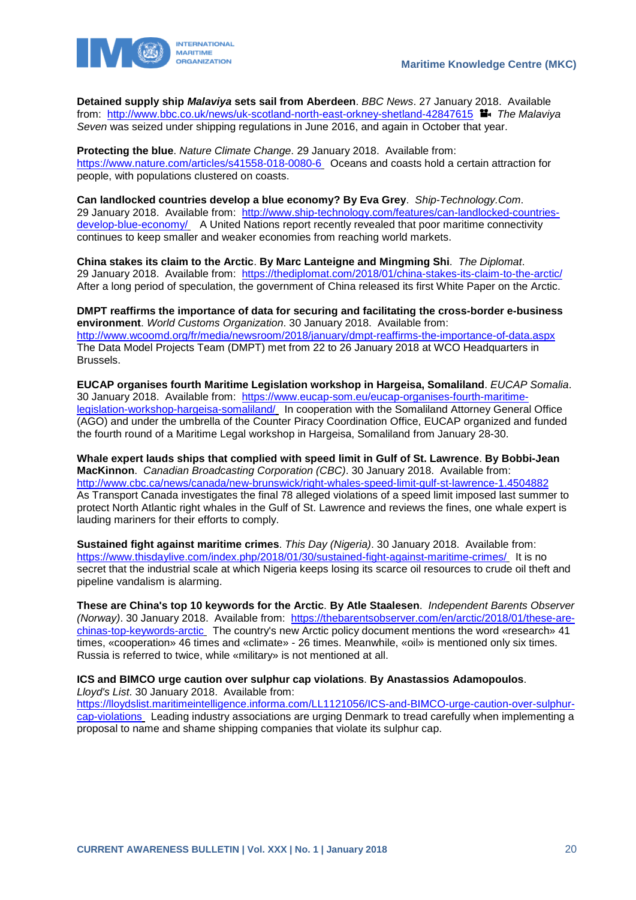**Detained supply ship *Malaviya* sets sail from Aberdeen**. *BBC News*. 27 January 2018. Available from: http://www.bbc.co.uk/news/uk-scotland-north-east-orkney-shetland-42847615 *The Malaviya Seven* was seized under shipping regulations in June 2016, and again in October that year.

**Protecting the blue**. *Nature Climate Change*. 29 January 2018. Available from: https://www.nature.com/articles/s41558-018-0080-6 Oceans and coasts hold a certain attraction for people, with populations clustered on coasts.

**Can landlocked countries develop a blue economy? By Eva Grey**. *Ship-Technology.Com*. 29 January 2018. Available from: http://www.ship-technology.com/features/can-landlocked-countries-develop-blue-economy/ A United Nations report recently revealed that poor maritime connectivity continues to keep smaller and weaker economies from reaching world markets.

**China stakes its claim to the Arctic**. **By Marc Lanteigne and Mingming Shi**. *The Diplomat*. 29 January 2018. Available from: https://thediplomat.com/2018/01/china-stakes-its-claim-to-the-arctic/ After a long period of speculation, the government of China released its first White Paper on the Arctic.

**DMPT reaffirms the importance of data for securing and facilitating the cross-border e-business environment**. *World Customs Organization*. 30 January 2018. Available from: http://www.wcoomd.org/fr/media/newsroom/2018/january/dmpt-reaffirms-the-importance-of-data.aspx The Data Model Projects Team (DMPT) met from 22 to 26 January 2018 at WCO Headquarters in Brussels.

**EUCAP organises fourth Maritime Legislation workshop in Hargeisa, Somaliland**. *EUCAP Somalia*. 30 January 2018. Available from: https://www.eucap-som.eu/eucap-organises-fourth-maritime-legislation-workshop-hargeisa-somaliland/ In cooperation with the Somaliland Attorney General Office (AGO) and under the umbrella of the Counter Piracy Coordination Office, EUCAP organized and funded the fourth round of a Maritime Legal workshop in Hargeisa, Somaliland from January 28-30.

**Whale expert lauds ships that complied with speed limit in Gulf of St. Lawrence**. **By Bobbi-Jean MacKinnon**. *Canadian Broadcasting Corporation (CBC)*. 30 January 2018. Available from: http://www.cbc.ca/news/canada/new-brunswick/right-whales-speed-limit-gulf-st-lawrence-1.4504882 As Transport Canada investigates the final 78 alleged violations of a speed limit imposed last summer to protect North Atlantic right whales in the Gulf of St. Lawrence and reviews the fines, one whale expert is lauding mariners for their efforts to comply.

**Sustained fight against maritime crimes**. *This Day (Nigeria)*. 30 January 2018. Available from: https://www.thisdaylive.com/index.php/2018/01/30/sustained-fight-against-maritime-crimes/ It is no secret that the industrial scale at which Nigeria keeps losing its scarce oil resources to crude oil theft and pipeline vandalism is alarming.

**These are China's top 10 keywords for the Arctic**. **By Atle Staalesen**. *Independent Barents Observer (Norway)*. 30 January 2018. Available from: https://thebarentsobserver.com/en/arctic/2018/01/these-are-chinas-top-keywords-arctic The country's new Arctic policy document mentions the word «research» 41 times, «cooperation» 46 times and «climate» - 26 times. Meanwhile, «oil» is mentioned only six times. Russia is referred to twice, while «military» is not mentioned at all.

**ICS and BIMCO urge caution over sulphur cap violations**. **By Anastassios Adamopoulos**. *Lloyd's List*. 30 January 2018. Available from: https://lloydslist.maritimeintelligence.informa.com/LL1121056/ICS-and-BIMCO-urge-caution-over-sulphur-cap-violations Leading industry associations are urging Denmark to tread carefully when implementing a proposal to name and shame shipping companies that violate its sulphur cap.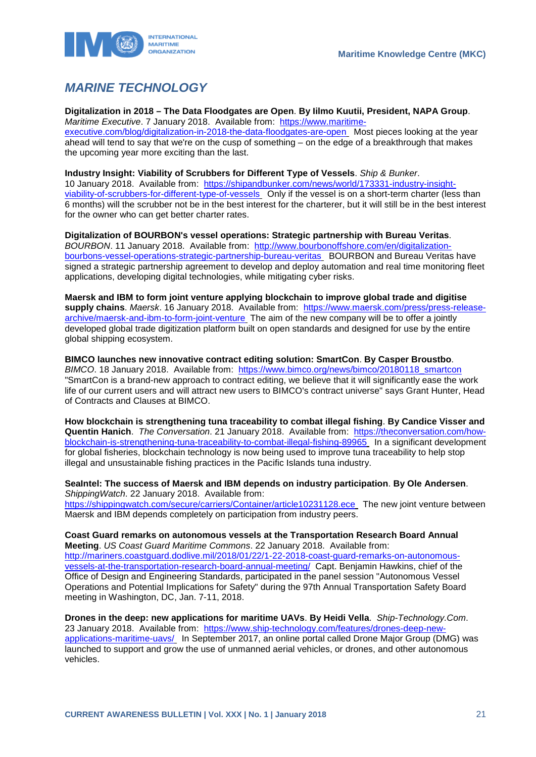## *MARINE TECHNOLOGY*

**Digitalization in 2018 – The Data Floodgates are Open**. **By Iilmo Kuutii, President, NAPA Group**. *Maritime Executive*. 7 January 2018. Available from: https://www.maritime-executive.com/blog/digitalization-in-2018-the-data-floodgates-are-open Most pieces looking at the year ahead will tend to say that we're on the cusp of something – on the edge of a breakthrough that makes the upcoming year more exciting than the last.

**Industry Insight: Viability of Scrubbers for Different Type of Vessels**. *Ship & Bunker*. 10 January 2018. Available from: https://shipandbunker.com/news/world/173331-industry-insight-viability-of-scrubbers-for-different-type-of-vessels Only if the vessel is on a short-term charter (less than 6 months) will the scrubber not be in the best interest for the charterer, but it will still be in the best interest for the owner who can get better charter rates.

**Digitalization of BOURBON's vessel operations: Strategic partnership with Bureau Veritas**. *BOURBON*. 11 January 2018. Available from: http://www.bourbonoffshore.com/en/digitalization-bourbons-vessel-operations-strategic-partnership-bureau-veritas BOURBON and Bureau Veritas have signed a strategic partnership agreement to develop and deploy automation and real time monitoring fleet applications, developing digital technologies, while mitigating cyber risks.

**Maersk and IBM to form joint venture applying blockchain to improve global trade and digitise supply chains**. *Maersk*. 16 January 2018. Available from: https://www.maersk.com/press/press-release-archive/maersk-and-ibm-to-form-joint-venture The aim of the new company will be to offer a jointly developed global trade digitization platform built on open standards and designed for use by the entire global shipping ecosystem.

**BIMCO launches new innovative contract editing solution: SmartCon**. **By Casper Broustbo**. *BIMCO*. 18 January 2018. Available from: https://www.bimco.org/news/bimco/20180118_smartcon "SmartCon is a brand-new approach to contract editing, we believe that it will significantly ease the work life of our current users and will attract new users to BIMCO's contract universe" says Grant Hunter, Head of Contracts and Clauses at BIMCO.

**How blockchain is strengthening tuna traceability to combat illegal fishing**. **By Candice Visser and Quentin Hanich**. *The Conversation*. 21 January 2018. Available from: https://theconversation.com/how-blockchain-is-strengthening-tuna-traceability-to-combat-illegal-fishing-89965 In a significant development for global fisheries, blockchain technology is now being used to improve tuna traceability to help stop illegal and unsustainable fishing practices in the Pacific Islands tuna industry.

**SeaIntel: The success of Maersk and IBM depends on industry participation**. **By Ole Andersen**. *ShippingWatch*. 22 January 2018. Available from: https://shippingwatch.com/secure/carriers/Container/article10231128.ece The new joint venture between Maersk and IBM depends completely on participation from industry peers.

**Coast Guard remarks on autonomous vessels at the Transportation Research Board Annual Meeting**. *US Coast Guard Maritime Commons*. 22 January 2018. Available from: http://mariners.coastguard.dodlive.mil/2018/01/22/1-22-2018-coast-guard-remarks-on-autonomous-vessels-at-the-transportation-research-board-annual-meeting/ Capt. Benjamin Hawkins, chief of the Office of Design and Engineering Standards, participated in the panel session "Autonomous Vessel Operations and Potential Implications for Safety" during the 97th Annual Transportation Safety Board meeting in Washington, DC, Jan. 7-11, 2018.

**Drones in the deep: new applications for maritime UAVs**. **By Heidi Vella**. *Ship-Technology.Com*. 23 January 2018. Available from: https://www.ship-technology.com/features/drones-deep-new-applications-maritime-uavs/ In September 2017, an online portal called Drone Major Group (DMG) was launched to support and grow the use of unmanned aerial vehicles, or drones, and other autonomous vehicles.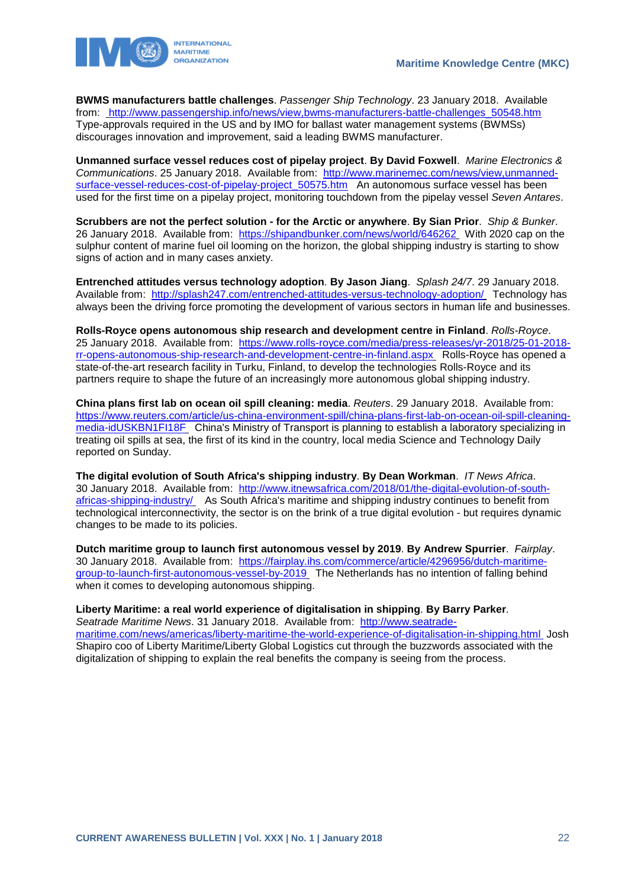**BWMS manufacturers battle challenges**. *Passenger Ship Technology*. 23 January 2018. Available from: http://www.passengership.info/news/view,bwms-manufacturers-battle-challenges_50548.htm Type-approvals required in the US and by IMO for ballast water management systems (BWMSs) discourages innovation and improvement, said a leading BWMS manufacturer.

**Unmanned surface vessel reduces cost of pipelay project**. **By David Foxwell**. *Marine Electronics & Communications*. 25 January 2018. Available from: http://www.marinemec.com/news/view,unmanned-surface-vessel-reduces-cost-of-pipelay-project_50575.htm An autonomous surface vessel has been used for the first time on a pipelay project, monitoring touchdown from the pipelay vessel *Seven Antares*.

**Scrubbers are not the perfect solution - for the Arctic or anywhere**. **By Sian Prior**. *Ship & Bunker*. 26 January 2018. Available from: https://shipandbunker.com/news/world/646262 With 2020 cap on the sulphur content of marine fuel oil looming on the horizon, the global shipping industry is starting to show signs of action and in many cases anxiety.

**Entrenched attitudes versus technology adoption**. **By Jason Jiang**. *Splash 24/7*. 29 January 2018. Available from: http://splash247.com/entrenched-attitudes-versus-technology-adoption/ Technology has always been the driving force promoting the development of various sectors in human life and businesses.

**Rolls-Royce opens autonomous ship research and development centre in Finland**. *Rolls-Royce*. 25 January 2018. Available from: https://www.rolls-royce.com/media/press-releases/yr-2018/25-01-2018-rr-opens-autonomous-ship-research-and-development-centre-in-finland.aspx Rolls-Royce has opened a state-of-the-art research facility in Turku, Finland, to develop the technologies Rolls-Royce and its partners require to shape the future of an increasingly more autonomous global shipping industry.

**China plans first lab on ocean oil spill cleaning: media**. *Reuters*. 29 January 2018. Available from: https://www.reuters.com/article/us-china-environment-spill/china-plans-first-lab-on-ocean-oil-spill-cleaning-media-idUSKBN1FI18F China's Ministry of Transport is planning to establish a laboratory specializing in treating oil spills at sea, the first of its kind in the country, local media Science and Technology Daily reported on Sunday.

**The digital evolution of South Africa's shipping industry**. **By Dean Workman**. *IT News Africa*. 30 January 2018. Available from: http://www.itnewsafrica.com/2018/01/the-digital-evolution-of-south-africas-shipping-industry/ As South Africa's maritime and shipping industry continues to benefit from technological interconnectivity, the sector is on the brink of a true digital evolution - but requires dynamic changes to be made to its policies.

**Dutch maritime group to launch first autonomous vessel by 2019**. **By Andrew Spurrier**. *Fairplay*. 30 January 2018. Available from: https://fairplay.ihs.com/commerce/article/4296956/dutch-maritime-group-to-launch-first-autonomous-vessel-by-2019 The Netherlands has no intention of falling behind when it comes to developing autonomous shipping.

**Liberty Maritime: a real world experience of digitalisation in shipping**. **By Barry Parker**. *Seatrade Maritime News*. 31 January 2018. Available from: http://www.seatrade-maritime.com/news/americas/liberty-maritime-the-world-experience-of-digitalisation-in-shipping.html Josh Shapiro coo of Liberty Maritime/Liberty Global Logistics cut through the buzzwords associated with the digitalization of shipping to explain the real benefits the company is seeing from the process.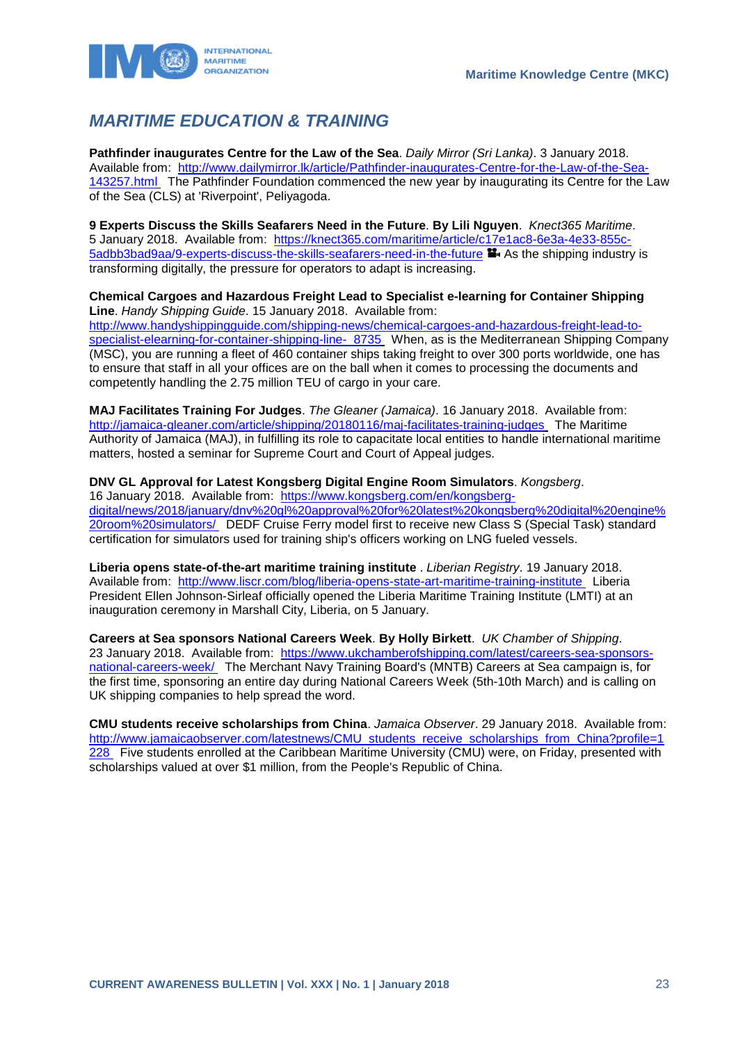## *MARITIME EDUCATION & TRAINING*

**Pathfinder inaugurates Centre for the Law of the Sea**. *Daily Mirror (Sri Lanka)*. 3 January 2018. Available from: [http://www.dailymirror.lk/article/Pathfinder-inaugurates-Centre-for-the-Law-of-the-Sea-143257.html](http://www.dailymirror.lk/article/Pathfinder-inaugurates-Centre-for-the-Law-of-the-Sea-143257.html) The Pathfinder Foundation commenced the new year by inaugurating its Centre for the Law of the Sea (CLS) at 'Riverpoint', Peliyagoda.

**9 Experts Discuss the Skills Seafarers Need in the Future**. **By Lili Nguyen**. *Knect365 Maritime*. 5 January 2018. Available from: [https://knect365.com/maritime/article/c17e1ac8-6e3a-4e33-855c-5adbb3bad9aa/9-experts-discuss-the-skills-seafarers-need-in-the-future](https://knect365.com/maritime/article/c17e1ac8-6e3a-4e33-855c-5adbb3bad9aa/9-experts-discuss-the-skills-seafarers-need-in-the-future) As the shipping industry is transforming digitally, the pressure for operators to adapt is increasing.

**Chemical Cargoes and Hazardous Freight Lead to Specialist e-learning for Container Shipping Line**. *Handy Shipping Guide*. 15 January 2018. Available from: [http://www.handyshippingguide.com/shipping-news/chemical-cargoes-and-hazardous-freight-lead-to-specialist-elearning-for-container-shipping-line-_8735](http://www.handyshippingguide.com/shipping-news/chemical-cargoes-and-hazardous-freight-lead-to-specialist-elearning-for-container-shipping-line-_8735) When, as is the Mediterranean Shipping Company (MSC), you are running a fleet of 460 container ships taking freight to over 300 ports worldwide, one has to ensure that staff in all your offices are on the ball when it comes to processing the documents and competently handling the 2.75 million TEU of cargo in your care.

**MAJ Facilitates Training For Judges**. *The Gleaner (Jamaica)*. 16 January 2018. Available from: [http://jamaica-gleaner.com/article/shipping/20180116/maj-facilitates-training-judges](http://jamaica-gleaner.com/article/shipping/20180116/maj-facilitates-training-judges) The Maritime Authority of Jamaica (MAJ), in fulfilling its role to capacitate local entities to handle international maritime matters, hosted a seminar for Supreme Court and Court of Appeal judges.

**DNV GL Approval for Latest Kongsberg Digital Engine Room Simulators**. *Kongsberg*. 16 January 2018. Available from: [https://www.kongsberg.com/en/kongsberg-digital/news/2018/january/dnv%20gl%20approval%20for%20latest%20kongsberg%20digital%20engine%20room%20simulators/](https://www.kongsberg.com/en/kongsberg-digital/news/2018/january/dnv%20gl%20approval%20for%20latest%20kongsberg%20digital%20engine%20room%20simulators/) DEDF Cruise Ferry model first to receive new Class S (Special Task) standard certification for simulators used for training ship's officers working on LNG fueled vessels.

**Liberia opens state-of-the-art maritime training institute** . *Liberian Registry*. 19 January 2018. Available from: [http://www.liscr.com/blog/liberia-opens-state-art-maritime-training-institute](http://www.liscr.com/blog/liberia-opens-state-art-maritime-training-institute) Liberia President Ellen Johnson-Sirleaf officially opened the Liberia Maritime Training Institute (LMTI) at an inauguration ceremony in Marshall City, Liberia, on 5 January.

**Careers at Sea sponsors National Careers Week**. **By Holly Birkett**. *UK Chamber of Shipping*. 23 January 2018. Available from: [https://www.ukchamberofshipping.com/latest/careers-sea-sponsors-national-careers-week/](https://www.ukchamberofshipping.com/latest/careers-sea-sponsors-national-careers-week/) The Merchant Navy Training Board's (MNTB) Careers at Sea campaign is, for the first time, sponsoring an entire day during National Careers Week (5th-10th March) and is calling on UK shipping companies to help spread the word.

**CMU students receive scholarships from China**. *Jamaica Observer*. 29 January 2018. Available from: [http://www.jamaicaobserver.com/latestnews/CMU_students_receive_scholarships_from_China?profile=1228](http://www.jamaicaobserver.com/latestnews/CMU_students_receive_scholarships_from_China?profile=1228) Five students enrolled at the Caribbean Maritime University (CMU) were, on Friday, presented with scholarships valued at over $1 million, from the People's Republic of China.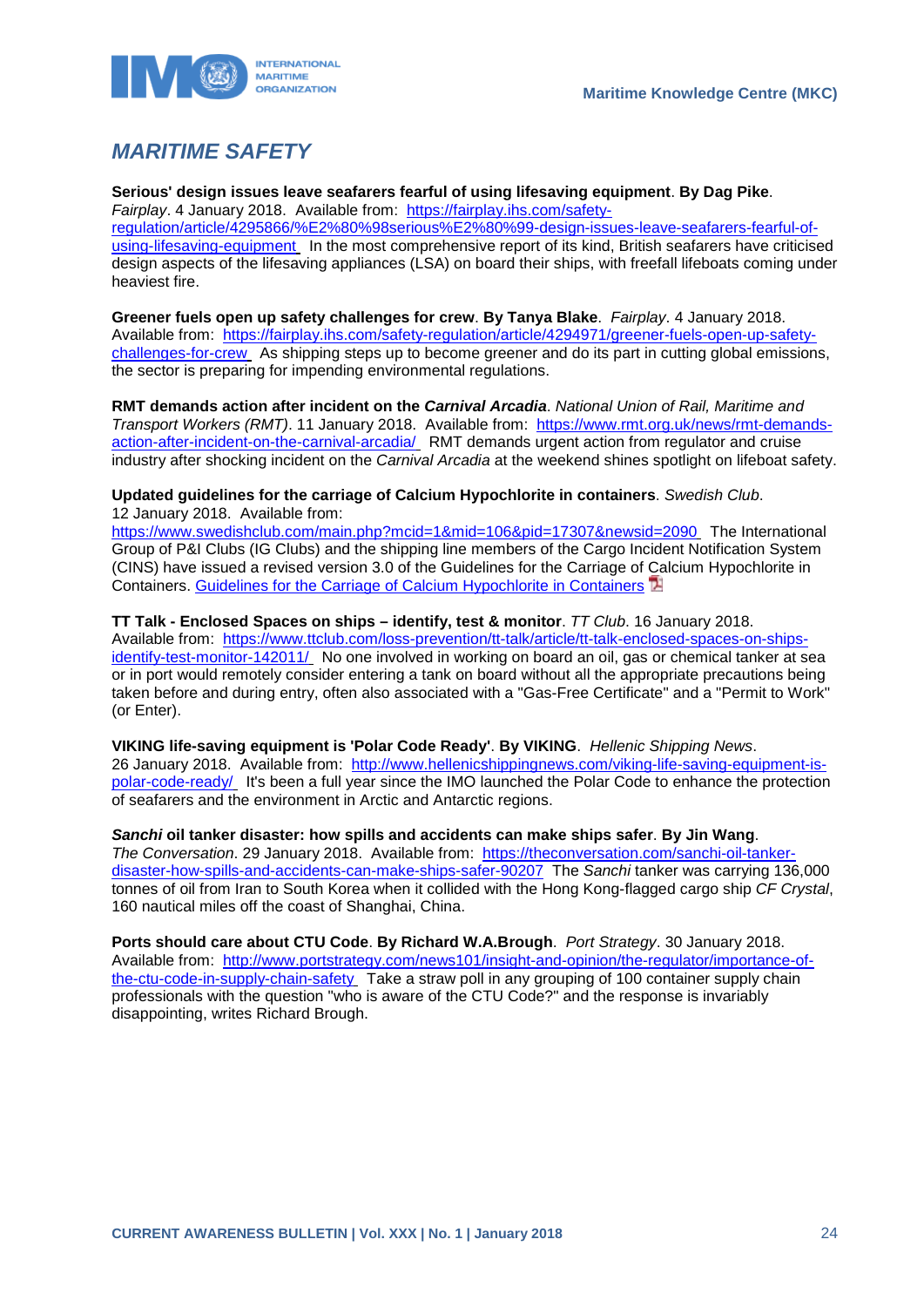# MARITIME SAFETY

**Serious' design issues leave seafarers fearful of using lifesaving equipment**. **By Dag Pike**. *Fairplay*. 4 January 2018. Available from: [https://fairplay.ihs.com/safety-regulation/article/4295866/%E2%80%98serious%E2%80%99-design-issues-leave-seafarers-fearful-of-using-lifesaving-equipment](https://fairplay.ihs.com/safety-regulation/article/4295866/%E2%80%98serious%E2%80%99-design-issues-leave-seafarers-fearful-of-using-lifesaving-equipment) In the most comprehensive report of its kind, British seafarers have criticised design aspects of the lifesaving appliances (LSA) on board their ships, with freefall lifeboats coming under heaviest fire.

**Greener fuels open up safety challenges for crew**. **By Tanya Blake**. *Fairplay*. 4 January 2018. Available from: [https://fairplay.ihs.com/safety-regulation/article/4294971/greener-fuels-open-up-safety-challenges-for-crew](https://fairplay.ihs.com/safety-regulation/article/4294971/greener-fuels-open-up-safety-challenges-for-crew) As shipping steps up to become greener and do its part in cutting global emissions, the sector is preparing for impending environmental regulations.

**RMT demands action after incident on the *Carnival Arcadia***. *National Union of Rail, Maritime and Transport Workers (RMT)*. 11 January 2018. Available from: [https://www.rmt.org.uk/news/rmt-demands-action-after-incident-on-the-carnival-arcadia/](https://www.rmt.org.uk/news/rmt-demands-action-after-incident-on-the-carnival-arcadia/) RMT demands urgent action from regulator and cruise industry after shocking incident on the *Carnival Arcadia* at the weekend shines spotlight on lifeboat safety.

**Updated guidelines for the carriage of Calcium Hypochlorite in containers**. *Swedish Club*. 12 January 2018. Available from: [https://www.swedishclub.com/main.php?mcid=1&mid=106&pid=17307&newsid=2090](https://www.swedishclub.com/main.php?mcid=1&mid=106&pid=17307&newsid=2090) The International Group of P&I Clubs (IG Clubs) and the shipping line members of the Cargo Incident Notification System (CINS) have issued a revised version 3.0 of the Guidelines for the Carriage of Calcium Hypochlorite in Containers. Guidelines for the Carriage of Calcium Hypochlorite in Containers

**TT Talk - Enclosed Spaces on ships – identify, test & monitor**. *TT Club*. 16 January 2018. Available from: [https://www.ttclub.com/loss-prevention/tt-talk/article/tt-talk-enclosed-spaces-on-ships-identify-test-monitor-142011/](https://www.ttclub.com/loss-prevention/tt-talk/article/tt-talk-enclosed-spaces-on-ships-identify-test-monitor-142011/) No one involved in working on board an oil, gas or chemical tanker at sea or in port would remotely consider entering a tank on board without all the appropriate precautions being taken before and during entry, often also associated with a "Gas-Free Certificate" and a "Permit to Work" (or Enter).

**VIKING life-saving equipment is 'Polar Code Ready'**. **By VIKING**. *Hellenic Shipping News*. 26 January 2018. Available from: [http://www.hellenicshippingnews.com/viking-life-saving-equipment-is-polar-code-ready/](http://www.hellenicshippingnews.com/viking-life-saving-equipment-is-polar-code-ready/) It's been a full year since the IMO launched the Polar Code to enhance the protection of seafarers and the environment in Arctic and Antarctic regions.

***Sanchi* oil tanker disaster: how spills and accidents can make ships safer**. **By Jin Wang**. *The Conversation*. 29 January 2018. Available from: [https://theconversation.com/sanchi-oil-tanker-disaster-how-spills-and-accidents-can-make-ships-safer-90207](https://theconversation.com/sanchi-oil-tanker-disaster-how-spills-and-accidents-can-make-ships-safer-90207) The *Sanchi* tanker was carrying 136,000 tonnes of oil from Iran to South Korea when it collided with the Hong Kong-flagged cargo ship *CF Crystal*, 160 nautical miles off the coast of Shanghai, China.

**Ports should care about CTU Code**. **By Richard W.A.Brough**. *Port Strategy*. 30 January 2018. Available from: [http://www.portstrategy.com/news101/insight-and-opinion/the-regulator/importance-of-the-ctu-code-in-supply-chain-safety](http://www.portstrategy.com/news101/insight-and-opinion/the-regulator/importance-of-the-ctu-code-in-supply-chain-safety) Take a straw poll in any grouping of 100 container supply chain professionals with the question "who is aware of the CTU Code?" and the response is invariably disappointing, writes Richard Brough.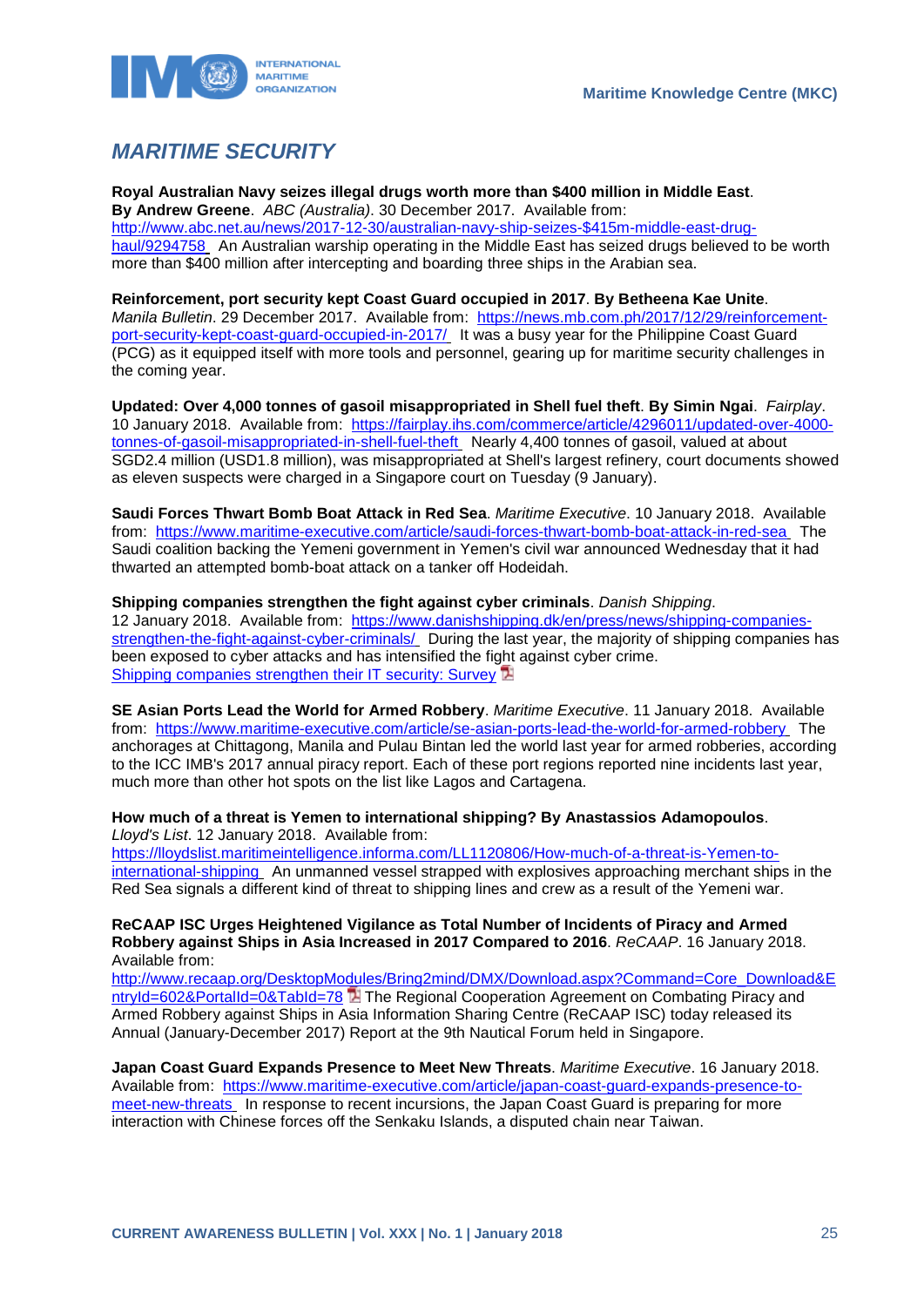## *MARITIME SECURITY*

**Royal Australian Navy seizes illegal drugs worth more than $400 million in Middle East**. **By Andrew Greene**. *ABC (Australia)*. 30 December 2017. Available from: http://www.abc.net.au/news/2017-12-30/australian-navy-ship-seizes-$415m-middle-east-drug-haul/9294758 An Australian warship operating in the Middle East has seized drugs believed to be worth more than $400 million after intercepting and boarding three ships in the Arabian sea.

**Reinforcement, port security kept Coast Guard occupied in 2017**. **By Betheena Kae Unite**. *Manila Bulletin*. 29 December 2017. Available from: https://news.mb.com.ph/2017/12/29/reinforcement-port-security-kept-coast-guard-occupied-in-2017/ It was a busy year for the Philippine Coast Guard (PCG) as it equipped itself with more tools and personnel, gearing up for maritime security challenges in the coming year.

**Updated: Over 4,000 tonnes of gasoil misappropriated in Shell fuel theft**. **By Simin Ngai**. *Fairplay*. 10 January 2018. Available from: https://fairplay.ihs.com/commerce/article/4296011/updated-over-4000-tonnes-of-gasoil-misappropriated-in-shell-fuel-theft Nearly 4,400 tonnes of gasoil, valued at about SGD2.4 million (USD1.8 million), was misappropriated at Shell's largest refinery, court documents showed as eleven suspects were charged in a Singapore court on Tuesday (9 January).

**Saudi Forces Thwart Bomb Boat Attack in Red Sea**. *Maritime Executive*. 10 January 2018. Available from: https://www.maritime-executive.com/article/saudi-forces-thwart-bomb-boat-attack-in-red-sea The Saudi coalition backing the Yemeni government in Yemen's civil war announced Wednesday that it had thwarted an attempted bomb-boat attack on a tanker off Hodeidah.

**Shipping companies strengthen the fight against cyber criminals**. *Danish Shipping*. 12 January 2018. Available from: https://www.danishshipping.dk/en/press/news/shipping-companies-strengthen-the-fight-against-cyber-criminals/ During the last year, the majority of shipping companies has been exposed to cyber attacks and has intensified the fight against cyber crime.
Shipping companies strengthen their IT security: Survey

**SE Asian Ports Lead the World for Armed Robbery**. *Maritime Executive*. 11 January 2018. Available from: https://www.maritime-executive.com/article/se-asian-ports-lead-the-world-for-armed-robbery The anchorages at Chittagong, Manila and Pulau Bintan led the world last year for armed robberies, according to the ICC IMB's 2017 annual piracy report. Each of these port regions reported nine incidents last year, much more than other hot spots on the list like Lagos and Cartagena.

**How much of a threat is Yemen to international shipping? By Anastassios Adamopoulos**. *Lloyd's List*. 12 January 2018. Available from: https://lloydslist.maritimeintelligence.informa.com/LL1120806/How-much-of-a-threat-is-Yemen-to-international-shipping An unmanned vessel strapped with explosives approaching merchant ships in the Red Sea signals a different kind of threat to shipping lines and crew as a result of the Yemeni war.

**ReCAAP ISC Urges Heightened Vigilance as Total Number of Incidents of Piracy and Armed Robbery against Ships in Asia Increased in 2017 Compared to 2016**. *ReCAAP*. 16 January 2018. Available from: http://www.recaap.org/DesktopModules/Bring2mind/DMX/Download.aspx?Command=Core_Download&EntryId=602&PortalId=0&TabId=78 The Regional Cooperation Agreement on Combating Piracy and Armed Robbery against Ships in Asia Information Sharing Centre (ReCAAP ISC) today released its Annual (January-December 2017) Report at the 9th Nautical Forum held in Singapore.

**Japan Coast Guard Expands Presence to Meet New Threats**. *Maritime Executive*. 16 January 2018. Available from: https://www.maritime-executive.com/article/japan-coast-guard-expands-presence-to-meet-new-threats In response to recent incursions, the Japan Coast Guard is preparing for more interaction with Chinese forces off the Senkaku Islands, a disputed chain near Taiwan.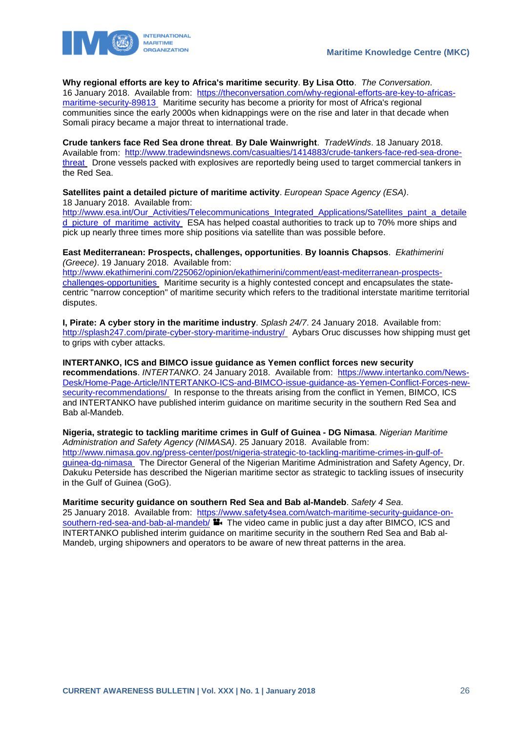**Why regional efforts are key to Africa's maritime security**. **By Lisa Otto**. *The Conversation*. 16 January 2018. Available from: [https://theconversation.com/why-regional-efforts-are-key-to-africas-maritime-security-89813](https://theconversation.com/why-regional-efforts-are-key-to-africas-maritime-security-89813) Maritime security has become a priority for most of Africa's regional communities since the early 2000s when kidnappings were on the rise and later in that decade when Somali piracy became a major threat to international trade.

**Crude tankers face Red Sea drone threat**. **By Dale Wainwright**. *TradeWinds*. 18 January 2018. Available from: [http://www.tradewindsnews.com/casualties/1414883/crude-tankers-face-red-sea-drone-threat](http://www.tradewindsnews.com/casualties/1414883/crude-tankers-face-red-sea-drone-threat) Drone vessels packed with explosives are reportedly being used to target commercial tankers in the Red Sea.

**Satellites paint a detailed picture of maritime activity**. *European Space Agency (ESA)*. 18 January 2018. Available from: [http://www.esa.int/Our_Activities/Telecommunications_Integrated_Applications/Satellites_paint_a_detailed_picture_of_maritime_activity](http://www.esa.int/Our_Activities/Telecommunications_Integrated_Applications/Satellites_paint_a_detailed_picture_of_maritime_activity) ESA has helped coastal authorities to track up to 70% more ships and pick up nearly three times more ship positions via satellite than was possible before.

**East Mediterranean: Prospects, challenges, opportunities**. **By Ioannis Chapsos**. *Ekathimerini (Greece)*. 19 January 2018. Available from: [http://www.ekathimerini.com/225062/opinion/ekathimerini/comment/east-mediterranean-prospects-challenges-opportunities](http://www.ekathimerini.com/225062/opinion/ekathimerini/comment/east-mediterranean-prospects-challenges-opportunities) Maritime security is a highly contested concept and encapsulates the state-centric "narrow conception" of maritime security which refers to the traditional interstate maritime territorial disputes.

**I, Pirate: A cyber story in the maritime industry**. *Splash 24/7*. 24 January 2018. Available from: [http://splash247.com/pirate-cyber-story-maritime-industry/](http://splash247.com/pirate-cyber-story-maritime-industry/) Aybars Oruc discusses how shipping must get to grips with cyber attacks.

**INTERTANKO, ICS and BIMCO issue guidance as Yemen conflict forces new security recommendations**. *INTERTANKO*. 24 January 2018. Available from: [https://www.intertanko.com/News-Desk/Home-Page-Article/INTERTANKO-ICS-and-BIMCO-issue-guidance-as-Yemen-Conflict-Forces-new-security-recommendations/](https://www.intertanko.com/News-Desk/Home-Page-Article/INTERTANKO-ICS-and-BIMCO-issue-guidance-as-Yemen-Conflict-Forces-new-security-recommendations/) In response to the threats arising from the conflict in Yemen, BIMCO, ICS and INTERTANKO have published interim guidance on maritime security in the southern Red Sea and Bab al-Mandeb.

**Nigeria, strategic to tackling maritime crimes in Gulf of Guinea - DG Nimasa**. *Nigerian Maritime Administration and Safety Agency (NIMASA)*. 25 January 2018. Available from: [http://www.nimasa.gov.ng/press-center/post/nigeria-strategic-to-tackling-maritime-crimes-in-gulf-of-guinea-dg-nimasa](http://www.nimasa.gov.ng/press-center/post/nigeria-strategic-to-tackling-maritime-crimes-in-gulf-of-guinea-dg-nimasa) The Director General of the Nigerian Maritime Administration and Safety Agency, Dr. Dakuku Peterside has described the Nigerian maritime sector as strategic to tackling issues of insecurity in the Gulf of Guinea (GoG).

**Maritime security guidance on southern Red Sea and Bab al-Mandeb**. *Safety 4 Sea*. 25 January 2018. Available from: [https://www.safety4sea.com/watch-maritime-security-guidance-on-southern-red-sea-and-bab-al-mandeb/](https://www.safety4sea.com/watch-maritime-security-guidance-on-southern-red-sea-and-bab-al-mandeb/) The video came in public just a day after BIMCO, ICS and INTERTANKO published interim guidance on maritime security in the southern Red Sea and Bab al-Mandeb, urging shipowners and operators to be aware of new threat patterns in the area.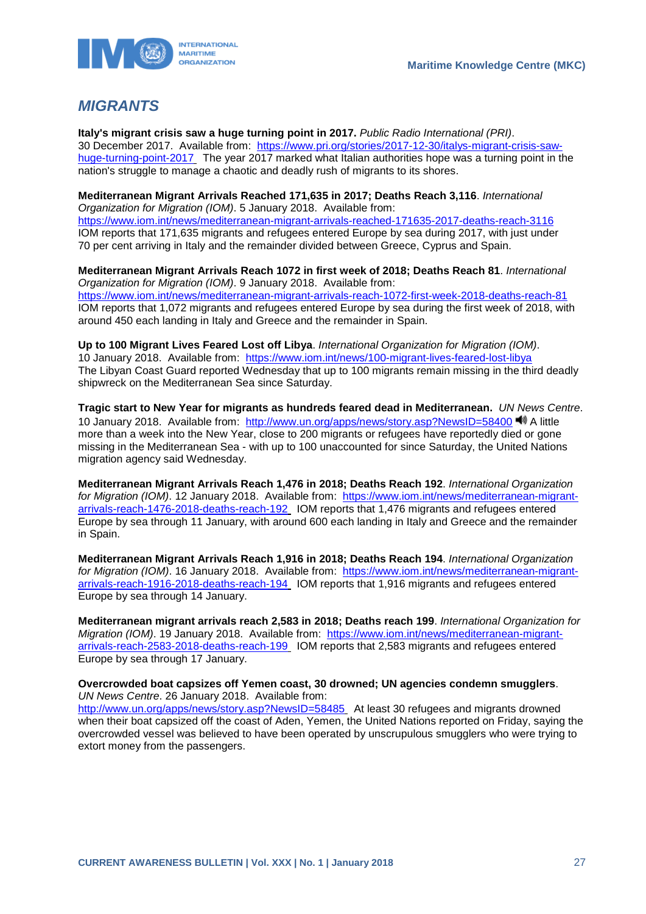## *MIGRANTS*

**Italy's migrant crisis saw a huge turning point in 2017.** *Public Radio International (PRI)*. 30 December 2017. Available from: https://www.pri.org/stories/2017-12-30/italys-migrant-crisis-saw-huge-turning-point-2017 The year 2017 marked what Italian authorities hope was a turning point in the nation's struggle to manage a chaotic and deadly rush of migrants to its shores.

**Mediterranean Migrant Arrivals Reached 171,635 in 2017; Deaths Reach 3,116**. *International Organization for Migration (IOM)*. 5 January 2018. Available from: https://www.iom.int/news/mediterranean-migrant-arrivals-reached-171635-2017-deaths-reach-3116 IOM reports that 171,635 migrants and refugees entered Europe by sea during 2017, with just under 70 per cent arriving in Italy and the remainder divided between Greece, Cyprus and Spain.

**Mediterranean Migrant Arrivals Reach 1072 in first week of 2018; Deaths Reach 81**. *International Organization for Migration (IOM)*. 9 January 2018. Available from: https://www.iom.int/news/mediterranean-migrant-arrivals-reach-1072-first-week-2018-deaths-reach-81 IOM reports that 1,072 migrants and refugees entered Europe by sea during the first week of 2018, with around 450 each landing in Italy and Greece and the remainder in Spain.

**Up to 100 Migrant Lives Feared Lost off Libya**. *International Organization for Migration (IOM)*. 10 January 2018. Available from: https://www.iom.int/news/100-migrant-lives-feared-lost-libya The Libyan Coast Guard reported Wednesday that up to 100 migrants remain missing in the third deadly shipwreck on the Mediterranean Sea since Saturday.

**Tragic start to New Year for migrants as hundreds feared dead in Mediterranean.** *UN News Centre*. 10 January 2018. Available from: http://www.un.org/apps/news/story.asp?NewsID=58400 A little more than a week into the New Year, close to 200 migrants or refugees have reportedly died or gone missing in the Mediterranean Sea - with up to 100 unaccounted for since Saturday, the United Nations migration agency said Wednesday.

**Mediterranean Migrant Arrivals Reach 1,476 in 2018; Deaths Reach 192**. *International Organization for Migration (IOM)*. 12 January 2018. Available from: https://www.iom.int/news/mediterranean-migrant-arrivals-reach-1476-2018-deaths-reach-192 IOM reports that 1,476 migrants and refugees entered Europe by sea through 11 January, with around 600 each landing in Italy and Greece and the remainder in Spain.

**Mediterranean Migrant Arrivals Reach 1,916 in 2018; Deaths Reach 194**. *International Organization for Migration (IOM)*. 16 January 2018. Available from: https://www.iom.int/news/mediterranean-migrant-arrivals-reach-1916-2018-deaths-reach-194 IOM reports that 1,916 migrants and refugees entered Europe by sea through 14 January.

**Mediterranean migrant arrivals reach 2,583 in 2018; Deaths reach 199**. *International Organization for Migration (IOM)*. 19 January 2018. Available from: https://www.iom.int/news/mediterranean-migrant-arrivals-reach-2583-2018-deaths-reach-199 IOM reports that 2,583 migrants and refugees entered Europe by sea through 17 January.

**Overcrowded boat capsizes off Yemen coast, 30 drowned; UN agencies condemn smugglers**. *UN News Centre*. 26 January 2018. Available from: http://www.un.org/apps/news/story.asp?NewsID=58485 At least 30 refugees and migrants drowned when their boat capsized off the coast of Aden, Yemen, the United Nations reported on Friday, saying the overcrowded vessel was believed to have been operated by unscrupulous smugglers who were trying to extort money from the passengers.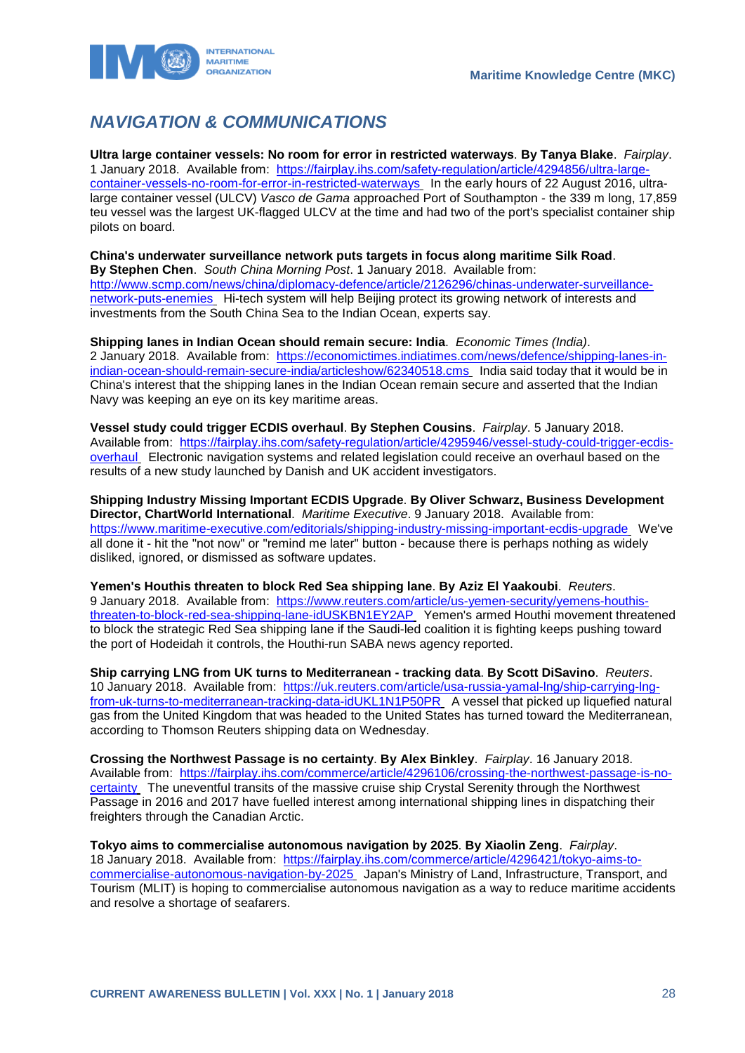# *NAVIGATION & COMMUNICATIONS*

**Ultra large container vessels: No room for error in restricted waterways**. **By Tanya Blake**. *Fairplay*. 1 January 2018. Available from: [https://fairplay.ihs.com/safety-regulation/article/4294856/ultra-large-container-vessels-no-room-for-error-in-restricted-waterways](https://fairplay.ihs.com/safety-regulation/article/4294856/ultra-large-container-vessels-no-room-for-error-in-restricted-waterways) In the early hours of 22 August 2016, ultra-large container vessel (ULCV) *Vasco de Gama* approached Port of Southampton - the 339 m long, 17,859 teu vessel was the largest UK-flagged ULCV at the time and had two of the port's specialist container ship pilots on board.

**China's underwater surveillance network puts targets in focus along maritime Silk Road**. **By Stephen Chen**. *South China Morning Post*. 1 January 2018. Available from: [http://www.scmp.com/news/china/diplomacy-defence/article/2126296/chinas-underwater-surveillance-network-puts-enemies](http://www.scmp.com/news/china/diplomacy-defence/article/2126296/chinas-underwater-surveillance-network-puts-enemies) Hi-tech system will help Beijing protect its growing network of interests and investments from the South China Sea to the Indian Ocean, experts say.

**Shipping lanes in Indian Ocean should remain secure: India**. *Economic Times (India)*. 2 January 2018. Available from: [https://economictimes.indiatimes.com/news/defence/shipping-lanes-in-indian-ocean-should-remain-secure-india/articleshow/62340518.cms](https://economictimes.indiatimes.com/news/defence/shipping-lanes-in-indian-ocean-should-remain-secure-india/articleshow/62340518.cms) India said today that it would be in China's interest that the shipping lanes in the Indian Ocean remain secure and asserted that the Indian Navy was keeping an eye on its key maritime areas.

**Vessel study could trigger ECDIS overhaul**. **By Stephen Cousins**. *Fairplay*. 5 January 2018. Available from: [https://fairplay.ihs.com/safety-regulation/article/4295946/vessel-study-could-trigger-ecdis-overhaul](https://fairplay.ihs.com/safety-regulation/article/4295946/vessel-study-could-trigger-ecdis-overhaul) Electronic navigation systems and related legislation could receive an overhaul based on the results of a new study launched by Danish and UK accident investigators.

**Shipping Industry Missing Important ECDIS Upgrade**. **By Oliver Schwarz, Business Development Director, ChartWorld International**. *Maritime Executive*. 9 January 2018. Available from: [https://www.maritime-executive.com/editorials/shipping-industry-missing-important-ecdis-upgrade](https://www.maritime-executive.com/editorials/shipping-industry-missing-important-ecdis-upgrade) We've all done it - hit the "not now" or "remind me later" button - because there is perhaps nothing as widely disliked, ignored, or dismissed as software updates.

**Yemen's Houthis threaten to block Red Sea shipping lane**. **By Aziz El Yaakoubi**. *Reuters*. 9 January 2018. Available from: [https://www.reuters.com/article/us-yemen-security/yemens-houthis-threaten-to-block-red-sea-shipping-lane-idUSKBN1EY2AP](https://www.reuters.com/article/us-yemen-security/yemens-houthis-threaten-to-block-red-sea-shipping-lane-idUSKBN1EY2AP) Yemen's armed Houthi movement threatened to block the strategic Red Sea shipping lane if the Saudi-led coalition it is fighting keeps pushing toward the port of Hodeidah it controls, the Houthi-run SABA news agency reported.

**Ship carrying LNG from UK turns to Mediterranean - tracking data**. **By Scott DiSavino**. *Reuters*. 10 January 2018. Available from: [https://uk.reuters.com/article/usa-russia-yamal-lng/ship-carrying-lng-from-uk-turns-to-mediterranean-tracking-data-idUKL1N1P50PR](https://uk.reuters.com/article/usa-russia-yamal-lng/ship-carrying-lng-from-uk-turns-to-mediterranean-tracking-data-idUKL1N1P50PR) A vessel that picked up liquefied natural gas from the United Kingdom that was headed to the United States has turned toward the Mediterranean, according to Thomson Reuters shipping data on Wednesday.

**Crossing the Northwest Passage is no certainty**. **By Alex Binkley**. *Fairplay*. 16 January 2018. Available from: [https://fairplay.ihs.com/commerce/article/4296106/crossing-the-northwest-passage-is-no-certainty](https://fairplay.ihs.com/commerce/article/4296106/crossing-the-northwest-passage-is-no-certainty) The uneventful transits of the massive cruise ship Crystal Serenity through the Northwest Passage in 2016 and 2017 have fuelled interest among international shipping lines in dispatching their freighters through the Canadian Arctic.

**Tokyo aims to commercialise autonomous navigation by 2025**. **By Xiaolin Zeng**. *Fairplay*. 18 January 2018. Available from: [https://fairplay.ihs.com/commerce/article/4296421/tokyo-aims-to-commercialise-autonomous-navigation-by-2025](https://fairplay.ihs.com/commerce/article/4296421/tokyo-aims-to-commercialise-autonomous-navigation-by-2025) Japan's Ministry of Land, Infrastructure, Transport, and Tourism (MLIT) is hoping to commercialise autonomous navigation as a way to reduce maritime accidents and resolve a shortage of seafarers.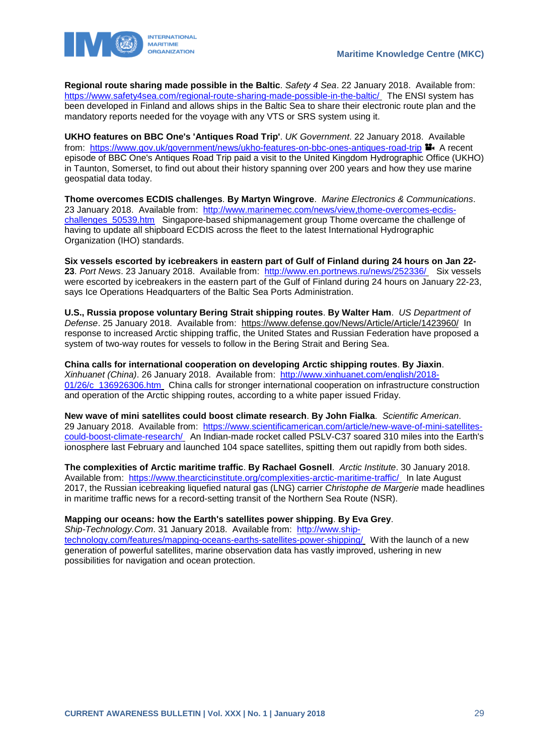**Regional route sharing made possible in the Baltic**. *Safety 4 Sea*. 22 January 2018. Available from: https://www.safety4sea.com/regional-route-sharing-made-possible-in-the-baltic/ The ENSI system has been developed in Finland and allows ships in the Baltic Sea to share their electronic route plan and the mandatory reports needed for the voyage with any VTS or SRS system using it.

**UKHO features on BBC One's 'Antiques Road Trip'**. *UK Government*. 22 January 2018. Available from: https://www.gov.uk/government/news/ukho-features-on-bbc-ones-antiques-road-trip A recent episode of BBC One's Antiques Road Trip paid a visit to the United Kingdom Hydrographic Office (UKHO) in Taunton, Somerset, to find out about their history spanning over 200 years and how they use marine geospatial data today.

**Thome overcomes ECDIS challenges**. **By Martyn Wingrove**. *Marine Electronics & Communications*. 23 January 2018. Available from: http://www.marinemec.com/news/view,thome-overcomes-ecdis-challenges_50539.htm Singapore-based shipmanagement group Thome overcame the challenge of having to update all shipboard ECDIS across the fleet to the latest International Hydrographic Organization (IHO) standards.

**Six vessels escorted by icebreakers in eastern part of Gulf of Finland during 24 hours on Jan 22-23**. *Port News*. 23 January 2018. Available from: http://www.en.portnews.ru/news/252336/ Six vessels were escorted by icebreakers in the eastern part of the Gulf of Finland during 24 hours on January 22-23, says Ice Operations Headquarters of the Baltic Sea Ports Administration.

**U.S., Russia propose voluntary Bering Strait shipping routes**. **By Walter Ham**. *US Department of Defense*. 25 January 2018. Available from: https://www.defense.gov/News/Article/Article/1423960/ In response to increased Arctic shipping traffic, the United States and Russian Federation have proposed a system of two-way routes for vessels to follow in the Bering Strait and Bering Sea.

**China calls for international cooperation on developing Arctic shipping routes**. **By Jiaxin**. *Xinhuanet (China)*. 26 January 2018. Available from: http://www.xinhuanet.com/english/2018-01/26/c_136926306.htm China calls for stronger international cooperation on infrastructure construction and operation of the Arctic shipping routes, according to a white paper issued Friday.

**New wave of mini satellites could boost climate research**. **By John Fialka**. *Scientific American*. 29 January 2018. Available from: https://www.scientificamerican.com/article/new-wave-of-mini-satellites-could-boost-climate-research/ An Indian-made rocket called PSLV-C37 soared 310 miles into the Earth's ionosphere last February and launched 104 space satellites, spitting them out rapidly from both sides.

**The complexities of Arctic maritime traffic**. **By Rachael Gosnell**. *Arctic Institute*. 30 January 2018. Available from: https://www.thearcticinstitute.org/complexities-arctic-maritime-traffic/ In late August 2017, the Russian icebreaking liquefied natural gas (LNG) carrier *Christophe de Margerie* made headlines in maritime traffic news for a record-setting transit of the Northern Sea Route (NSR).

**Mapping our oceans: how the Earth's satellites power shipping**. **By Eva Grey**. *Ship-Technology.Com*. 31 January 2018. Available from: http://www.ship-technology.com/features/mapping-oceans-earths-satellites-power-shipping/ With the launch of a new generation of powerful satellites, marine observation data has vastly improved, ushering in new possibilities for navigation and ocean protection.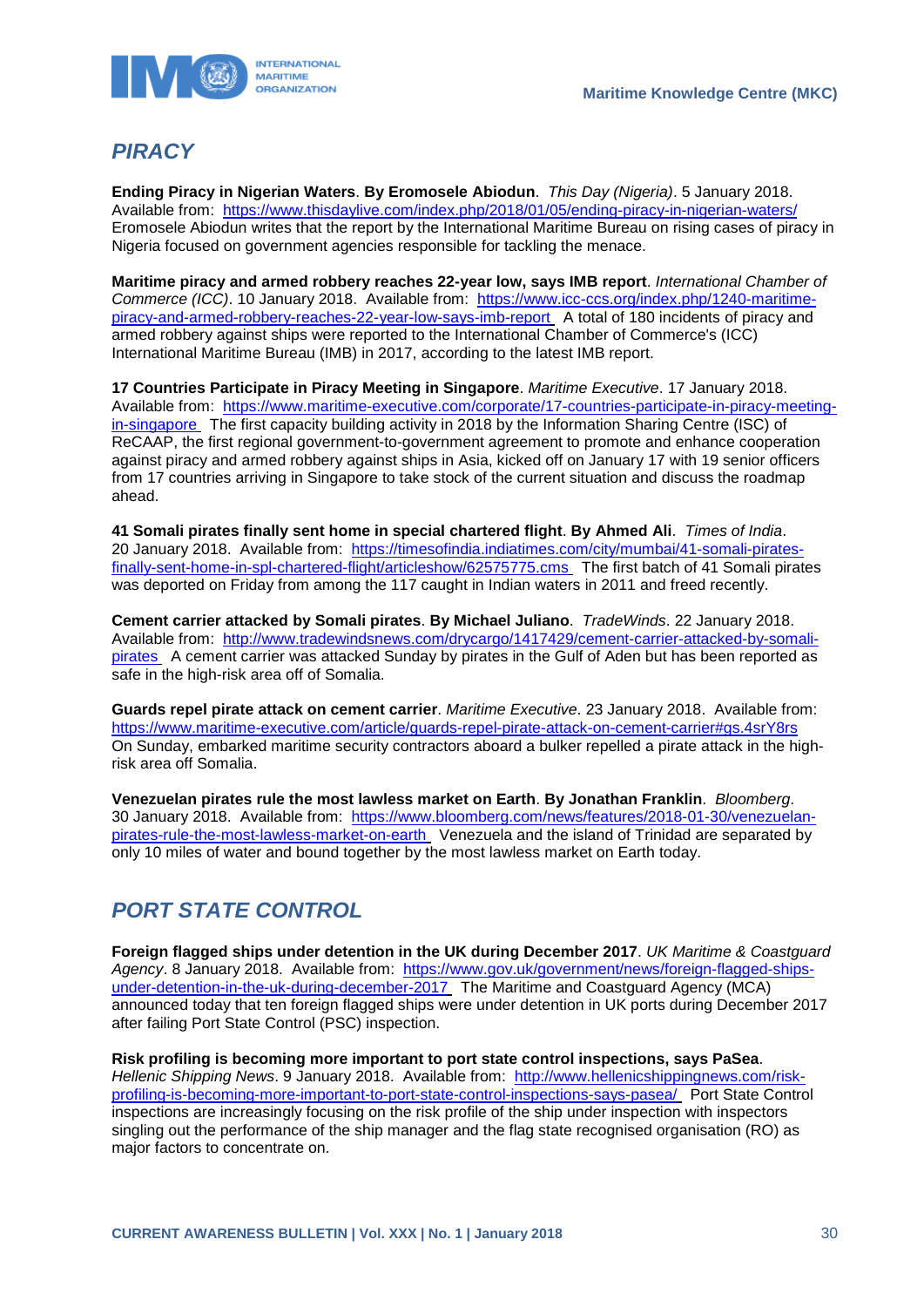## *PIRACY*

**Ending Piracy in Nigerian Waters**. **By Eromosele Abiodun**. *This Day (Nigeria)*. 5 January 2018. Available from: https://www.thisdaylive.com/index.php/2018/01/05/ending-piracy-in-nigerian-waters/ Eromosele Abiodun writes that the report by the International Maritime Bureau on rising cases of piracy in Nigeria focused on government agencies responsible for tackling the menace.

**Maritime piracy and armed robbery reaches 22-year low, says IMB report**. *International Chamber of Commerce (ICC)*. 10 January 2018. Available from: https://www.icc-ccs.org/index.php/1240-maritime-piracy-and-armed-robbery-reaches-22-year-low-says-imb-report A total of 180 incidents of piracy and armed robbery against ships were reported to the International Chamber of Commerce's (ICC) International Maritime Bureau (IMB) in 2017, according to the latest IMB report.

**17 Countries Participate in Piracy Meeting in Singapore**. *Maritime Executive*. 17 January 2018. Available from: https://www.maritime-executive.com/corporate/17-countries-participate-in-piracy-meeting-in-singapore The first capacity building activity in 2018 by the Information Sharing Centre (ISC) of ReCAAP, the first regional government-to-government agreement to promote and enhance cooperation against piracy and armed robbery against ships in Asia, kicked off on January 17 with 19 senior officers from 17 countries arriving in Singapore to take stock of the current situation and discuss the roadmap ahead.

**41 Somali pirates finally sent home in special chartered flight**. **By Ahmed Ali**. *Times of India*. 20 January 2018. Available from: https://timesofindia.indiatimes.com/city/mumbai/41-somali-pirates-finally-sent-home-in-spl-chartered-flight/articleshow/62575775.cms The first batch of 41 Somali pirates was deported on Friday from among the 117 caught in Indian waters in 2011 and freed recently.

**Cement carrier attacked by Somali pirates**. **By Michael Juliano**. *TradeWinds*. 22 January 2018. Available from: http://www.tradewindsnews.com/drycargo/1417429/cement-carrier-attacked-by-somali-pirates A cement carrier was attacked Sunday by pirates in the Gulf of Aden but has been reported as safe in the high-risk area off of Somalia.

**Guards repel pirate attack on cement carrier**. *Maritime Executive*. 23 January 2018. Available from: https://www.maritime-executive.com/article/guards-repel-pirate-attack-on-cement-carrier#gs.4srY8rs On Sunday, embarked maritime security contractors aboard a bulker repelled a pirate attack in the high-risk area off Somalia.

**Venezuelan pirates rule the most lawless market on Earth**. **By Jonathan Franklin**. *Bloomberg*. 30 January 2018. Available from: https://www.bloomberg.com/news/features/2018-01-30/venezuelan-pirates-rule-the-most-lawless-market-on-earth Venezuela and the island of Trinidad are separated by only 10 miles of water and bound together by the most lawless market on Earth today.

## *PORT STATE CONTROL*

**Foreign flagged ships under detention in the UK during December 2017**. *UK Maritime & Coastguard Agency*. 8 January 2018. Available from: https://www.gov.uk/government/news/foreign-flagged-ships-under-detention-in-the-uk-during-december-2017 The Maritime and Coastguard Agency (MCA) announced today that ten foreign flagged ships were under detention in UK ports during December 2017 after failing Port State Control (PSC) inspection.

**Risk profiling is becoming more important to port state control inspections, says PaSea**. *Hellenic Shipping News*. 9 January 2018. Available from: http://www.hellenicshippingnews.com/risk-profiling-is-becoming-more-important-to-port-state-control-inspections-says-pasea/ Port State Control inspections are increasingly focusing on the risk profile of the ship under inspection with inspectors singling out the performance of the ship manager and the flag state recognised organisation (RO) as major factors to concentrate on.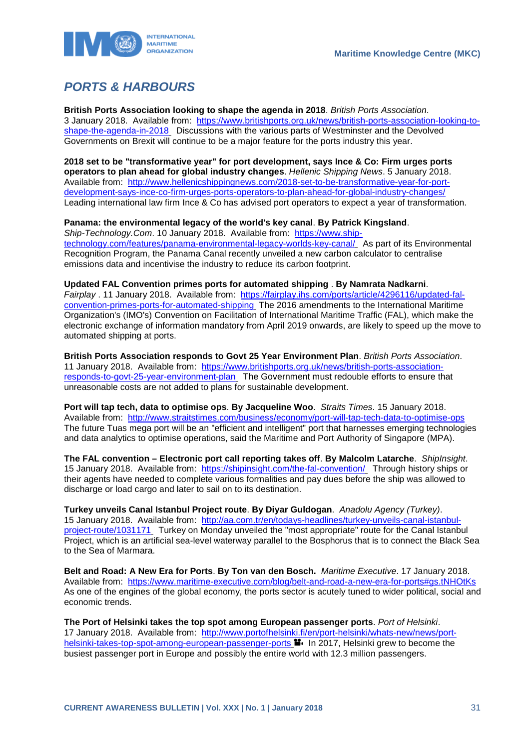## PORTS & HARBOURS

**British Ports Association looking to shape the agenda in 2018**. *British Ports Association*. 3 January 2018. Available from: https://www.britishports.org.uk/news/british-ports-association-looking-to-shape-the-agenda-in-2018 Discussions with the various parts of Westminster and the Devolved Governments on Brexit will continue to be a major feature for the ports industry this year.

**2018 set to be "transformative year" for port development, says Ince & Co: Firm urges ports operators to plan ahead for global industry changes**. *Hellenic Shipping News*. 5 January 2018. Available from: http://www.hellenicshippingnews.com/2018-set-to-be-transformative-year-for-port-development-says-ince-co-firm-urges-ports-operators-to-plan-ahead-for-global-industry-changes/ Leading international law firm Ince & Co has advised port operators to expect a year of transformation.

**Panama: the environmental legacy of the world's key canal**. **By Patrick Kingsland**. *Ship-Technology.Com*. 10 January 2018. Available from: https://www.ship-technology.com/features/panama-environmental-legacy-worlds-key-canal/ As part of its Environmental Recognition Program, the Panama Canal recently unveiled a new carbon calculator to centralise emissions data and incentivise the industry to reduce its carbon footprint.

**Updated FAL Convention primes ports for automated shipping** . **By Namrata Nadkarni**. *Fairplay* . 11 January 2018. Available from: https://fairplay.ihs.com/ports/article/4296116/updated-fal-convention-primes-ports-for-automated-shipping The 2016 amendments to the International Maritime Organization's (IMO's) Convention on Facilitation of International Maritime Traffic (FAL), which make the electronic exchange of information mandatory from April 2019 onwards, are likely to speed up the move to automated shipping at ports.

**British Ports Association responds to Govt 25 Year Environment Plan**. *British Ports Association*. 11 January 2018. Available from: https://www.britishports.org.uk/news/british-ports-association-responds-to-govt-25-year-environment-plan The Government must redouble efforts to ensure that unreasonable costs are not added to plans for sustainable development.

**Port will tap tech, data to optimise ops**. **By Jacqueline Woo**. *Straits Times*. 15 January 2018. Available from: http://www.straitstimes.com/business/economy/port-will-tap-tech-data-to-optimise-ops The future Tuas mega port will be an "efficient and intelligent" port that harnesses emerging technologies and data analytics to optimise operations, said the Maritime and Port Authority of Singapore (MPA).

**The FAL convention – Electronic port call reporting takes off**. **By Malcolm Latarche**. *ShipInsight*. 15 January 2018. Available from: https://shipinsight.com/the-fal-convention/ Through history ships or their agents have needed to complete various formalities and pay dues before the ship was allowed to discharge or load cargo and later to sail on to its destination.

**Turkey unveils Canal Istanbul Project route**. **By Diyar Guldogan**. *Anadolu Agency (Turkey)*. 15 January 2018. Available from: http://aa.com.tr/en/todays-headlines/turkey-unveils-canal-istanbul-project-route/1031171 Turkey on Monday unveiled the "most appropriate" route for the Canal Istanbul Project, which is an artificial sea-level waterway parallel to the Bosphorus that is to connect the Black Sea to the Sea of Marmara.

**Belt and Road: A New Era for Ports**. **By Ton van den Bosch.** *Maritime Executive*. 17 January 2018. Available from: https://www.maritime-executive.com/blog/belt-and-road-a-new-era-for-ports#gs.tNHOtKs As one of the engines of the global economy, the ports sector is acutely tuned to wider political, social and economic trends.

**The Port of Helsinki takes the top spot among European passenger ports**. *Port of Helsinki*. 17 January 2018. Available from: http://www.portofhelsinki.fi/en/port-helsinki/whats-new/news/port-helsinki-takes-top-spot-among-european-passenger-ports In 2017, Helsinki grew to become the busiest passenger port in Europe and possibly the entire world with 12.3 million passengers.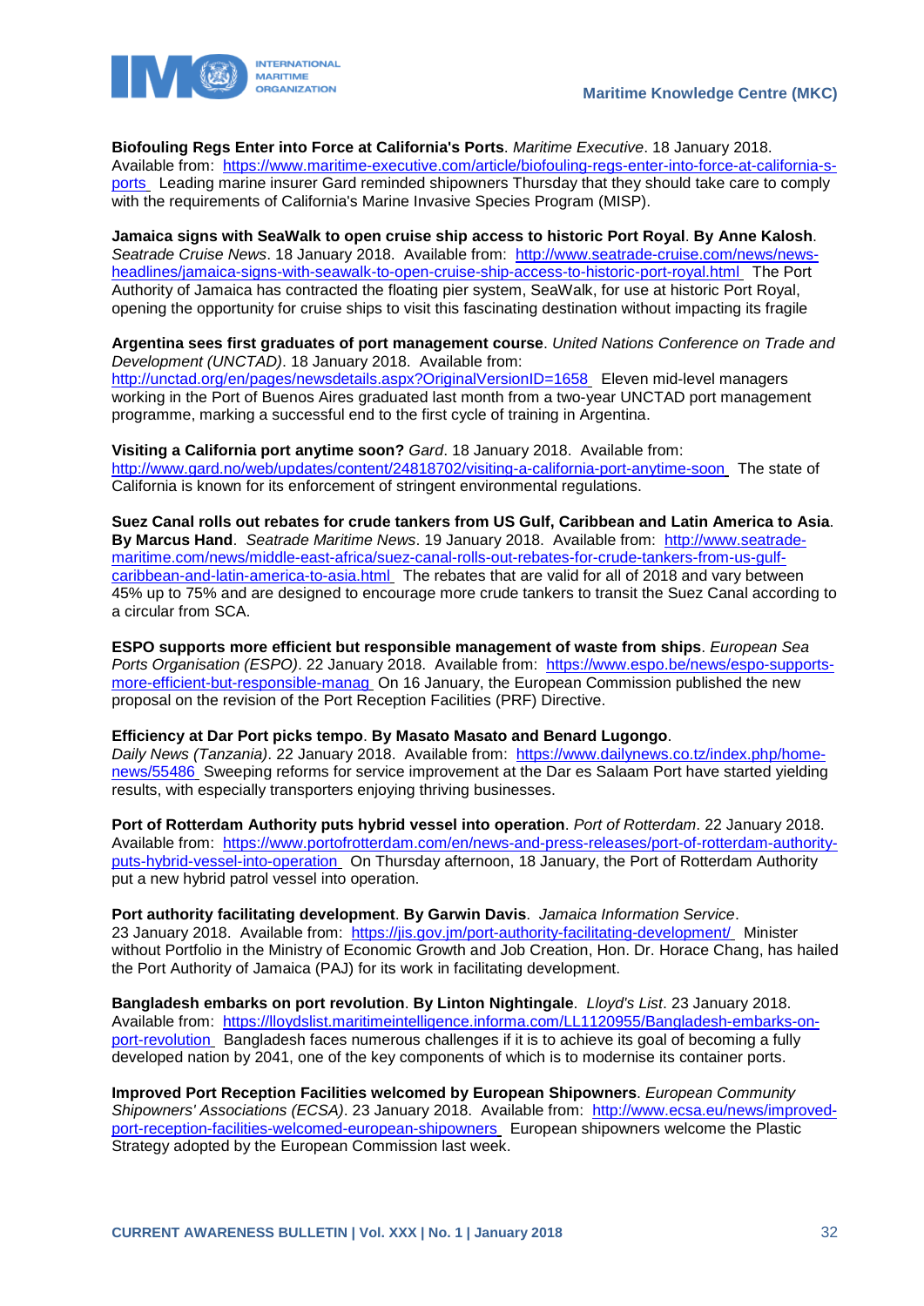**Biofouling Regs Enter into Force at California's Ports**. *Maritime Executive*. 18 January 2018. Available from: https://www.maritime-executive.com/article/biofouling-regs-enter-into-force-at-california-s-ports Leading marine insurer Gard reminded shipowners Thursday that they should take care to comply with the requirements of California's Marine Invasive Species Program (MISP).

**Jamaica signs with SeaWalk to open cruise ship access to historic Port Royal**. **By Anne Kalosh**. *Seatrade Cruise News*. 18 January 2018. Available from: http://www.seatrade-cruise.com/news/news-headlines/jamaica-signs-with-seawalk-to-open-cruise-ship-access-to-historic-port-royal.html The Port Authority of Jamaica has contracted the floating pier system, SeaWalk, for use at historic Port Royal, opening the opportunity for cruise ships to visit this fascinating destination without impacting its fragile

**Argentina sees first graduates of port management course**. *United Nations Conference on Trade and Development (UNCTAD)*. 18 January 2018. Available from: http://unctad.org/en/pages/newsdetails.aspx?OriginalVersionID=1658 Eleven mid-level managers working in the Port of Buenos Aires graduated last month from a two-year UNCTAD port management programme, marking a successful end to the first cycle of training in Argentina.

**Visiting a California port anytime soon?** *Gard*. 18 January 2018. Available from: http://www.gard.no/web/updates/content/24818702/visiting-a-california-port-anytime-soon The state of California is known for its enforcement of stringent environmental regulations.

**Suez Canal rolls out rebates for crude tankers from US Gulf, Caribbean and Latin America to Asia**. **By Marcus Hand**. *Seatrade Maritime News*. 19 January 2018. Available from: http://www.seatrade-maritime.com/news/middle-east-africa/suez-canal-rolls-out-rebates-for-crude-tankers-from-us-gulf-caribbean-and-latin-america-to-asia.html The rebates that are valid for all of 2018 and vary between 45% up to 75% and are designed to encourage more crude tankers to transit the Suez Canal according to a circular from SCA.

**ESPO supports more efficient but responsible management of waste from ships**. *European Sea Ports Organisation (ESPO)*. 22 January 2018. Available from: https://www.espo.be/news/espo-supports-more-efficient-but-responsible-manag On 16 January, the European Commission published the new proposal on the revision of the Port Reception Facilities (PRF) Directive.

**Efficiency at Dar Port picks tempo**. **By Masato Masato and Benard Lugongo**. *Daily News (Tanzania)*. 22 January 2018. Available from: https://www.dailynews.co.tz/index.php/home-news/55486 Sweeping reforms for service improvement at the Dar es Salaam Port have started yielding results, with especially transporters enjoying thriving businesses.

**Port of Rotterdam Authority puts hybrid vessel into operation**. *Port of Rotterdam*. 22 January 2018. Available from: https://www.portofrotterdam.com/en/news-and-press-releases/port-of-rotterdam-authority-puts-hybrid-vessel-into-operation On Thursday afternoon, 18 January, the Port of Rotterdam Authority put a new hybrid patrol vessel into operation.

**Port authority facilitating development**. **By Garwin Davis**. *Jamaica Information Service*. 23 January 2018. Available from: https://jis.gov.jm/port-authority-facilitating-development/ Minister without Portfolio in the Ministry of Economic Growth and Job Creation, Hon. Dr. Horace Chang, has hailed the Port Authority of Jamaica (PAJ) for its work in facilitating development.

**Bangladesh embarks on port revolution**. **By Linton Nightingale**. *Lloyd's List*. 23 January 2018. Available from: https://lloydslist.maritimeintelligence.informa.com/LL1120955/Bangladesh-embarks-on-port-revolution Bangladesh faces numerous challenges if it is to achieve its goal of becoming a fully developed nation by 2041, one of the key components of which is to modernise its container ports.

**Improved Port Reception Facilities welcomed by European Shipowners**. *European Community Shipowners' Associations (ECSA)*. 23 January 2018. Available from: http://www.ecsa.eu/news/improved-port-reception-facilities-welcomed-european-shipowners European shipowners welcome the Plastic Strategy adopted by the European Commission last week.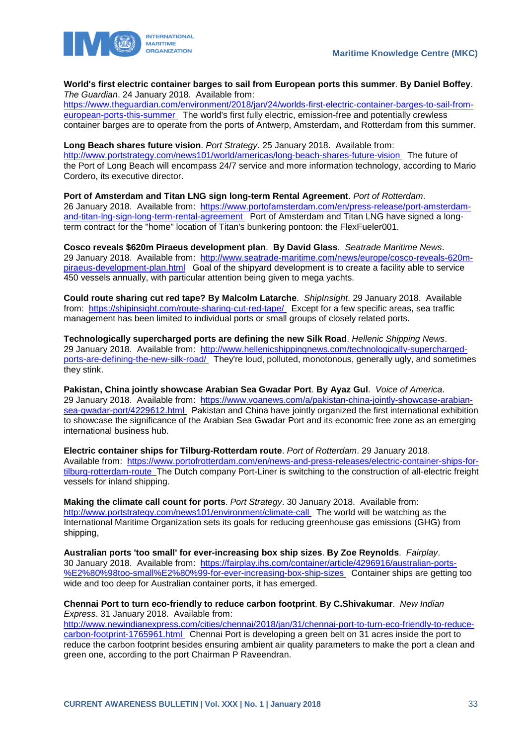**World's first electric container barges to sail from European ports this summer**. **By Daniel Boffey**. *The Guardian*. 24 January 2018. Available from: https://www.theguardian.com/environment/2018/jan/24/worlds-first-electric-container-barges-to-sail-from-european-ports-this-summer The world's first fully electric, emission-free and potentially crewless container barges are to operate from the ports of Antwerp, Amsterdam, and Rotterdam from this summer.

**Long Beach shares future vision**. *Port Strategy*. 25 January 2018. Available from: http://www.portstrategy.com/news101/world/americas/long-beach-shares-future-vision The future of the Port of Long Beach will encompass 24/7 service and more information technology, according to Mario Cordero, its executive director.

**Port of Amsterdam and Titan LNG sign long-term Rental Agreement**. *Port of Rotterdam*. 26 January 2018. Available from: https://www.portofamsterdam.com/en/press-release/port-amsterdam-and-titan-lng-sign-long-term-rental-agreement Port of Amsterdam and Titan LNG have signed a long-term contract for the "home" location of Titan's bunkering pontoon: the FlexFueler001.

**Cosco reveals $620m Piraeus development plan**. **By David Glass**. *Seatrade Maritime News*. 29 January 2018. Available from: http://www.seatrade-maritime.com/news/europe/cosco-reveals-620m-piraeus-development-plan.html Goal of the shipyard development is to create a facility able to service 450 vessels annually, with particular attention being given to mega yachts.

**Could route sharing cut red tape? By Malcolm Latarche**. *ShipInsight*. 29 January 2018. Available from: https://shipinsight.com/route-sharing-cut-red-tape/ Except for a few specific areas, sea traffic management has been limited to individual ports or small groups of closely related ports.

**Technologically supercharged ports are defining the new Silk Road**. *Hellenic Shipping News*. 29 January 2018. Available from: http://www.hellenicshippingnews.com/technologically-supercharged-ports-are-defining-the-new-silk-road/ They're loud, polluted, monotonous, generally ugly, and sometimes they stink.

**Pakistan, China jointly showcase Arabian Sea Gwadar Port**. **By Ayaz Gul**. *Voice of America*. 29 January 2018. Available from: https://www.voanews.com/a/pakistan-china-jointly-showcase-arabian-sea-gwadar-port/4229612.html Pakistan and China have jointly organized the first international exhibition to showcase the significance of the Arabian Sea Gwadar Port and its economic free zone as an emerging international business hub.

**Electric container ships for Tilburg-Rotterdam route**. *Port of Rotterdam*. 29 January 2018. Available from: https://www.portofrotterdam.com/en/news-and-press-releases/electric-container-ships-for-tilburg-rotterdam-route The Dutch company Port-Liner is switching to the construction of all-electric freight vessels for inland shipping.

**Making the climate call count for ports**. *Port Strategy*. 30 January 2018. Available from: http://www.portstrategy.com/news101/environment/climate-call The world will be watching as the International Maritime Organization sets its goals for reducing greenhouse gas emissions (GHG) from shipping,

**Australian ports 'too small' for ever-increasing box ship sizes**. **By Zoe Reynolds**. *Fairplay*. 30 January 2018. Available from: https://fairplay.ihs.com/container/article/4296916/australian-ports-%E2%80%98too-small%E2%80%99-for-ever-increasing-box-ship-sizes Container ships are getting too wide and too deep for Australian container ports, it has emerged.

**Chennai Port to turn eco-friendly to reduce carbon footprint**. **By C.Shivakumar**. *New Indian Express*. 31 January 2018. Available from: http://www.newindianexpress.com/cities/chennai/2018/jan/31/chennai-port-to-turn-eco-friendly-to-reduce-carbon-footprint-1765961.html Chennai Port is developing a green belt on 31 acres inside the port to reduce the carbon footprint besides ensuring ambient air quality parameters to make the port a clean and green one, according to the port Chairman P Raveendran.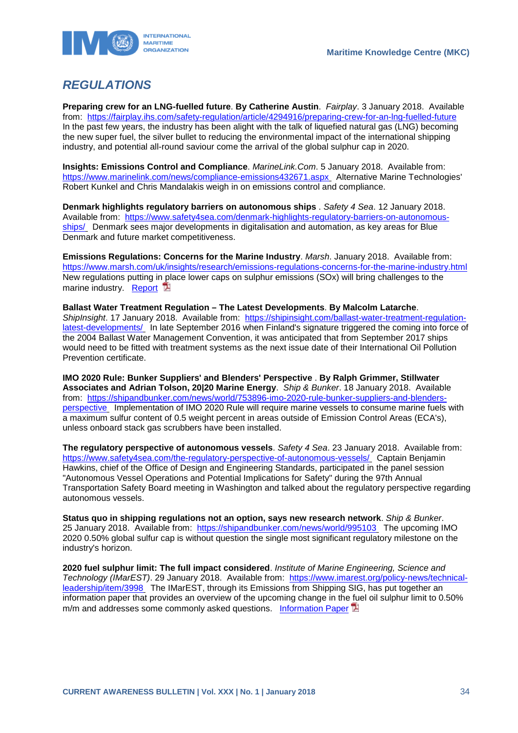## REGULATIONS

**Preparing crew for an LNG-fuelled future**. **By Catherine Austin**. *Fairplay*. 3 January 2018. Available from: https://fairplay.ihs.com/safety-regulation/article/4294916/preparing-crew-for-an-lng-fuelled-future In the past few years, the industry has been alight with the talk of liquefied natural gas (LNG) becoming the new super fuel, the silver bullet to reducing the environmental impact of the international shipping industry, and potential all-round saviour come the arrival of the global sulphur cap in 2020.

**Insights: Emissions Control and Compliance**. *MarineLink.Com*. 5 January 2018. Available from: https://www.marinelink.com/news/compliance-emissions432671.aspx Alternative Marine Technologies' Robert Kunkel and Chris Mandalakis weigh in on emissions control and compliance.

**Denmark highlights regulatory barriers on autonomous ships** . *Safety 4 Sea*. 12 January 2018. Available from: https://www.safety4sea.com/denmark-highlights-regulatory-barriers-on-autonomous-ships/ Denmark sees major developments in digitalisation and automation, as key areas for Blue Denmark and future market competitiveness.

**Emissions Regulations: Concerns for the Marine Industry**. *Marsh*. January 2018. Available from: https://www.marsh.com/uk/insights/research/emissions-regulations-concerns-for-the-marine-industry.html New regulations putting in place lower caps on sulphur emissions (SOx) will bring challenges to the marine industry. Report

**Ballast Water Treatment Regulation – The Latest Developments**. **By Malcolm Latarche**. *ShipInsight*. 17 January 2018. Available from: https://shipinsight.com/ballast-water-treatment-regulation-latest-developments/ In late September 2016 when Finland's signature triggered the coming into force of the 2004 Ballast Water Management Convention, it was anticipated that from September 2017 ships would need to be fitted with treatment systems as the next issue date of their International Oil Pollution Prevention certificate.

**IMO 2020 Rule: Bunker Suppliers' and Blenders' Perspective** . **By Ralph Grimmer, Stillwater Associates and Adrian Tolson, 20|20 Marine Energy**. *Ship & Bunker*. 18 January 2018. Available from: https://shipandbunker.com/news/world/753896-imo-2020-rule-bunker-suppliers-and-blenders-perspective Implementation of IMO 2020 Rule will require marine vessels to consume marine fuels with a maximum sulfur content of 0.5 weight percent in areas outside of Emission Control Areas (ECA's), unless onboard stack gas scrubbers have been installed.

**The regulatory perspective of autonomous vessels**. *Safety 4 Sea*. 23 January 2018. Available from: https://www.safety4sea.com/the-regulatory-perspective-of-autonomous-vessels/ Captain Benjamin Hawkins, chief of the Office of Design and Engineering Standards, participated in the panel session "Autonomous Vessel Operations and Potential Implications for Safety" during the 97th Annual Transportation Safety Board meeting in Washington and talked about the regulatory perspective regarding autonomous vessels.

**Status quo in shipping regulations not an option, says new research network**. *Ship & Bunker*. 25 January 2018. Available from: https://shipandbunker.com/news/world/995103 The upcoming IMO 2020 0.50% global sulfur cap is without question the single most significant regulatory milestone on the industry's horizon.

**2020 fuel sulphur limit: The full impact considered**. *Institute of Marine Engineering, Science and Technology (IMarEST)*. 29 January 2018. Available from: https://www.imarest.org/policy-news/technical-leadership/item/3998 The IMarEST, through its Emissions from Shipping SIG, has put together an information paper that provides an overview of the upcoming change in the fuel oil sulphur limit to 0.50% m/m and addresses some commonly asked questions. Information Paper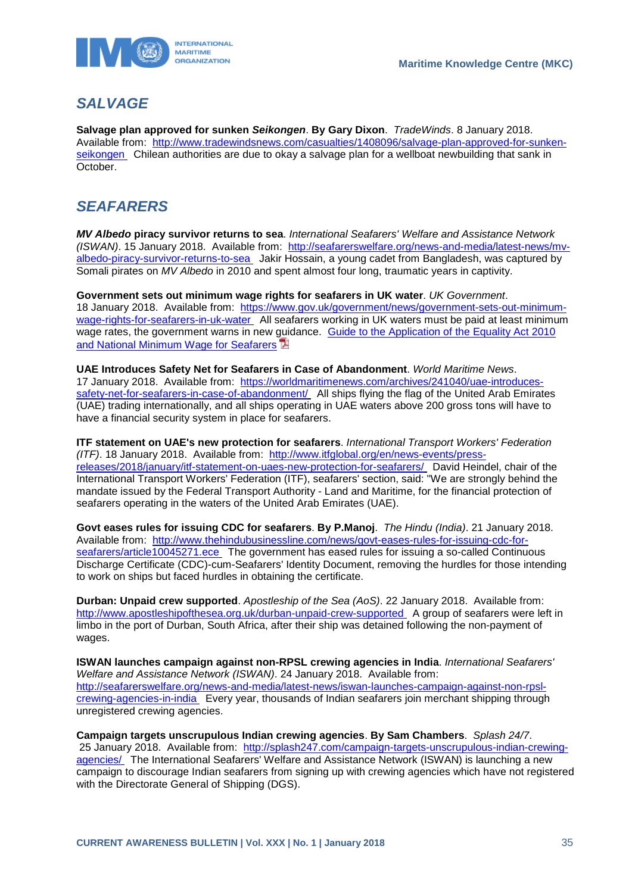## *SALVAGE*

**Salvage plan approved for sunken *Seikongen*. By Gary Dixon**. *TradeWinds*. 8 January 2018. Available from: [http://www.tradewindsnews.com/casualties/1408096/salvage-plan-approved-for-sunken-seikongen](http://www.tradewindsnews.com/casualties/1408096/salvage-plan-approved-for-sunken-seikongen) Chilean authorities are due to okay a salvage plan for a wellboat newbuilding that sank in October.

## *SEAFARERS*

***MV Albedo* piracy survivor returns to sea**. *International Seafarers' Welfare and Assistance Network (ISWAN)*. 15 January 2018. Available from: [http://seafarerswelfare.org/news-and-media/latest-news/mv-albedo-piracy-survivor-returns-to-sea](http://seafarerswelfare.org/news-and-media/latest-news/mv-albedo-piracy-survivor-returns-to-sea) Jakir Hossain, a young cadet from Bangladesh, was captured by Somali pirates on *MV Albedo* in 2010 and spent almost four long, traumatic years in captivity.

**Government sets out minimum wage rights for seafarers in UK water**. *UK Government*. 18 January 2018. Available from: [https://www.gov.uk/government/news/government-sets-out-minimum-wage-rights-for-seafarers-in-uk-water](https://www.gov.uk/government/news/government-sets-out-minimum-wage-rights-for-seafarers-in-uk-water) All seafarers working in UK waters must be paid at least minimum wage rates, the government warns in new guidance. Guide to the Application of the Equality Act 2010 and National Minimum Wage for Seafarers

**UAE Introduces Safety Net for Seafarers in Case of Abandonment**. *World Maritime News*. 17 January 2018. Available from: [https://worldmaritimenews.com/archives/241040/uae-introduces-safety-net-for-seafarers-in-case-of-abandonment/](https://worldmaritimenews.com/archives/241040/uae-introduces-safety-net-for-seafarers-in-case-of-abandonment/) All ships flying the flag of the United Arab Emirates (UAE) trading internationally, and all ships operating in UAE waters above 200 gross tons will have to have a financial security system in place for seafarers.

**ITF statement on UAE's new protection for seafarers**. *International Transport Workers' Federation (ITF)*. 18 January 2018. Available from: [http://www.itfglobal.org/en/news-events/press-releases/2018/january/itf-statement-on-uaes-new-protection-for-seafarers/](http://www.itfglobal.org/en/news-events/press-releases/2018/january/itf-statement-on-uaes-new-protection-for-seafarers/) David Heindel, chair of the International Transport Workers' Federation (ITF), seafarers' section, said: "We are strongly behind the mandate issued by the Federal Transport Authority - Land and Maritime, for the financial protection of seafarers operating in the waters of the United Arab Emirates (UAE).

**Govt eases rules for issuing CDC for seafarers**. **By P.Manoj**. *The Hindu (India)*. 21 January 2018. Available from: [http://www.thehindubusinessline.com/news/govt-eases-rules-for-issuing-cdc-for-seafarers/article10045271.ece](http://www.thehindubusinessline.com/news/govt-eases-rules-for-issuing-cdc-for-seafarers/article10045271.ece) The government has eased rules for issuing a so-called Continuous Discharge Certificate (CDC)-cum-Seafarers' Identity Document, removing the hurdles for those intending to work on ships but faced hurdles in obtaining the certificate.

**Durban: Unpaid crew supported**. *Apostleship of the Sea (AoS)*. 22 January 2018. Available from: [http://www.apostleshipofthesea.org.uk/durban-unpaid-crew-supported](http://www.apostleshipofthesea.org.uk/durban-unpaid-crew-supported) A group of seafarers were left in limbo in the port of Durban, South Africa, after their ship was detained following the non-payment of wages.

**ISWAN launches campaign against non-RPSL crewing agencies in India**. *International Seafarers' Welfare and Assistance Network (ISWAN)*. 24 January 2018. Available from: [http://seafarerswelfare.org/news-and-media/latest-news/iswan-launches-campaign-against-non-rpsl-crewing-agencies-in-india](http://seafarerswelfare.org/news-and-media/latest-news/iswan-launches-campaign-against-non-rpsl-crewing-agencies-in-india) Every year, thousands of Indian seafarers join merchant shipping through unregistered crewing agencies.

**Campaign targets unscrupulous Indian crewing agencies**. **By Sam Chambers**. *Splash 24/7*. 25 January 2018. Available from: [http://splash247.com/campaign-targets-unscrupulous-indian-crewing-agencies/](http://splash247.com/campaign-targets-unscrupulous-indian-crewing-agencies/) The International Seafarers' Welfare and Assistance Network (ISWAN) is launching a new campaign to discourage Indian seafarers from signing up with crewing agencies which have not registered with the Directorate General of Shipping (DGS).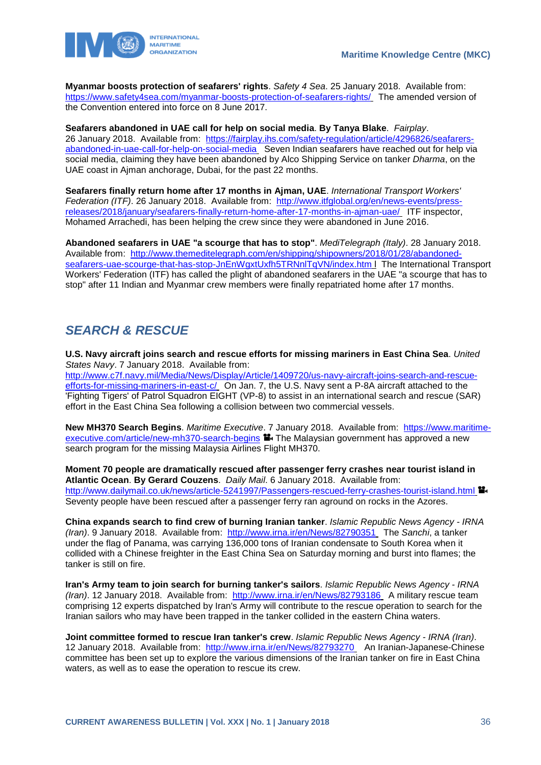**Myanmar boosts protection of seafarers' rights**. *Safety 4 Sea*. 25 January 2018. Available from: https://www.safety4sea.com/myanmar-boosts-protection-of-seafarers-rights/ The amended version of the Convention entered into force on 8 June 2017.

**Seafarers abandoned in UAE call for help on social media**. **By Tanya Blake**. *Fairplay*. 26 January 2018. Available from: https://fairplay.ihs.com/safety-regulation/article/4296826/seafarers-abandoned-in-uae-call-for-help-on-social-media Seven Indian seafarers have reached out for help via social media, claiming they have been abandoned by Alco Shipping Service on tanker *Dharma*, on the UAE coast in Ajman anchorage, Dubai, for the past 22 months.

**Seafarers finally return home after 17 months in Ajman, UAE**. *International Transport Workers' Federation (ITF)*. 26 January 2018. Available from: http://www.itfglobal.org/en/news-events/press-releases/2018/january/seafarers-finally-return-home-after-17-months-in-ajman-uae/ ITF inspector, Mohamed Arrachedi, has been helping the crew since they were abandoned in June 2016.

**Abandoned seafarers in UAE "a scourge that has to stop"**. *MediTelegraph (Italy)*. 28 January 2018. Available from: http://www.themeditelegraph.com/en/shipping/shipowners/2018/01/28/abandoned-seafarers-uae-scourge-that-has-stop-JnEnWgxtUxfh5TRNnlTqVN/index.html The International Transport Workers' Federation (ITF) has called the plight of abandoned seafarers in the UAE "a scourge that has to stop" after 11 Indian and Myanmar crew members were finally repatriated home after 17 months.

## *SEARCH & RESCUE*

**U.S. Navy aircraft joins search and rescue efforts for missing mariners in East China Sea**. *United States Navy*. 7 January 2018. Available from: http://www.c7f.navy.mil/Media/News/Display/Article/1409720/us-navy-aircraft-joins-search-and-rescue-efforts-for-missing-mariners-in-east-c/ On Jan. 7, the U.S. Navy sent a P-8A aircraft attached to the 'Fighting Tigers' of Patrol Squadron EIGHT (VP-8) to assist in an international search and rescue (SAR) effort in the East China Sea following a collision between two commercial vessels.

**New MH370 Search Begins**. *Maritime Executive*. 7 January 2018. Available from: https://www.maritime-executive.com/article/new-mh370-search-begins 🎥 The Malaysian government has approved a new search program for the missing Malaysia Airlines Flight MH370.

**Moment 70 people are dramatically rescued after passenger ferry crashes near tourist island in Atlantic Ocean**. **By Gerard Couzens**. *Daily Mail*. 6 January 2018. Available from: http://www.dailymail.co.uk/news/article-5241997/Passengers-rescued-ferry-crashes-tourist-island.html 🎥 Seventy people have been rescued after a passenger ferry ran aground on rocks in the Azores.

**China expands search to find crew of burning Iranian tanker**. *Islamic Republic News Agency - IRNA (Iran)*. 9 January 2018. Available from: http://www.irna.ir/en/News/82790351 The *Sanchi*, a tanker under the flag of Panama, was carrying 136,000 tons of Iranian condensate to South Korea when it collided with a Chinese freighter in the East China Sea on Saturday morning and burst into flames; the tanker is still on fire.

**Iran's Army team to join search for burning tanker's sailors**. *Islamic Republic News Agency - IRNA (Iran)*. 12 January 2018. Available from: http://www.irna.ir/en/News/82793186 A military rescue team comprising 12 experts dispatched by Iran's Army will contribute to the rescue operation to search for the Iranian sailors who may have been trapped in the tanker collided in the eastern China waters.

**Joint committee formed to rescue Iran tanker's crew**. *Islamic Republic News Agency - IRNA (Iran)*. 12 January 2018. Available from: http://www.irna.ir/en/News/82793270 An Iranian-Japanese-Chinese committee has been set up to explore the various dimensions of the Iranian tanker on fire in East China waters, as well as to ease the operation to rescue its crew.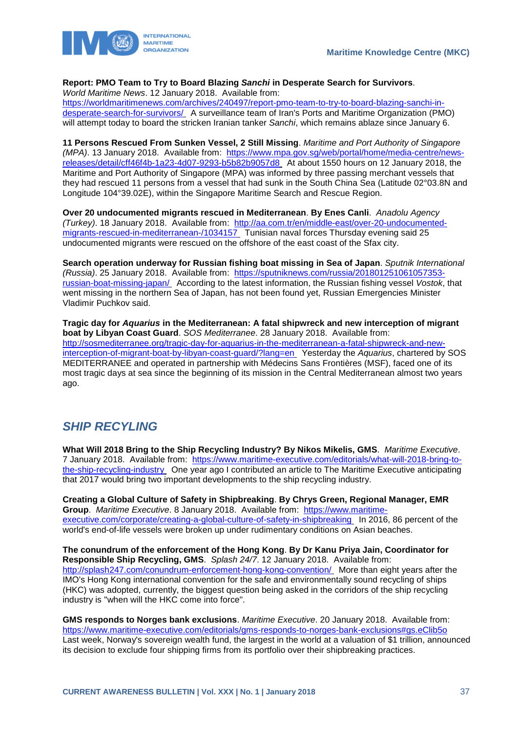**Report: PMO Team to Try to Board Blazing *Sanchi* in Desperate Search for Survivors**. *World Maritime News*. 12 January 2018. Available from: https://worldmaritimenews.com/archives/240497/report-pmo-team-to-try-to-board-blazing-sanchi-in-desperate-search-for-survivors/ A surveillance team of Iran's Ports and Maritime Organization (PMO) will attempt today to board the stricken Iranian tanker *Sanchi*, which remains ablaze since January 6.

**11 Persons Rescued From Sunken Vessel, 2 Still Missing**. *Maritime and Port Authority of Singapore (MPA)*. 13 January 2018. Available from: https://www.mpa.gov.sg/web/portal/home/media-centre/news-releases/detail/cff46f4b-1a23-4d07-9293-b5b82b9057d8 At about 1550 hours on 12 January 2018, the Maritime and Port Authority of Singapore (MPA) was informed by three passing merchant vessels that they had rescued 11 persons from a vessel that had sunk in the South China Sea (Latitude 02°03.8N and Longitude 104°39.02E), within the Singapore Maritime Search and Rescue Region.

**Over 20 undocumented migrants rescued in Mediterranean**. **By Enes Canli**. *Anadolu Agency (Turkey)*. 18 January 2018. Available from: http://aa.com.tr/en/middle-east/over-20-undocumented-migrants-rescued-in-mediterranean-/1034157 Tunisian naval forces Thursday evening said 25 undocumented migrants were rescued on the offshore of the east coast of the Sfax city.

**Search operation underway for Russian fishing boat missing in Sea of Japan**. *Sputnik International (Russia)*. 25 January 2018. Available from: https://sputniknews.com/russia/201801251061057353-russian-boat-missing-japan/ According to the latest information, the Russian fishing vessel *Vostok*, that went missing in the northern Sea of Japan, has not been found yet, Russian Emergencies Minister Vladimir Puchkov said.

**Tragic day for *Aquarius* in the Mediterranean: A fatal shipwreck and new interception of migrant boat by Libyan Coast Guard**. *SOS Mediterranee*. 28 January 2018. Available from: http://sosmediterranee.org/tragic-day-for-aquarius-in-the-mediterranean-a-fatal-shipwreck-and-new-interception-of-migrant-boat-by-libyan-coast-guard/?lang=en Yesterday the *Aquarius*, chartered by SOS MEDITERRANEE and operated in partnership with Médecins Sans Frontières (MSF), faced one of its most tragic days at sea since the beginning of its mission in the Central Mediterranean almost two years ago.

## *SHIP RECYCLING*

**What Will 2018 Bring to the Ship Recycling Industry? By Nikos Mikelis, GMS**. *Maritime Executive*. 7 January 2018. Available from: https://www.maritime-executive.com/editorials/what-will-2018-bring-to-the-ship-recycling-industry One year ago I contributed an article to The Maritime Executive anticipating that 2017 would bring two important developments to the ship recycling industry.

**Creating a Global Culture of Safety in Shipbreaking**. **By Chrys Green, Regional Manager, EMR Group**. *Maritime Executive*. 8 January 2018. Available from: https://www.maritime-executive.com/corporate/creating-a-global-culture-of-safety-in-shipbreaking In 2016, 86 percent of the world's end-of-life vessels were broken up under rudimentary conditions on Asian beaches.

**The conundrum of the enforcement of the Hong Kong**. **By Dr Kanu Priya Jain, Coordinator for Responsible Ship Recycling, GMS**. *Splash 24/7*. 12 January 2018. Available from: http://splash247.com/conundrum-enforcement-hong-kong-convention/ More than eight years after the IMO's Hong Kong international convention for the safe and environmentally sound recycling of ships (HKC) was adopted, currently, the biggest question being asked in the corridors of the ship recycling industry is "when will the HKC come into force".

**GMS responds to Norges bank exclusions**. *Maritime Executive*. 20 January 2018. Available from: https://www.maritime-executive.com/editorials/gms-responds-to-norges-bank-exclusions#gs.eClib5o Last week, Norway's sovereign wealth fund, the largest in the world at a valuation of $1 trillion, announced its decision to exclude four shipping firms from its portfolio over their shipbreaking practices.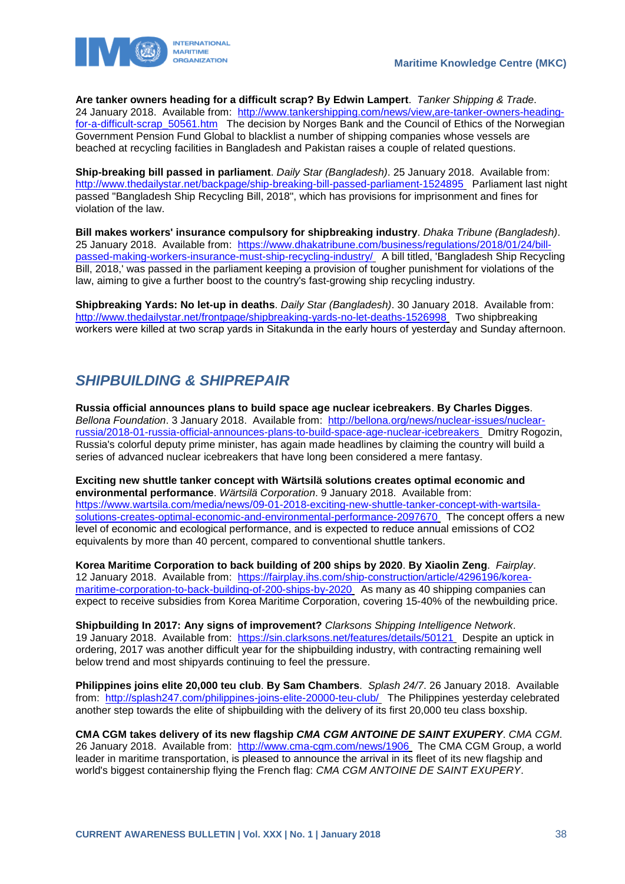**Are tanker owners heading for a difficult scrap? By Edwin Lampert**. *Tanker Shipping & Trade*. 24 January 2018. Available from: http://www.tankershipping.com/news/view,are-tanker-owners-heading-for-a-difficult-scrap_50561.htm The decision by Norges Bank and the Council of Ethics of the Norwegian Government Pension Fund Global to blacklist a number of shipping companies whose vessels are beached at recycling facilities in Bangladesh and Pakistan raises a couple of related questions.

**Ship-breaking bill passed in parliament**. *Daily Star (Bangladesh)*. 25 January 2018. Available from: http://www.thedailystar.net/backpage/ship-breaking-bill-passed-parliament-1524895 Parliament last night passed "Bangladesh Ship Recycling Bill, 2018", which has provisions for imprisonment and fines for violation of the law.

**Bill makes workers' insurance compulsory for shipbreaking industry**. *Dhaka Tribune (Bangladesh)*. 25 January 2018. Available from: https://www.dhakatribune.com/business/regulations/2018/01/24/bill-passed-making-workers-insurance-must-ship-recycling-industry/ A bill titled, 'Bangladesh Ship Recycling Bill, 2018,' was passed in the parliament keeping a provision of tougher punishment for violations of the law, aiming to give a further boost to the country's fast-growing ship recycling industry.

**Shipbreaking Yards: No let-up in deaths**. *Daily Star (Bangladesh)*. 30 January 2018. Available from: http://www.thedailystar.net/frontpage/shipbreaking-yards-no-let-deaths-1526998 Two shipbreaking workers were killed at two scrap yards in Sitakunda in the early hours of yesterday and Sunday afternoon.

## *SHIPBUILDING & SHIPREPAIR*

**Russia official announces plans to build space age nuclear icebreakers**. **By Charles Digges**. *Bellona Foundation*. 3 January 2018. Available from: http://bellona.org/news/nuclear-issues/nuclear-russia/2018-01-russia-official-announces-plans-to-build-space-age-nuclear-icebreakers Dmitry Rogozin, Russia's colorful deputy prime minister, has again made headlines by claiming the country will build a series of advanced nuclear icebreakers that have long been considered a mere fantasy.

**Exciting new shuttle tanker concept with Wärtsilä solutions creates optimal economic and environmental performance**. *Wärtsilä Corporation*. 9 January 2018. Available from: https://www.wartsila.com/media/news/09-01-2018-exciting-new-shuttle-tanker-concept-with-wartsila-solutions-creates-optimal-economic-and-environmental-performance-2097670 The concept offers a new level of economic and ecological performance, and is expected to reduce annual emissions of CO2 equivalents by more than 40 percent, compared to conventional shuttle tankers.

**Korea Maritime Corporation to back building of 200 ships by 2020**. **By Xiaolin Zeng**. *Fairplay*. 12 January 2018. Available from: https://fairplay.ihs.com/ship-construction/article/4296196/korea-maritime-corporation-to-back-building-of-200-ships-by-2020 As many as 40 shipping companies can expect to receive subsidies from Korea Maritime Corporation, covering 15-40% of the newbuilding price.

**Shipbuilding In 2017: Any signs of improvement?** *Clarksons Shipping Intelligence Network*. 19 January 2018. Available from: https://sin.clarksons.net/features/details/50121 Despite an uptick in ordering, 2017 was another difficult year for the shipbuilding industry, with contracting remaining well below trend and most shipyards continuing to feel the pressure.

**Philippines joins elite 20,000 teu club**. **By Sam Chambers**. *Splash 24/7*. 26 January 2018. Available from: http://splash247.com/philippines-joins-elite-20000-teu-club/ The Philippines yesterday celebrated another step towards the elite of shipbuilding with the delivery of its first 20,000 teu class boxship.

**CMA CGM takes delivery of its new flagship *CMA CGM ANTOINE DE SAINT EXUPERY***. *CMA CGM*. 26 January 2018. Available from: http://www.cma-cgm.com/news/1906 The CMA CGM Group, a world leader in maritime transportation, is pleased to announce the arrival in its fleet of its new flagship and world's biggest containership flying the French flag: *CMA CGM ANTOINE DE SAINT EXUPERY*.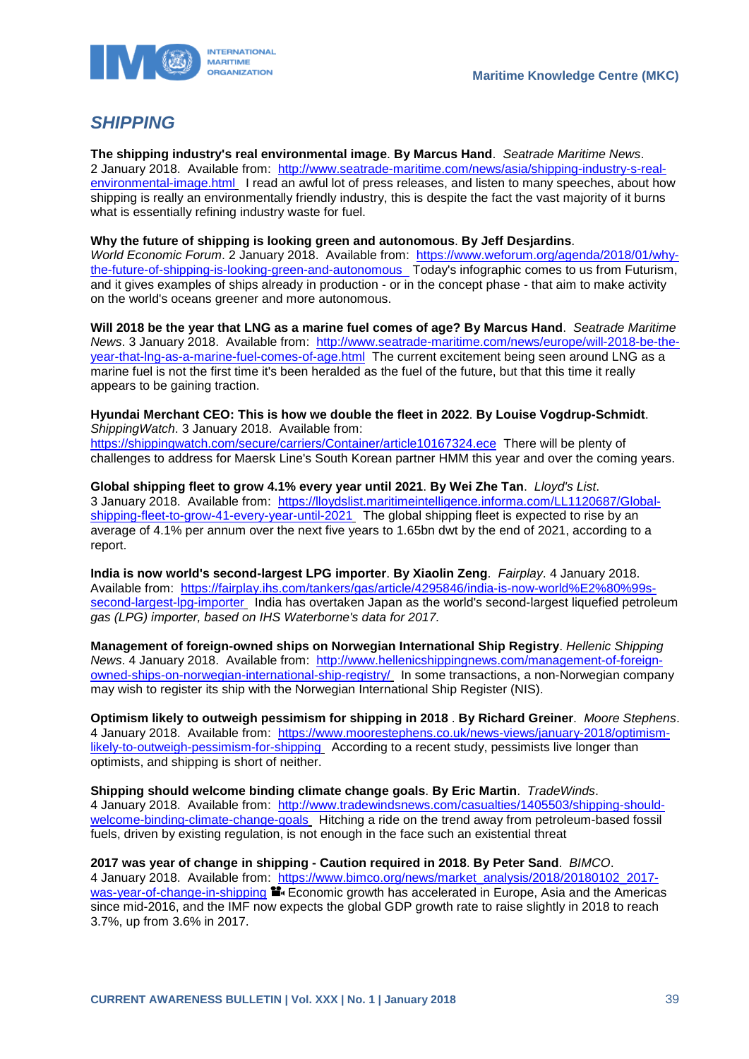## *SHIPPING*

**The shipping industry's real environmental image**. **By Marcus Hand**. *Seatrade Maritime News*. 2 January 2018. Available from: http://www.seatrade-maritime.com/news/asia/shipping-industry-s-real-environmental-image.html I read an awful lot of press releases, and listen to many speeches, about how shipping is really an environmentally friendly industry, this is despite the fact the vast majority of it burns what is essentially refining industry waste for fuel.

**Why the future of shipping is looking green and autonomous**. **By Jeff Desjardins**. *World Economic Forum*. 2 January 2018. Available from: https://www.weforum.org/agenda/2018/01/why-the-future-of-shipping-is-looking-green-and-autonomous Today's infographic comes to us from Futurism, and it gives examples of ships already in production - or in the concept phase - that aim to make activity on the world's oceans greener and more autonomous.

**Will 2018 be the year that LNG as a marine fuel comes of age? By Marcus Hand**. *Seatrade Maritime News*. 3 January 2018. Available from: http://www.seatrade-maritime.com/news/europe/will-2018-be-the-year-that-lng-as-a-marine-fuel-comes-of-age.html The current excitement being seen around LNG as a marine fuel is not the first time it's been heralded as the fuel of the future, but that this time it really appears to be gaining traction.

**Hyundai Merchant CEO: This is how we double the fleet in 2022**. **By Louise Vogdrup-Schmidt**. *ShippingWatch*. 3 January 2018. Available from: https://shippingwatch.com/secure/carriers/Container/article10167324.ece There will be plenty of challenges to address for Maersk Line's South Korean partner HMM this year and over the coming years.

**Global shipping fleet to grow 4.1% every year until 2021**. **By Wei Zhe Tan**. *Lloyd's List*. 3 January 2018. Available from: https://lloydslist.maritimeintelligence.informa.com/LL1120687/Global-shipping-fleet-to-grow-41-every-year-until-2021 The global shipping fleet is expected to rise by an average of 4.1% per annum over the next five years to 1.65bn dwt by the end of 2021, according to a report.

**India is now world's second-largest LPG importer**. **By Xiaolin Zeng**. *Fairplay*. 4 January 2018. Available from: https://fairplay.ihs.com/tankers/gas/article/4295846/india-is-now-world%E2%80%99s-second-largest-lpg-importer India has overtaken Japan as the world's second-largest liquefied petroleum *gas (LPG) importer, based on IHS Waterborne's data for 2017.*

**Management of foreign-owned ships on Norwegian International Ship Registry**. *Hellenic Shipping News*. 4 January 2018. Available from: http://www.hellenicshippingnews.com/management-of-foreign-owned-ships-on-norwegian-international-ship-registry/ In some transactions, a non-Norwegian company may wish to register its ship with the Norwegian International Ship Register (NIS).

**Optimism likely to outweigh pessimism for shipping in 2018** . **By Richard Greiner**. *Moore Stephens*. 4 January 2018. Available from: https://www.moorestephens.co.uk/news-views/january-2018/optimism-likely-to-outweigh-pessimism-for-shipping According to a recent study, pessimists live longer than optimists, and shipping is short of neither.

**Shipping should welcome binding climate change goals**. **By Eric Martin**. *TradeWinds*. 4 January 2018. Available from: http://www.tradewindsnews.com/casualties/1405503/shipping-should-welcome-binding-climate-change-goals Hitching a ride on the trend away from petroleum-based fossil fuels, driven by existing regulation, is not enough in the face such an existential threat

**2017 was year of change in shipping - Caution required in 2018**. **By Peter Sand**. *BIMCO*. 4 January 2018. Available from: https://www.bimco.org/news/market_analysis/2018/20180102_2017-was-year-of-change-in-shipping Economic growth has accelerated in Europe, Asia and the Americas since mid-2016, and the IMF now expects the global GDP growth rate to raise slightly in 2018 to reach 3.7%, up from 3.6% in 2017.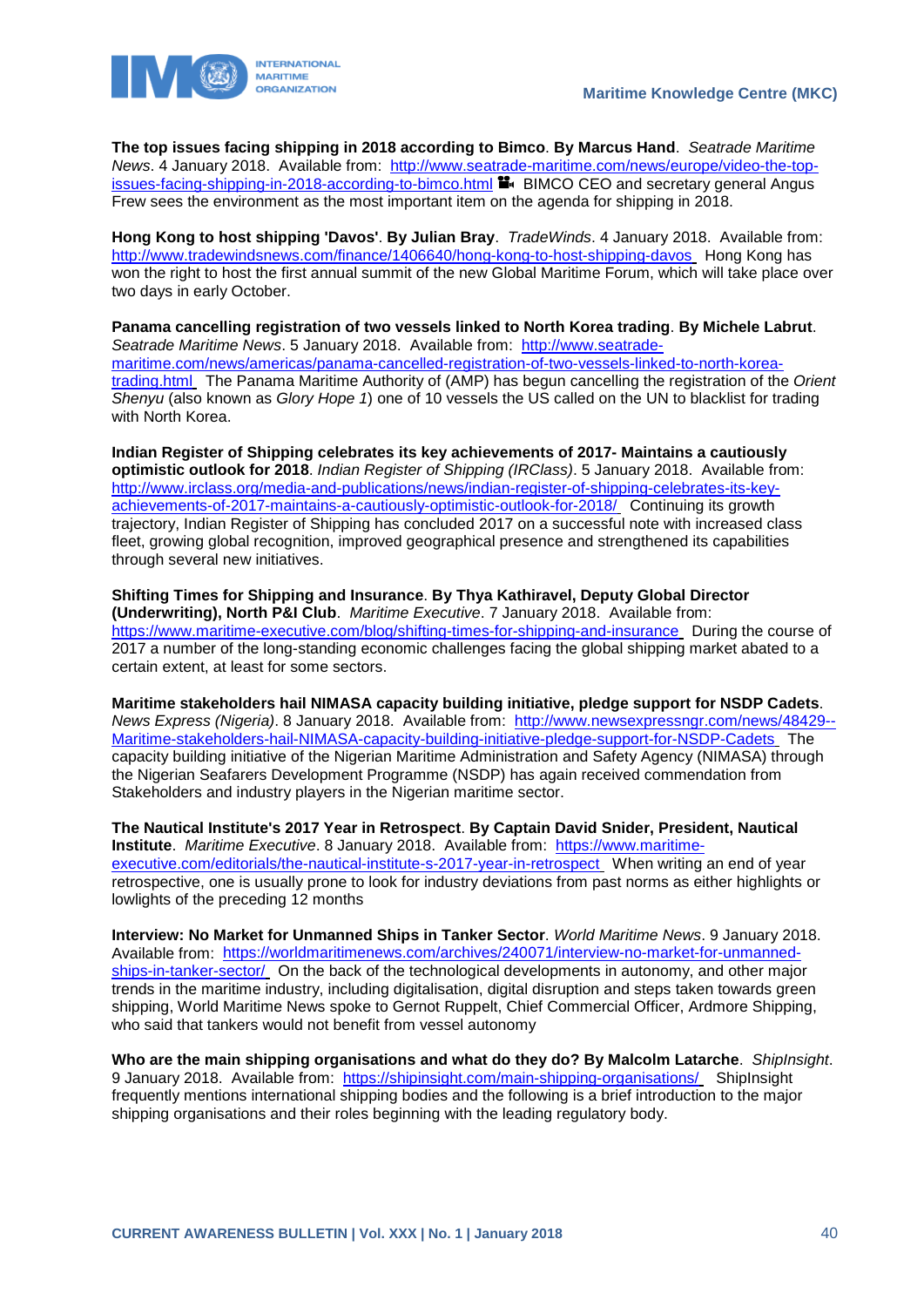**The top issues facing shipping in 2018 according to Bimco**. **By Marcus Hand**. *Seatrade Maritime News*. 4 January 2018. Available from: http://www.seatrade-maritime.com/news/europe/video-the-top-issues-facing-shipping-in-2018-according-to-bimco.html BIMCO CEO and secretary general Angus Frew sees the environment as the most important item on the agenda for shipping in 2018.

**Hong Kong to host shipping 'Davos'**. **By Julian Bray**. *TradeWinds*. 4 January 2018. Available from: http://www.tradewindsnews.com/finance/1406640/hong-kong-to-host-shipping-davos Hong Kong has won the right to host the first annual summit of the new Global Maritime Forum, which will take place over two days in early October.

**Panama cancelling registration of two vessels linked to North Korea trading**. **By Michele Labrut**. *Seatrade Maritime News*. 5 January 2018. Available from: http://www.seatrade-maritime.com/news/americas/panama-cancelled-registration-of-two-vessels-linked-to-north-korea-trading.html The Panama Maritime Authority of (AMP) has begun cancelling the registration of the *Orient Shenyu* (also known as *Glory Hope 1*) one of 10 vessels the US called on the UN to blacklist for trading with North Korea.

**Indian Register of Shipping celebrates its key achievements of 2017- Maintains a cautiously optimistic outlook for 2018**. *Indian Register of Shipping (IRClass)*. 5 January 2018. Available from: http://www.irclass.org/media-and-publications/news/indian-register-of-shipping-celebrates-its-key-achievements-of-2017-maintains-a-cautiously-optimistic-outlook-for-2018/ Continuing its growth trajectory, Indian Register of Shipping has concluded 2017 on a successful note with increased class fleet, growing global recognition, improved geographical presence and strengthened its capabilities through several new initiatives.

**Shifting Times for Shipping and Insurance**. **By Thya Kathiravel, Deputy Global Director (Underwriting), North P&I Club**. *Maritime Executive*. 7 January 2018. Available from: https://www.maritime-executive.com/blog/shifting-times-for-shipping-and-insurance During the course of 2017 a number of the long-standing economic challenges facing the global shipping market abated to a certain extent, at least for some sectors.

**Maritime stakeholders hail NIMASA capacity building initiative, pledge support for NSDP Cadets**. *News Express (Nigeria)*. 8 January 2018. Available from: http://www.newsexpressngr.com/news/48429--Maritime-stakeholders-hail-NIMASA-capacity-building-initiative-pledge-support-for-NSDP-Cadets The capacity building initiative of the Nigerian Maritime Administration and Safety Agency (NIMASA) through the Nigerian Seafarers Development Programme (NSDP) has again received commendation from Stakeholders and industry players in the Nigerian maritime sector.

**The Nautical Institute's 2017 Year in Retrospect**. **By Captain David Snider, President, Nautical Institute**. *Maritime Executive*. 8 January 2018. Available from: https://www.maritime-executive.com/editorials/the-nautical-institute-s-2017-year-in-retrospect When writing an end of year retrospective, one is usually prone to look for industry deviations from past norms as either highlights or lowlights of the preceding 12 months

**Interview: No Market for Unmanned Ships in Tanker Sector**. *World Maritime News*. 9 January 2018. Available from: https://worldmaritimenews.com/archives/240071/interview-no-market-for-unmanned-ships-in-tanker-sector/ On the back of the technological developments in autonomy, and other major trends in the maritime industry, including digitalisation, digital disruption and steps taken towards green shipping, World Maritime News spoke to Gernot Ruppelt, Chief Commercial Officer, Ardmore Shipping, who said that tankers would not benefit from vessel autonomy

**Who are the main shipping organisations and what do they do? By Malcolm Latarche**. *ShipInsight*. 9 January 2018. Available from: https://shipinsight.com/main-shipping-organisations/ ShipInsight frequently mentions international shipping bodies and the following is a brief introduction to the major shipping organisations and their roles beginning with the leading regulatory body.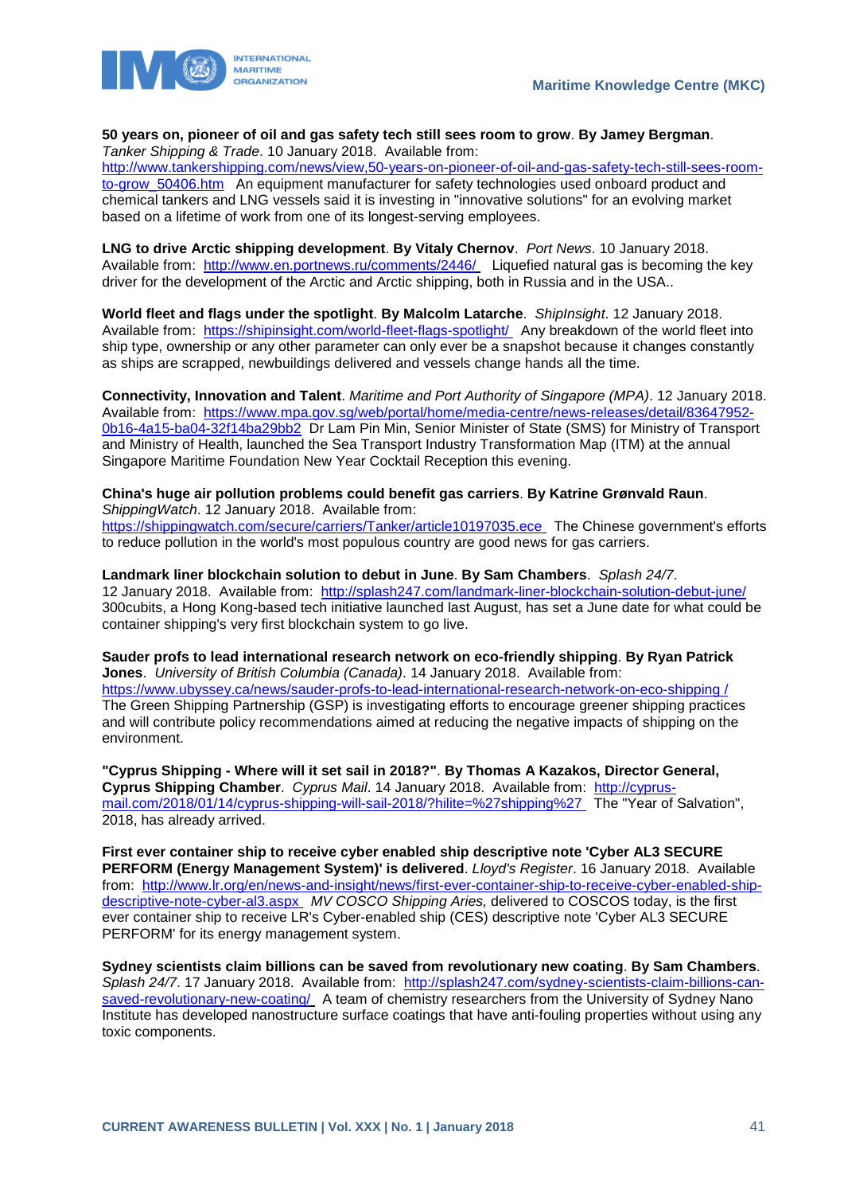**50 years on, pioneer of oil and gas safety tech still sees room to grow**. **By Jamey Bergman**. *Tanker Shipping & Trade*. 10 January 2018. Available from: http://www.tankershipping.com/news/view,50-years-on-pioneer-of-oil-and-gas-safety-tech-still-sees-room-to-grow_50406.htm An equipment manufacturer for safety technologies used onboard product and chemical tankers and LNG vessels said it is investing in "innovative solutions" for an evolving market based on a lifetime of work from one of its longest-serving employees.

**LNG to drive Arctic shipping development**. **By Vitaly Chernov**. *Port News*. 10 January 2018. Available from: http://www.en.portnews.ru/comments/2446/ Liquefied natural gas is becoming the key driver for the development of the Arctic and Arctic shipping, both in Russia and in the USA..

**World fleet and flags under the spotlight**. **By Malcolm Latarche**. *ShipInsight*. 12 January 2018. Available from: https://shipinsight.com/world-fleet-flags-spotlight/ Any breakdown of the world fleet into ship type, ownership or any other parameter can only ever be a snapshot because it changes constantly as ships are scrapped, newbuildings delivered and vessels change hands all the time.

**Connectivity, Innovation and Talent**. *Maritime and Port Authority of Singapore (MPA)*. 12 January 2018. Available from: https://www.mpa.gov.sg/web/portal/home/media-centre/news-releases/detail/83647952-0b16-4a15-ba04-32f14ba29bb2 Dr Lam Pin Min, Senior Minister of State (SMS) for Ministry of Transport and Ministry of Health, launched the Sea Transport Industry Transformation Map (ITM) at the annual Singapore Maritime Foundation New Year Cocktail Reception this evening.

**China's huge air pollution problems could benefit gas carriers**. **By Katrine Grønvald Raun**. *ShippingWatch*. 12 January 2018. Available from: https://shippingwatch.com/secure/carriers/Tanker/article10197035.ece The Chinese government's efforts to reduce pollution in the world's most populous country are good news for gas carriers.

**Landmark liner blockchain solution to debut in June**. **By Sam Chambers**. *Splash 24/7*. 12 January 2018. Available from: http://splash247.com/landmark-liner-blockchain-solution-debut-june/ 300cubits, a Hong Kong-based tech initiative launched last August, has set a June date for what could be container shipping's very first blockchain system to go live.

**Sauder profs to lead international research network on eco-friendly shipping**. **By Ryan Patrick Jones**. *University of British Columbia (Canada)*. 14 January 2018. Available from: https://www.ubyssey.ca/news/sauder-profs-to-lead-international-research-network-on-eco-shipping / The Green Shipping Partnership (GSP) is investigating efforts to encourage greener shipping practices and will contribute policy recommendations aimed at reducing the negative impacts of shipping on the environment.

**"Cyprus Shipping - Where will it set sail in 2018?"**. **By Thomas A Kazakos, Director General, Cyprus Shipping Chamber**. *Cyprus Mail*. 14 January 2018. Available from: http://cyprus-mail.com/2018/01/14/cyprus-shipping-will-sail-2018/?hilite=%27shipping%27 The "Year of Salvation", 2018, has already arrived.

**First ever container ship to receive cyber enabled ship descriptive note 'Cyber AL3 SECURE PERFORM (Energy Management System)' is delivered**. *Lloyd's Register*. 16 January 2018. Available from: http://www.lr.org/en/news-and-insight/news/first-ever-container-ship-to-receive-cyber-enabled-ship-descriptive-note-cyber-al3.aspx *MV COSCO Shipping Aries,* delivered to COSCOS today, is the first ever container ship to receive LR's Cyber-enabled ship (CES) descriptive note 'Cyber AL3 SECURE PERFORM' for its energy management system.

**Sydney scientists claim billions can be saved from revolutionary new coating**. **By Sam Chambers**. *Splash 24/7*. 17 January 2018. Available from: http://splash247.com/sydney-scientists-claim-billions-can-saved-revolutionary-new-coating/ A team of chemistry researchers from the University of Sydney Nano Institute has developed nanostructure surface coatings that have anti-fouling properties without using any toxic components.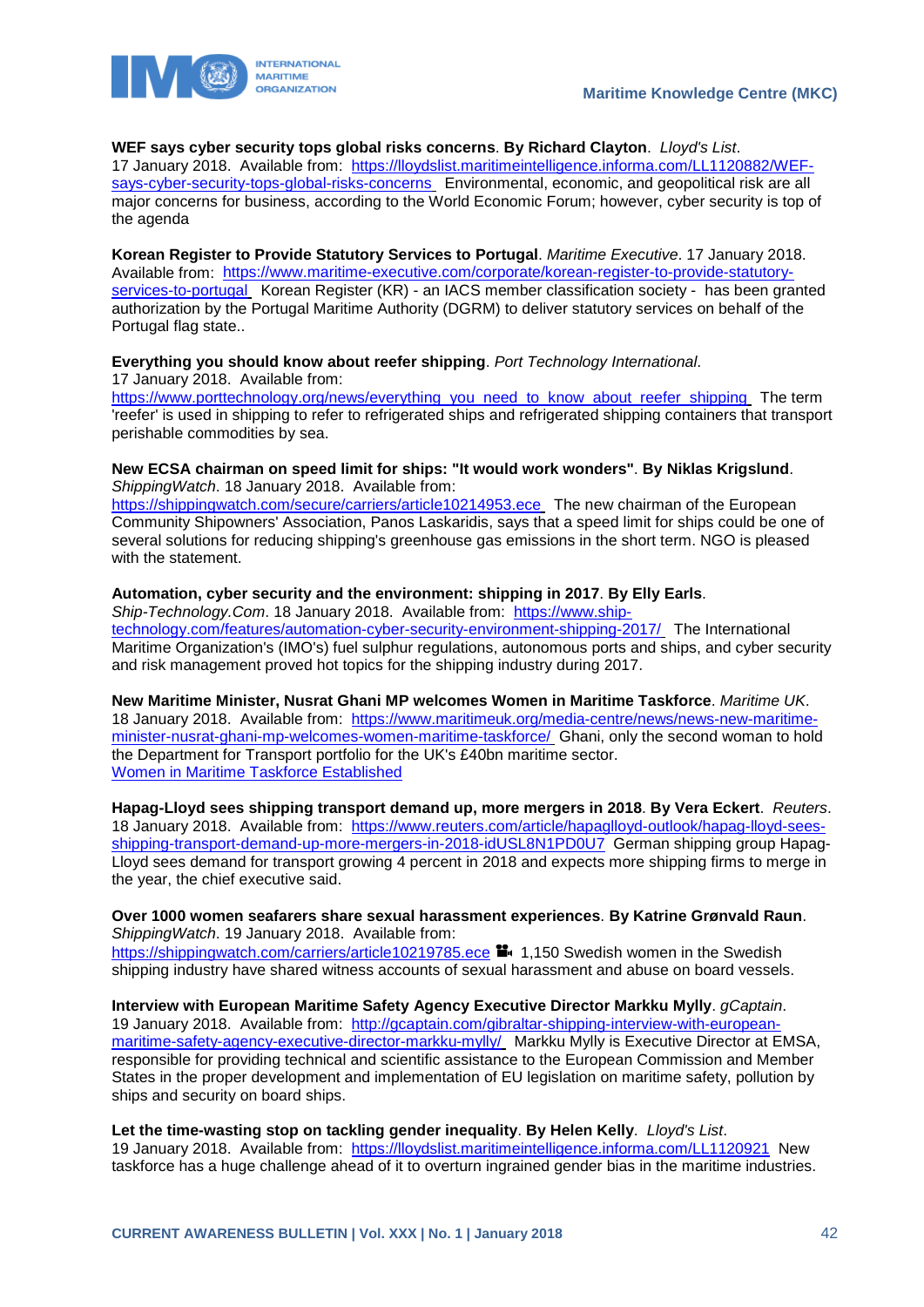**WEF says cyber security tops global risks concerns**. **By Richard Clayton**. *Lloyd's List*. 17 January 2018. Available from: https://lloydslist.maritimeintelligence.informa.com/LL1120882/WEF-says-cyber-security-tops-global-risks-concerns Environmental, economic, and geopolitical risk are all major concerns for business, according to the World Economic Forum; however, cyber security is top of the agenda

**Korean Register to Provide Statutory Services to Portugal**. *Maritime Executive*. 17 January 2018. Available from: https://www.maritime-executive.com/corporate/korean-register-to-provide-statutory-services-to-portugal Korean Register (KR) - an IACS member classification society - has been granted authorization by the Portugal Maritime Authority (DGRM) to deliver statutory services on behalf of the Portugal flag state..

**Everything you should know about reefer shipping**. *Port Technology International*. 17 January 2018. Available from: https://www.porttechnology.org/news/everything_you_need_to_know_about_reefer_shipping The term 'reefer' is used in shipping to refer to refrigerated ships and refrigerated shipping containers that transport perishable commodities by sea.

**New ECSA chairman on speed limit for ships: "It would work wonders"**. **By Niklas Krigslund**. *ShippingWatch*. 18 January 2018. Available from: https://shippingwatch.com/secure/carriers/article10214953.ece The new chairman of the European Community Shipowners' Association, Panos Laskaridis, says that a speed limit for ships could be one of several solutions for reducing shipping's greenhouse gas emissions in the short term. NGO is pleased with the statement.

**Automation, cyber security and the environment: shipping in 2017**. **By Elly Earls**. *Ship-Technology.Com*. 18 January 2018. Available from: https://www.ship-technology.com/features/automation-cyber-security-environment-shipping-2017/ The International Maritime Organization's (IMO's) fuel sulphur regulations, autonomous ports and ships, and cyber security and risk management proved hot topics for the shipping industry during 2017.

**New Maritime Minister, Nusrat Ghani MP welcomes Women in Maritime Taskforce**. *Maritime UK*. 18 January 2018. Available from: https://www.maritimeuk.org/media-centre/news/news-new-maritime-minister-nusrat-ghani-mp-welcomes-women-maritime-taskforce/ Ghani, only the second woman to hold the Department for Transport portfolio for the UK's £40bn maritime sector.
Women in Maritime Taskforce Established

**Hapag-Lloyd sees shipping transport demand up, more mergers in 2018**. **By Vera Eckert**. *Reuters*. 18 January 2018. Available from: https://www.reuters.com/article/hapaglloyd-outlook/hapag-lloyd-sees-shipping-transport-demand-up-more-mergers-in-2018-idUSL8N1PD0U7 German shipping group Hapag-Lloyd sees demand for transport growing 4 percent in 2018 and expects more shipping firms to merge in the year, the chief executive said.

**Over 1000 women seafarers share sexual harassment experiences**. **By Katrine Grønvald Raun**. *ShippingWatch*. 19 January 2018. Available from: https://shippingwatch.com/carriers/article10219785.ece 1,150 Swedish women in the Swedish shipping industry have shared witness accounts of sexual harassment and abuse on board vessels.

**Interview with European Maritime Safety Agency Executive Director Markku Mylly**. *gCaptain*. 19 January 2018. Available from: http://gcaptain.com/gibraltar-shipping-interview-with-european-maritime-safety-agency-executive-director-markku-mylly/ Markku Mylly is Executive Director at EMSA, responsible for providing technical and scientific assistance to the European Commission and Member States in the proper development and implementation of EU legislation on maritime safety, pollution by ships and security on board ships.

**Let the time-wasting stop on tackling gender inequality**. **By Helen Kelly**. *Lloyd's List*. 19 January 2018. Available from: https://lloydslist.maritimeintelligence.informa.com/LL1120921 New taskforce has a huge challenge ahead of it to overturn ingrained gender bias in the maritime industries.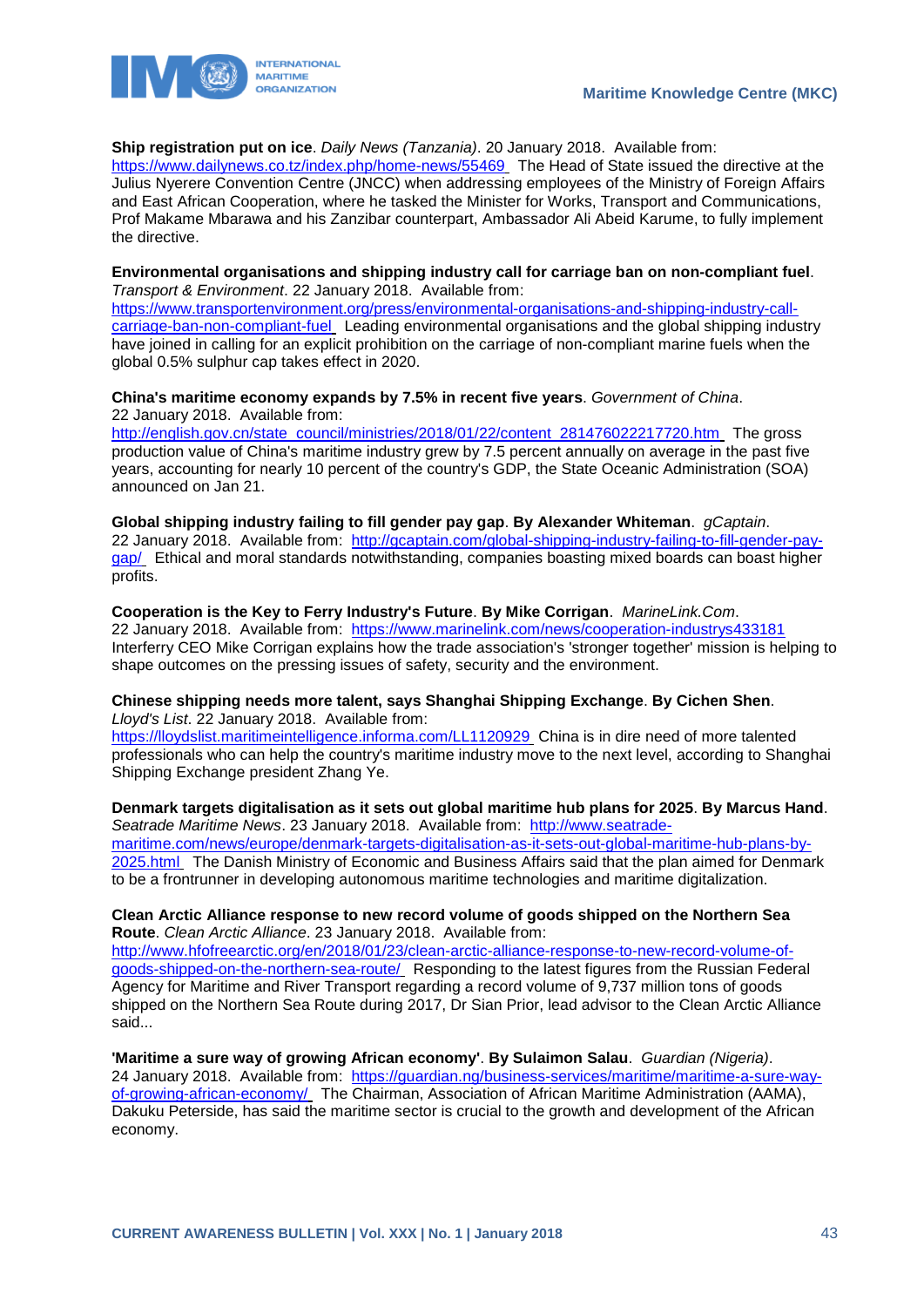**Ship registration put on ice**. *Daily News (Tanzania)*. 20 January 2018. Available from: https://www.dailynews.co.tz/index.php/home-news/55469 The Head of State issued the directive at the Julius Nyerere Convention Centre (JNCC) when addressing employees of the Ministry of Foreign Affairs and East African Cooperation, where he tasked the Minister for Works, Transport and Communications, Prof Makame Mbarawa and his Zanzibar counterpart, Ambassador Ali Abeid Karume, to fully implement the directive.

**Environmental organisations and shipping industry call for carriage ban on non-compliant fuel**. *Transport & Environment*. 22 January 2018. Available from: https://www.transportenvironment.org/press/environmental-organisations-and-shipping-industry-call-carriage-ban-non-compliant-fuel Leading environmental organisations and the global shipping industry have joined in calling for an explicit prohibition on the carriage of non-compliant marine fuels when the global 0.5% sulphur cap takes effect in 2020.

**China's maritime economy expands by 7.5% in recent five years**. *Government of China*. 22 January 2018. Available from: http://english.gov.cn/state_council/ministries/2018/01/22/content_281476022217720.htm The gross production value of China's maritime industry grew by 7.5 percent annually on average in the past five years, accounting for nearly 10 percent of the country's GDP, the State Oceanic Administration (SOA) announced on Jan 21.

**Global shipping industry failing to fill gender pay gap**. **By Alexander Whiteman**. *gCaptain*. 22 January 2018. Available from: http://gcaptain.com/global-shipping-industry-failing-to-fill-gender-pay-gap/ Ethical and moral standards notwithstanding, companies boasting mixed boards can boast higher profits.

**Cooperation is the Key to Ferry Industry's Future**. **By Mike Corrigan**. *MarineLink.Com*. 22 January 2018. Available from: https://www.marinelink.com/news/cooperation-industrys433181 Interferry CEO Mike Corrigan explains how the trade association's 'stronger together' mission is helping to shape outcomes on the pressing issues of safety, security and the environment.

**Chinese shipping needs more talent, says Shanghai Shipping Exchange**. **By Cichen Shen**. *Lloyd's List*. 22 January 2018. Available from: https://lloydslist.maritimeintelligence.informa.com/LL1120929 China is in dire need of more talented professionals who can help the country's maritime industry move to the next level, according to Shanghai Shipping Exchange president Zhang Ye.

**Denmark targets digitalisation as it sets out global maritime hub plans for 2025**. **By Marcus Hand**. *Seatrade Maritime News*. 23 January 2018. Available from: http://www.seatrade-maritime.com/news/europe/denmark-targets-digitalisation-as-it-sets-out-global-maritime-hub-plans-by-2025.html The Danish Ministry of Economic and Business Affairs said that the plan aimed for Denmark to be a frontrunner in developing autonomous maritime technologies and maritime digitalization.

**Clean Arctic Alliance response to new record volume of goods shipped on the Northern Sea Route**. *Clean Arctic Alliance*. 23 January 2018. Available from: http://www.hfofreearctic.org/en/2018/01/23/clean-arctic-alliance-response-to-new-record-volume-of-goods-shipped-on-the-northern-sea-route/ Responding to the latest figures from the Russian Federal Agency for Maritime and River Transport regarding a record volume of 9,737 million tons of goods shipped on the Northern Sea Route during 2017, Dr Sian Prior, lead advisor to the Clean Arctic Alliance said...

**'Maritime a sure way of growing African economy'**. **By Sulaimon Salau**. *Guardian (Nigeria)*. 24 January 2018. Available from: https://guardian.ng/business-services/maritime/maritime-a-sure-way-of-growing-african-economy/ The Chairman, Association of African Maritime Administration (AAMA), Dakuku Peterside, has said the maritime sector is crucial to the growth and development of the African economy.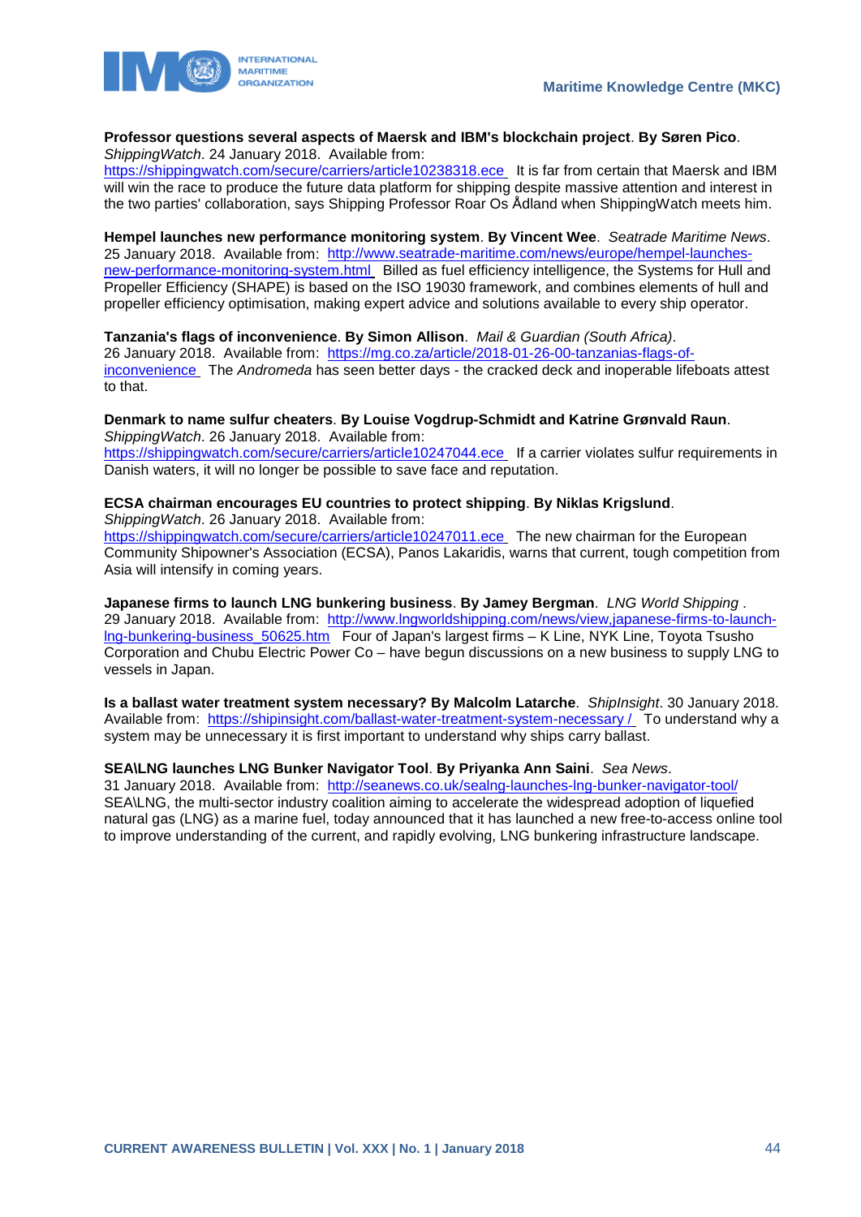**Professor questions several aspects of Maersk and IBM's blockchain project**. **By Søren Pico**. *ShippingWatch*. 24 January 2018. Available from: https://shippingwatch.com/secure/carriers/article10238318.ece It is far from certain that Maersk and IBM will win the race to produce the future data platform for shipping despite massive attention and interest in the two parties' collaboration, says Shipping Professor Roar Os Ådland when ShippingWatch meets him.

**Hempel launches new performance monitoring system**. **By Vincent Wee**. *Seatrade Maritime News*. 25 January 2018. Available from: http://www.seatrade-maritime.com/news/europe/hempel-launches-new-performance-monitoring-system.html Billed as fuel efficiency intelligence, the Systems for Hull and Propeller Efficiency (SHAPE) is based on the ISO 19030 framework, and combines elements of hull and propeller efficiency optimisation, making expert advice and solutions available to every ship operator.

**Tanzania's flags of inconvenience**. **By Simon Allison**. *Mail & Guardian (South Africa)*. 26 January 2018. Available from: https://mg.co.za/article/2018-01-26-00-tanzanias-flags-of-inconvenience The *Andromeda* has seen better days - the cracked deck and inoperable lifeboats attest to that.

**Denmark to name sulfur cheaters**. **By Louise Vogdrup-Schmidt and Katrine Grønvald Raun**. *ShippingWatch*. 26 January 2018. Available from: https://shippingwatch.com/secure/carriers/article10247044.ece If a carrier violates sulfur requirements in Danish waters, it will no longer be possible to save face and reputation.

**ECSA chairman encourages EU countries to protect shipping**. **By Niklas Krigslund**. *ShippingWatch*. 26 January 2018. Available from: https://shippingwatch.com/secure/carriers/article10247011.ece The new chairman for the European Community Shipowner's Association (ECSA), Panos Lakaridis, warns that current, tough competition from Asia will intensify in coming years.

**Japanese firms to launch LNG bunkering business**. **By Jamey Bergman**. *LNG World Shipping* . 29 January 2018. Available from: http://www.lngworldshipping.com/news/view,japanese-firms-to-launch-lng-bunkering-business_50625.htm Four of Japan's largest firms – K Line, NYK Line, Toyota Tsusho Corporation and Chubu Electric Power Co – have begun discussions on a new business to supply LNG to vessels in Japan.

**Is a ballast water treatment system necessary? By Malcolm Latarche**. *ShipInsight*. 30 January 2018. Available from: https://shipinsight.com/ballast-water-treatment-system-necessary / To understand why a system may be unnecessary it is first important to understand why ships carry ballast.

**SEA\LNG launches LNG Bunker Navigator Tool**. **By Priyanka Ann Saini**. *Sea News*. 31 January 2018. Available from: http://seanews.co.uk/sealng-launches-lng-bunker-navigator-tool/ SEA\LNG, the multi-sector industry coalition aiming to accelerate the widespread adoption of liquefied natural gas (LNG) as a marine fuel, today announced that it has launched a new free-to-access online tool to improve understanding of the current, and rapidly evolving, LNG bunkering infrastructure landscape.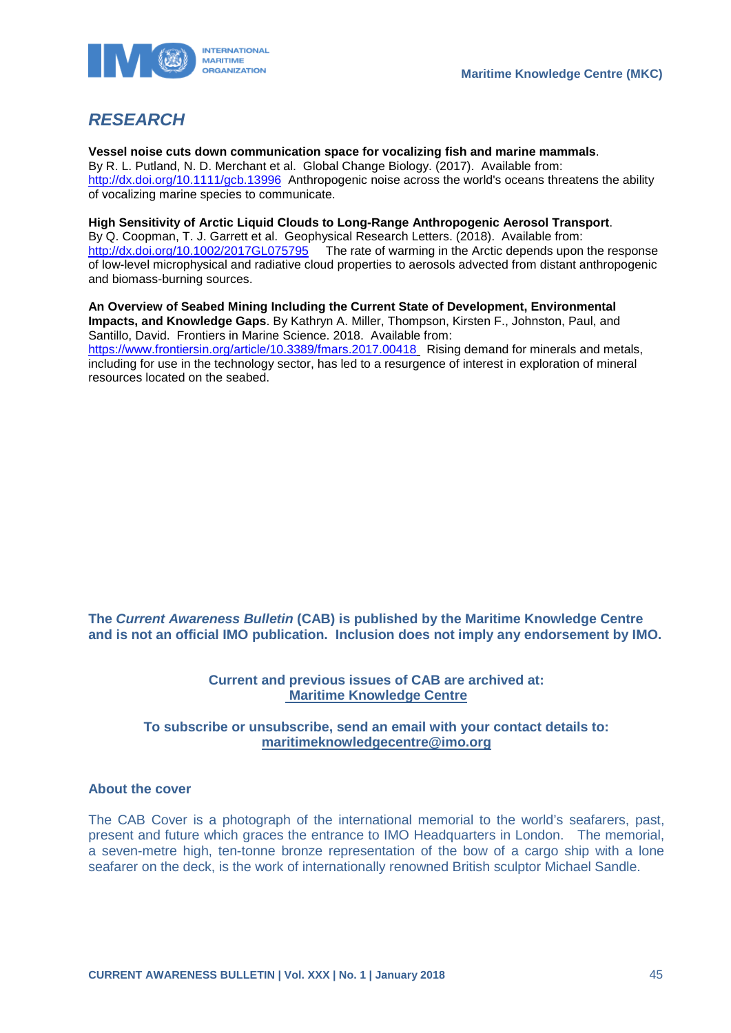## *RESEARCH*

**Vessel noise cuts down communication space for vocalizing fish and marine mammals**. By R. L. Putland, N. D. Merchant et al. Global Change Biology. (2017). Available from: http://dx.doi.org/10.1111/gcb.13996 Anthropogenic noise across the world's oceans threatens the ability of vocalizing marine species to communicate.

**High Sensitivity of Arctic Liquid Clouds to Long-Range Anthropogenic Aerosol Transport**. By Q. Coopman, T. J. Garrett et al. Geophysical Research Letters. (2018). Available from: http://dx.doi.org/10.1002/2017GL075795 The rate of warming in the Arctic depends upon the response of low-level microphysical and radiative cloud properties to aerosols advected from distant anthropogenic and biomass-burning sources.

**An Overview of Seabed Mining Including the Current State of Development, Environmental Impacts, and Knowledge Gaps**. By Kathryn A. Miller, Thompson, Kirsten F., Johnston, Paul, and Santillo, David. Frontiers in Marine Science. 2018. Available from: https://www.frontiersin.org/article/10.3389/fmars.2017.00418 Rising demand for minerals and metals, including for use in the technology sector, has led to a resurgence of interest in exploration of mineral resources located on the seabed.

**The *Current Awareness Bulletin* (CAB) is published by the Maritime Knowledge Centre and is not an official IMO publication. Inclusion does not imply any endorsement by IMO.**

**Current and previous issues of CAB are archived at: Maritime Knowledge Centre**

**To subscribe or unsubscribe, send an email with your contact details to: maritimeknowledgecentre@imo.org**

### About the cover

The CAB Cover is a photograph of the international memorial to the world's seafarers, past, present and future which graces the entrance to IMO Headquarters in London. The memorial, a seven-metre high, ten-tonne bronze representation of the bow of a cargo ship with a lone seafarer on the deck, is the work of internationally renowned British sculptor Michael Sandle.